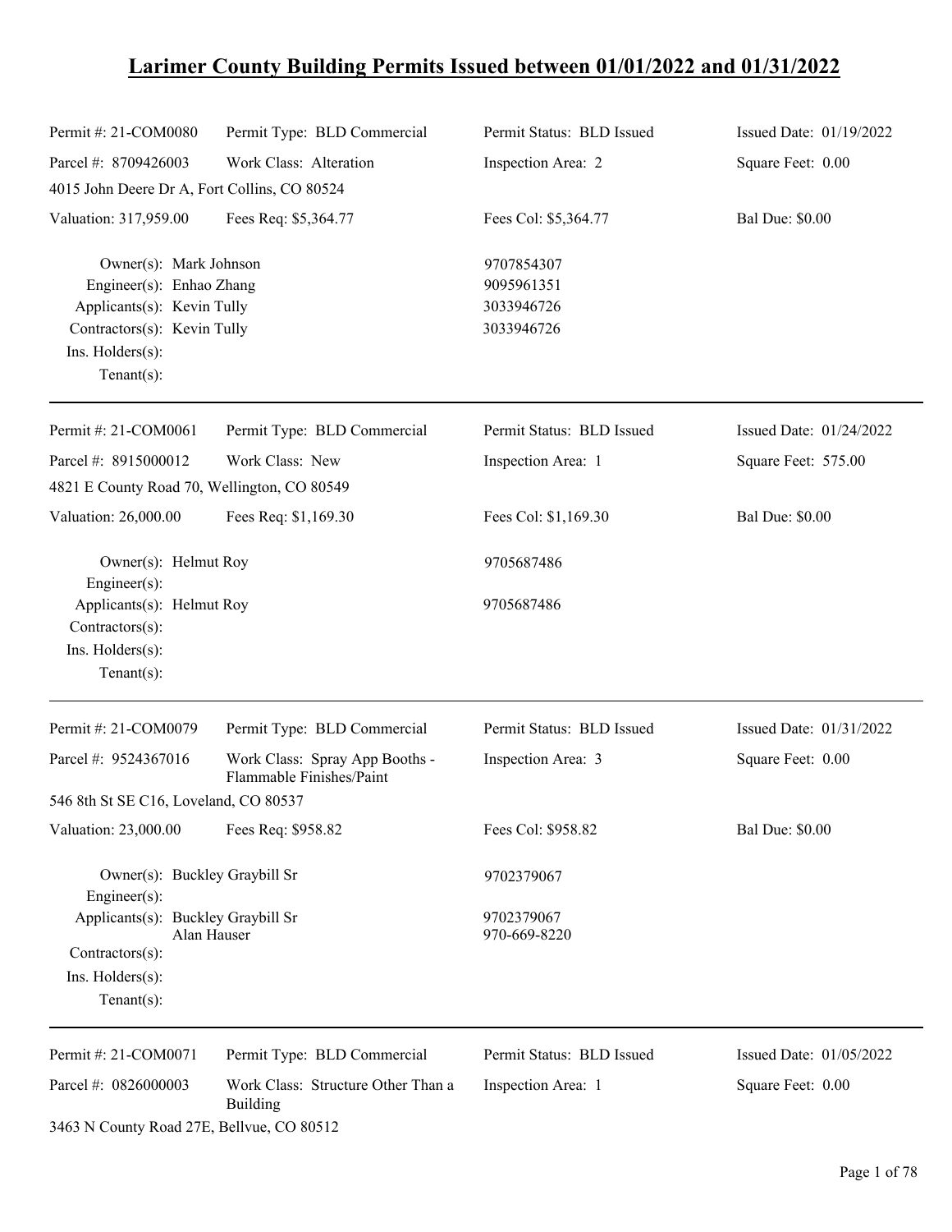# Larimer County Building Permits Issued between 01/01/2022 and 01/31/2022

| | | | |
|---|---|---|---|
| Permit #: 21-COM0080 | Permit Type: BLD Commercial | Permit Status: BLD Issued | Issued Date: 01/19/2022 |
| Parcel #: 8709426003 | Work Class: Alteration | Inspection Area: 2 | Square Feet: 0.00 |
| 4015 John Deere Dr A, Fort Collins, CO 80524 | | | |
| Valuation: 317,959.00 | Fees Req: $5,364.77 | Fees Col: $5,364.77 | Bal Due: $0.00 |

Owner(s): Mark Johnson 9707854307
Engineer(s): Enhao Zhang 9095961351
Applicants(s): Kevin Tully 3033946726
Contractors(s): Kevin Tully 3033946726
Ins. Holders(s):
Tenant(s):

---

| | | | |
|---|---|---|---|
| Permit #: 21-COM0061 | Permit Type: BLD Commercial | Permit Status: BLD Issued | Issued Date: 01/24/2022 |
| Parcel #: 8915000012 | Work Class: New | Inspection Area: 1 | Square Feet: 575.00 |
| 4821 E County Road 70, Wellington, CO 80549 | | | |
| Valuation: 26,000.00 | Fees Req: $1,169.30 | Fees Col: $1,169.30 | Bal Due: $0.00 |

Owner(s): Helmut Roy 9705687486
Engineer(s):
Applicants(s): Helmut Roy 9705687486
Contractors(s):
Ins. Holders(s):
Tenant(s):

---

| | | | |
|---|---|---|---|
| Permit #: 21-COM0079 | Permit Type: BLD Commercial | Permit Status: BLD Issued | Issued Date: 01/31/2022 |
| Parcel #: 9524367016 | Work Class: Spray App Booths - Flammable Finishes/Paint | Inspection Area: 3 | Square Feet: 0.00 |
| 546 8th St SE C16, Loveland, CO 80537 | | | |
| Valuation: 23,000.00 | Fees Req: $958.82 | Fees Col: $958.82 | Bal Due: $0.00 |

Owner(s): Buckley Graybill Sr 9702379067
Engineer(s):
Applicants(s): Buckley Graybill Sr 9702379067
Alan Hauser 970-669-8220
Contractors(s):
Ins. Holders(s):
Tenant(s):

---

| | | | |
|---|---|---|---|
| Permit #: 21-COM0071 | Permit Type: BLD Commercial | Permit Status: BLD Issued | Issued Date: 01/05/2022 |
| Parcel #: 0826000003 | Work Class: Structure Other Than a Building | Inspection Area: 1 | Square Feet: 0.00 |
| 3463 N County Road 27E, Bellvue, CO 80512 | | | |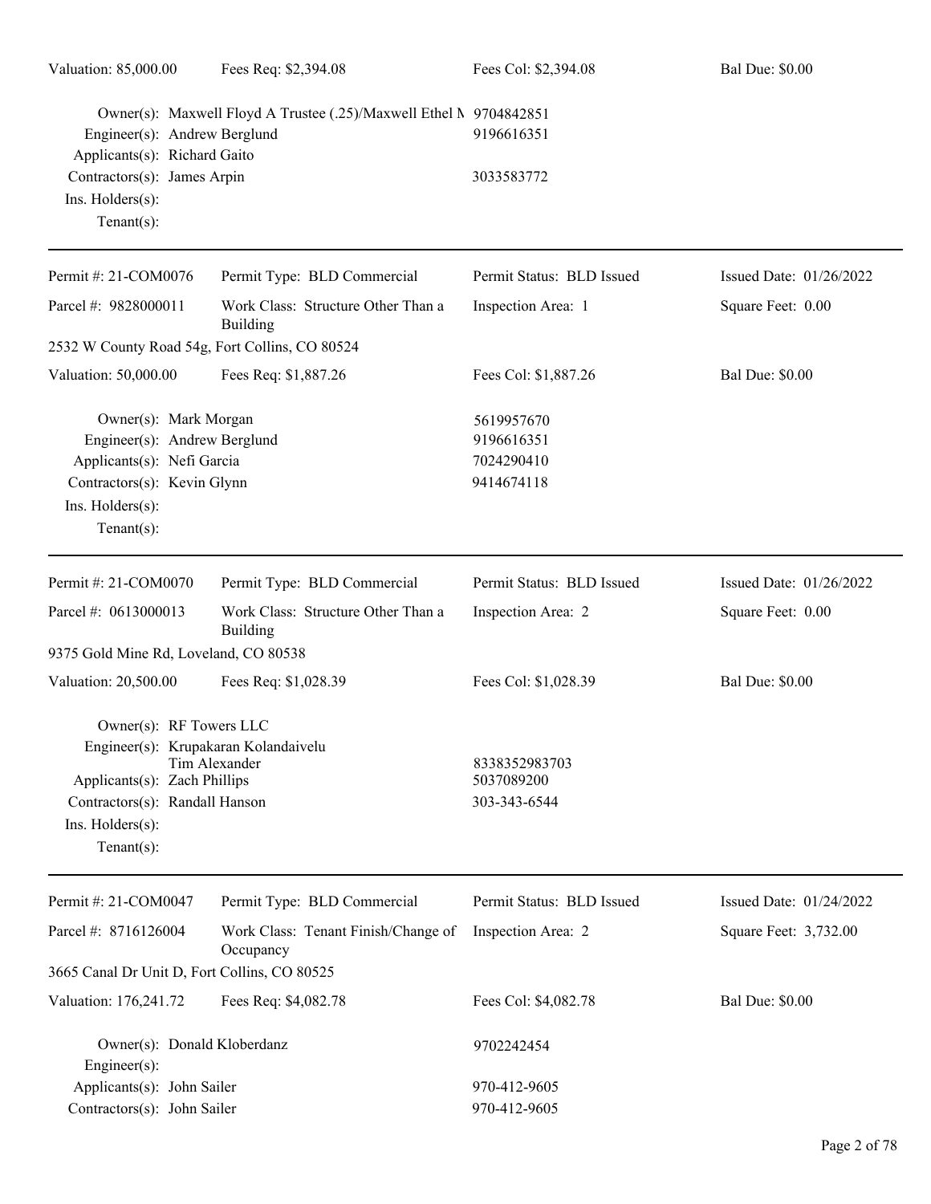| Valuation: 85,000.00 | Fees Req: $2,394.08 | Fees Col: $2,394.08 | Bal Due: $0.00 |
|---|---|---|---|

Owner(s): Maxwell Floyd A Trustee (.25)/Maxwell Ethel M 9704842851
Engineer(s): Andrew Berglund 9196616351
Applicants(s): Richard Gaito
Contractors(s): James Arpin 3033583772
Ins. Holders(s):
Tenant(s):

---

| Permit #: 21-COM0076 | Permit Type: BLD Commercial | Permit Status: BLD Issued | Issued Date: 01/26/2022 |
|---|---|---|---|
| Parcel #: 9828000011 | Work Class: Structure Other Than a Building | Inspection Area: 1 | Square Feet: 0.00 |
| 2532 W County Road 54g, Fort Collins, CO 80524 | | | |
| Valuation: 50,000.00 | Fees Req: $1,887.26 | Fees Col: $1,887.26 | Bal Due: $0.00 |

Owner(s): Mark Morgan 5619957670
Engineer(s): Andrew Berglund 9196616351
Applicants(s): Nefi Garcia 7024290410
Contractors(s): Kevin Glynn 9414674118
Ins. Holders(s):
Tenant(s):

---

| Permit #: 21-COM0070 | Permit Type: BLD Commercial | Permit Status: BLD Issued | Issued Date: 01/26/2022 |
|---|---|---|---|
| Parcel #: 0613000013 | Work Class: Structure Other Than a Building | Inspection Area: 2 | Square Feet: 0.00 |
| 9375 Gold Mine Rd, Loveland, CO 80538 | | | |
| Valuation: 20,500.00 | Fees Req: $1,028.39 | Fees Col: $1,028.39 | Bal Due: $0.00 |

Owner(s): RF Towers LLC
Engineer(s): Krupakaran Kolandaivelu
Tim Alexander 8338352983703
Applicants(s): Zach Phillips 5037089200
Contractors(s): Randall Hanson 303-343-6544
Ins. Holders(s):
Tenant(s):

---

| Permit #: 21-COM0047 | Permit Type: BLD Commercial | Permit Status: BLD Issued | Issued Date: 01/24/2022 |
|---|---|---|---|
| Parcel #: 8716126004 | Work Class: Tenant Finish/Change of Occupancy | Inspection Area: 2 | Square Feet: 3,732.00 |
| 3665 Canal Dr Unit D, Fort Collins, CO 80525 | | | |
| Valuation: 176,241.72 | Fees Req: $4,082.78 | Fees Col: $4,082.78 | Bal Due: $0.00 |

Owner(s): Donald Kloberdanz 9702242454
Engineer(s):
Applicants(s): John Sailer 970-412-9605
Contractors(s): John Sailer 970-412-9605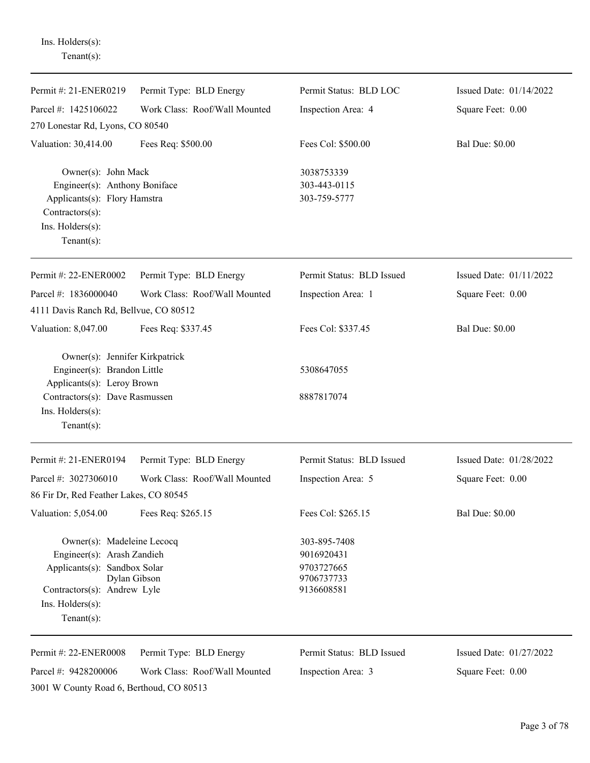Ins. Holders(s):
Tenant(s):

---

| | | | |
|---|---|---|---|
| Permit #: 21-ENER0219 | Permit Type: BLD Energy | Permit Status: BLD LOC | Issued Date: 01/14/2022 |
| Parcel #: 1425106022 | Work Class: Roof/Wall Mounted | Inspection Area: 4 | Square Feet: 0.00 |
| 270 Lonestar Rd, Lyons, CO 80540 | | | |
| Valuation: 30,414.00 | Fees Req: $500.00 | Fees Col: $500.00 | Bal Due: $0.00 |

Owner(s): John Mack — 3038753339
Engineer(s): Anthony Boniface — 303-443-0115
Applicants(s): Flory Hamstra — 303-759-5777
Contractors(s):
Ins. Holders(s):
Tenant(s):

---

| | | | |
|---|---|---|---|
| Permit #: 22-ENER0002 | Permit Type: BLD Energy | Permit Status: BLD Issued | Issued Date: 01/11/2022 |
| Parcel #: 1836000040 | Work Class: Roof/Wall Mounted | Inspection Area: 1 | Square Feet: 0.00 |
| 4111 Davis Ranch Rd, Bellvue, CO 80512 | | | |
| Valuation: 8,047.00 | Fees Req: $337.45 | Fees Col: $337.45 | Bal Due: $0.00 |

Owner(s): Jennifer Kirkpatrick
Engineer(s): Brandon Little — 5308647055
Applicants(s): Leroy Brown
Contractors(s): Dave Rasmussen — 8887817074
Ins. Holders(s):
Tenant(s):

---

| | | | |
|---|---|---|---|
| Permit #: 21-ENER0194 | Permit Type: BLD Energy | Permit Status: BLD Issued | Issued Date: 01/28/2022 |
| Parcel #: 3027306010 | Work Class: Roof/Wall Mounted | Inspection Area: 5 | Square Feet: 0.00 |
| 86 Fir Dr, Red Feather Lakes, CO 80545 | | | |
| Valuation: 5,054.00 | Fees Req: $265.15 | Fees Col: $265.15 | Bal Due: $0.00 |

Owner(s): Madeleine Lecocq — 303-895-7408
Engineer(s): Arash Zandieh — 9016920431
Applicants(s): Sandbox Solar — 9703727665
Dylan Gibson — 9706737733
Contractors(s): Andrew Lyle — 9136608581
Ins. Holders(s):
Tenant(s):

---

| | | | |
|---|---|---|---|
| Permit #: 22-ENER0008 | Permit Type: BLD Energy | Permit Status: BLD Issued | Issued Date: 01/27/2022 |
| Parcel #: 9428200006 | Work Class: Roof/Wall Mounted | Inspection Area: 3 | Square Feet: 0.00 |
| 3001 W County Road 6, Berthoud, CO 80513 | | | |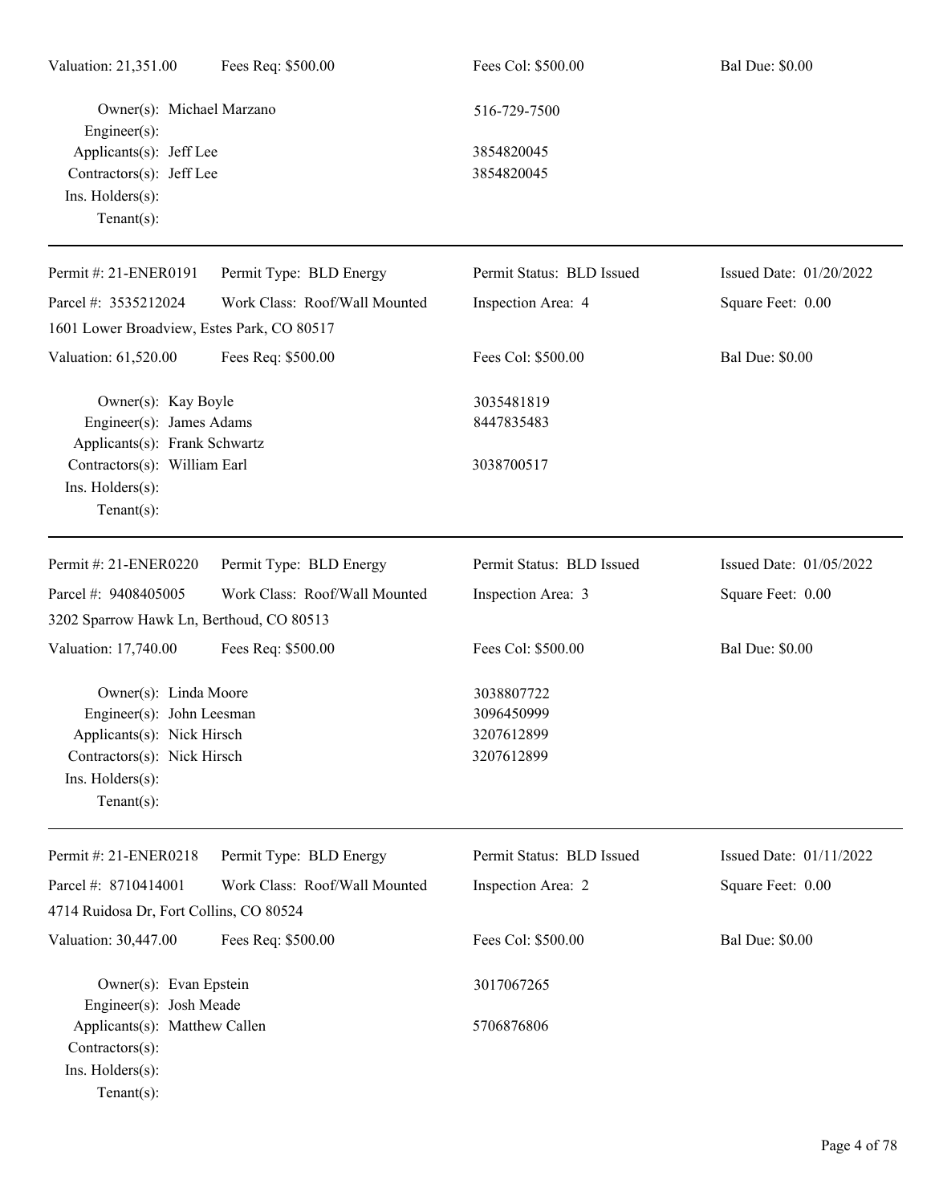Valuation: 21,351.00 | Fees Req: $500.00 | Fees Col: $500.00 | Bal Due: $0.00

Owner(s): Michael Marzano — 516-729-7500
Engineer(s):
Applicants(s): Jeff Lee — 3854820045
Contractors(s): Jeff Lee — 3854820045
Ins. Holders(s):
Tenant(s):

---

Permit #: 21-ENER0191 | Permit Type: BLD Energy | Permit Status: BLD Issued | Issued Date: 01/20/2022

Parcel #: 3535212024 | Work Class: Roof/Wall Mounted | Inspection Area: 4 | Square Feet: 0.00

1601 Lower Broadview, Estes Park, CO 80517

Valuation: 61,520.00 | Fees Req: $500.00 | Fees Col: $500.00 | Bal Due: $0.00

Owner(s): Kay Boyle — 3035481819
Engineer(s): James Adams — 8447835483
Applicants(s): Frank Schwartz
Contractors(s): William Earl — 3038700517
Ins. Holders(s):
Tenant(s):

---

Permit #: 21-ENER0220 | Permit Type: BLD Energy | Permit Status: BLD Issued | Issued Date: 01/05/2022

Parcel #: 9408405005 | Work Class: Roof/Wall Mounted | Inspection Area: 3 | Square Feet: 0.00

3202 Sparrow Hawk Ln, Berthoud, CO 80513

Valuation: 17,740.00 | Fees Req: $500.00 | Fees Col: $500.00 | Bal Due: $0.00

Owner(s): Linda Moore — 3038807722
Engineer(s): John Leesman — 3096450999
Applicants(s): Nick Hirsch — 3207612899
Contractors(s): Nick Hirsch — 3207612899
Ins. Holders(s):
Tenant(s):

---

Permit #: 21-ENER0218 | Permit Type: BLD Energy | Permit Status: BLD Issued | Issued Date: 01/11/2022

Parcel #: 8710414001 | Work Class: Roof/Wall Mounted | Inspection Area: 2 | Square Feet: 0.00

4714 Ruidosa Dr, Fort Collins, CO 80524

Valuation: 30,447.00 | Fees Req: $500.00 | Fees Col: $500.00 | Bal Due: $0.00

Owner(s): Evan Epstein — 3017067265
Engineer(s): Josh Meade
Applicants(s): Matthew Callen — 5706876806
Contractors(s):
Ins. Holders(s):
Tenant(s):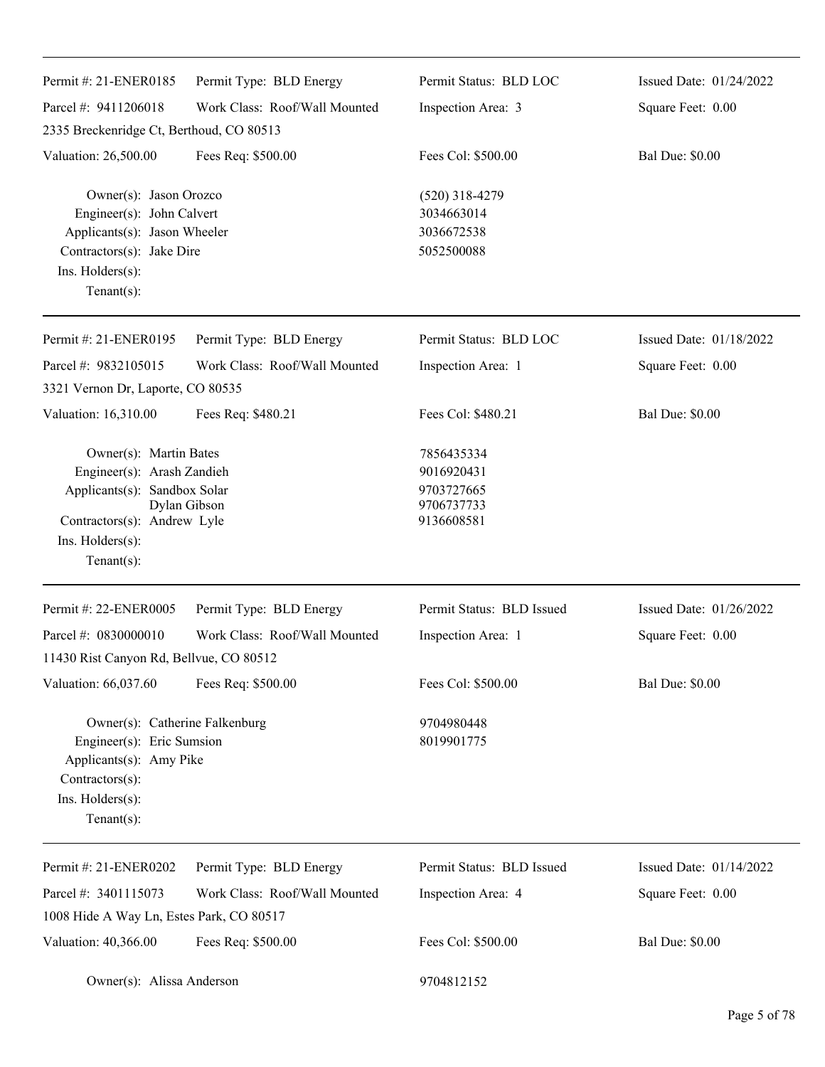| | | | |
|---|---|---|---|
| Permit #: 21-ENER0185 | Permit Type: BLD Energy | Permit Status: BLD LOC | Issued Date: 01/24/2022 |
| Parcel #: 9411206018 | Work Class: Roof/Wall Mounted | Inspection Area: 3 | Square Feet: 0.00 |
| 2335 Breckenridge Ct, Berthoud, CO 80513 | | | |
| Valuation: 26,500.00 | Fees Req: $500.00 | Fees Col: $500.00 | Bal Due: $0.00 |

Owner(s): Jason Orozco — (520) 318-4279
Engineer(s): John Calvert — 3034663014
Applicants(s): Jason Wheeler — 3036672538
Contractors(s): Jake Dire — 5052500088
Ins. Holders(s):
Tenant(s):

---

| | | | |
|---|---|---|---|
| Permit #: 21-ENER0195 | Permit Type: BLD Energy | Permit Status: BLD LOC | Issued Date: 01/18/2022 |
| Parcel #: 9832105015 | Work Class: Roof/Wall Mounted | Inspection Area: 1 | Square Feet: 0.00 |
| 3321 Vernon Dr, Laporte, CO 80535 | | | |
| Valuation: 16,310.00 | Fees Req: $480.21 | Fees Col: $480.21 | Bal Due: $0.00 |

Owner(s): Martin Bates — 7856435334
Engineer(s): Arash Zandieh — 9016920431
Applicants(s): Sandbox Solar — 9703727665
Dylan Gibson — 9706737733
Contractors(s): Andrew Lyle — 9136608581
Ins. Holders(s):
Tenant(s):

---

| | | | |
|---|---|---|---|
| Permit #: 22-ENER0005 | Permit Type: BLD Energy | Permit Status: BLD Issued | Issued Date: 01/26/2022 |
| Parcel #: 0830000010 | Work Class: Roof/Wall Mounted | Inspection Area: 1 | Square Feet: 0.00 |
| 11430 Rist Canyon Rd, Bellvue, CO 80512 | | | |
| Valuation: 66,037.60 | Fees Req: $500.00 | Fees Col: $500.00 | Bal Due: $0.00 |

Owner(s): Catherine Falkenburg — 9704980448
Engineer(s): Eric Sumsion — 8019901775
Applicants(s): Amy Pike
Contractors(s):
Ins. Holders(s):
Tenant(s):

---

| | | | |
|---|---|---|---|
| Permit #: 21-ENER0202 | Permit Type: BLD Energy | Permit Status: BLD Issued | Issued Date: 01/14/2022 |
| Parcel #: 3401115073 | Work Class: Roof/Wall Mounted | Inspection Area: 4 | Square Feet: 0.00 |
| 1008 Hide A Way Ln, Estes Park, CO 80517 | | | |
| Valuation: 40,366.00 | Fees Req: $500.00 | Fees Col: $500.00 | Bal Due: $0.00 |

Owner(s): Alissa Anderson — 9704812152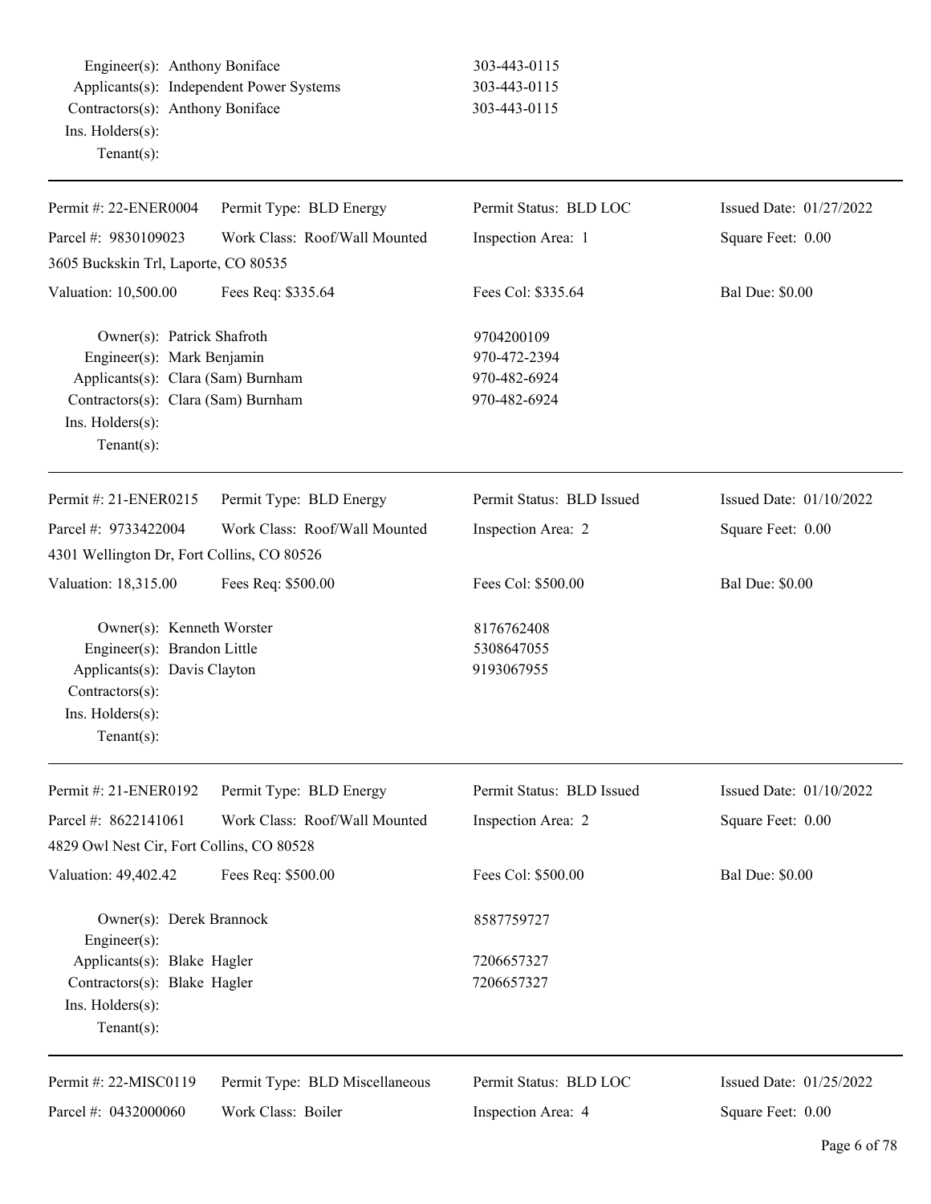Engineer(s): Anthony Boniface 303-443-0115
Applicants(s): Independent Power Systems 303-443-0115
Contractors(s): Anthony Boniface 303-443-0115
Ins. Holders(s):
Tenant(s):

---

| Permit #: 22-ENER0004 | Permit Type: BLD Energy | Permit Status: BLD LOC | Issued Date: 01/27/2022 |
|---|---|---|---|
| Parcel #: 9830109023 | Work Class: Roof/Wall Mounted | Inspection Area: 1 | Square Feet: 0.00 |
| 3605 Buckskin Trl, Laporte, CO 80535 | | | |
| Valuation: 10,500.00 | Fees Req: $335.64 | Fees Col: $335.64 | Bal Due: $0.00 |

Owner(s): Patrick Shafroth 9704200109
Engineer(s): Mark Benjamin 970-472-2394
Applicants(s): Clara (Sam) Burnham 970-482-6924
Contractors(s): Clara (Sam) Burnham 970-482-6924
Ins. Holders(s):
Tenant(s):

---

| Permit #: 21-ENER0215 | Permit Type: BLD Energy | Permit Status: BLD Issued | Issued Date: 01/10/2022 |
|---|---|---|---|
| Parcel #: 9733422004 | Work Class: Roof/Wall Mounted | Inspection Area: 2 | Square Feet: 0.00 |
| 4301 Wellington Dr, Fort Collins, CO 80526 | | | |
| Valuation: 18,315.00 | Fees Req: $500.00 | Fees Col: $500.00 | Bal Due: $0.00 |

Owner(s): Kenneth Worster 8176762408
Engineer(s): Brandon Little 5308647055
Applicants(s): Davis Clayton 9193067955
Contractors(s):
Ins. Holders(s):
Tenant(s):

---

| Permit #: 21-ENER0192 | Permit Type: BLD Energy | Permit Status: BLD Issued | Issued Date: 01/10/2022 |
|---|---|---|---|
| Parcel #: 8622141061 | Work Class: Roof/Wall Mounted | Inspection Area: 2 | Square Feet: 0.00 |
| 4829 Owl Nest Cir, Fort Collins, CO 80528 | | | |
| Valuation: 49,402.42 | Fees Req: $500.00 | Fees Col: $500.00 | Bal Due: $0.00 |

Owner(s): Derek Brannock 8587759727
Engineer(s):
Applicants(s): Blake Hagler 7206657327
Contractors(s): Blake Hagler 7206657327
Ins. Holders(s):
Tenant(s):

---

| Permit #: 22-MISC0119 | Permit Type: BLD Miscellaneous | Permit Status: BLD LOC | Issued Date: 01/25/2022 |
|---|---|---|---|
| Parcel #: 0432000060 | Work Class: Boiler | Inspection Area: 4 | Square Feet: 0.00 |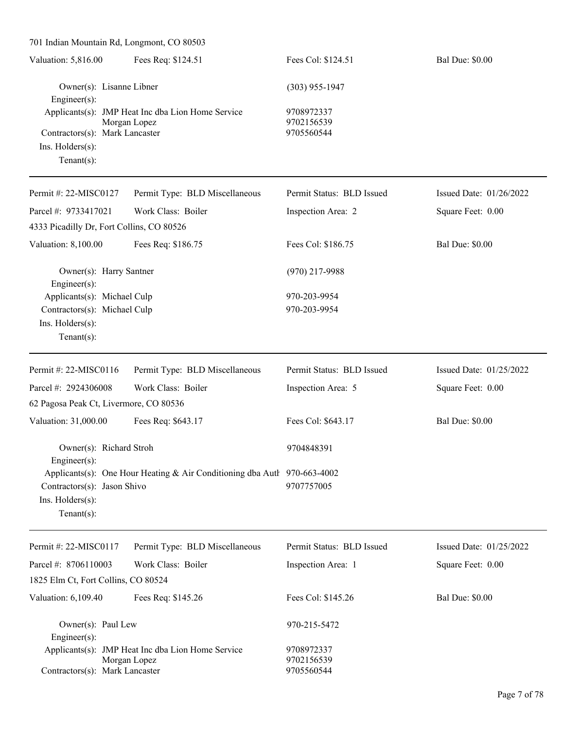701 Indian Mountain Rd, Longmont, CO 80503

Valuation: 5,816.00 | Fees Req: $124.51 | Fees Col: $124.51 | Bal Due: $0.00

Owner(s): Lisanne Libner | (303) 955-1947
Engineer(s):
Applicants(s): JMP Heat Inc dba Lion Home Service | 9708972337
Morgan Lopez | 9702156539
Contractors(s): Mark Lancaster | 9705560544
Ins. Holders(s):
Tenant(s):

---

Permit #: 22-MISC0127 | Permit Type: BLD Miscellaneous | Permit Status: BLD Issued | Issued Date: 01/26/2022
Parcel #: 9733417021 | Work Class: Boiler | Inspection Area: 2 | Square Feet: 0.00
4333 Picadilly Dr, Fort Collins, CO 80526
Valuation: 8,100.00 | Fees Req: $186.75 | Fees Col: $186.75 | Bal Due: $0.00

Owner(s): Harry Santner | (970) 217-9988
Engineer(s):
Applicants(s): Michael Culp | 970-203-9954
Contractors(s): Michael Culp | 970-203-9954
Ins. Holders(s):
Tenant(s):

---

Permit #: 22-MISC0116 | Permit Type: BLD Miscellaneous | Permit Status: BLD Issued | Issued Date: 01/25/2022
Parcel #: 2924306008 | Work Class: Boiler | Inspection Area: 5 | Square Feet: 0.00
62 Pagosa Peak Ct, Livermore, CO 80536
Valuation: 31,000.00 | Fees Req: $643.17 | Fees Col: $643.17 | Bal Due: $0.00

Owner(s): Richard Stroh | 9704848391
Engineer(s):
Applicants(s): One Hour Heating & Air Conditioning dba Auth | 970-663-4002
Contractors(s): Jason Shivo | 9707757005
Ins. Holders(s):
Tenant(s):

---

Permit #: 22-MISC0117 | Permit Type: BLD Miscellaneous | Permit Status: BLD Issued | Issued Date: 01/25/2022
Parcel #: 8706110003 | Work Class: Boiler | Inspection Area: 1 | Square Feet: 0.00
1825 Elm Ct, Fort Collins, CO 80524
Valuation: 6,109.40 | Fees Req: $145.26 | Fees Col: $145.26 | Bal Due: $0.00

Owner(s): Paul Lew | 970-215-5472
Engineer(s):
Applicants(s): JMP Heat Inc dba Lion Home Service | 9708972337
Morgan Lopez | 9702156539
Contractors(s): Mark Lancaster | 9705560544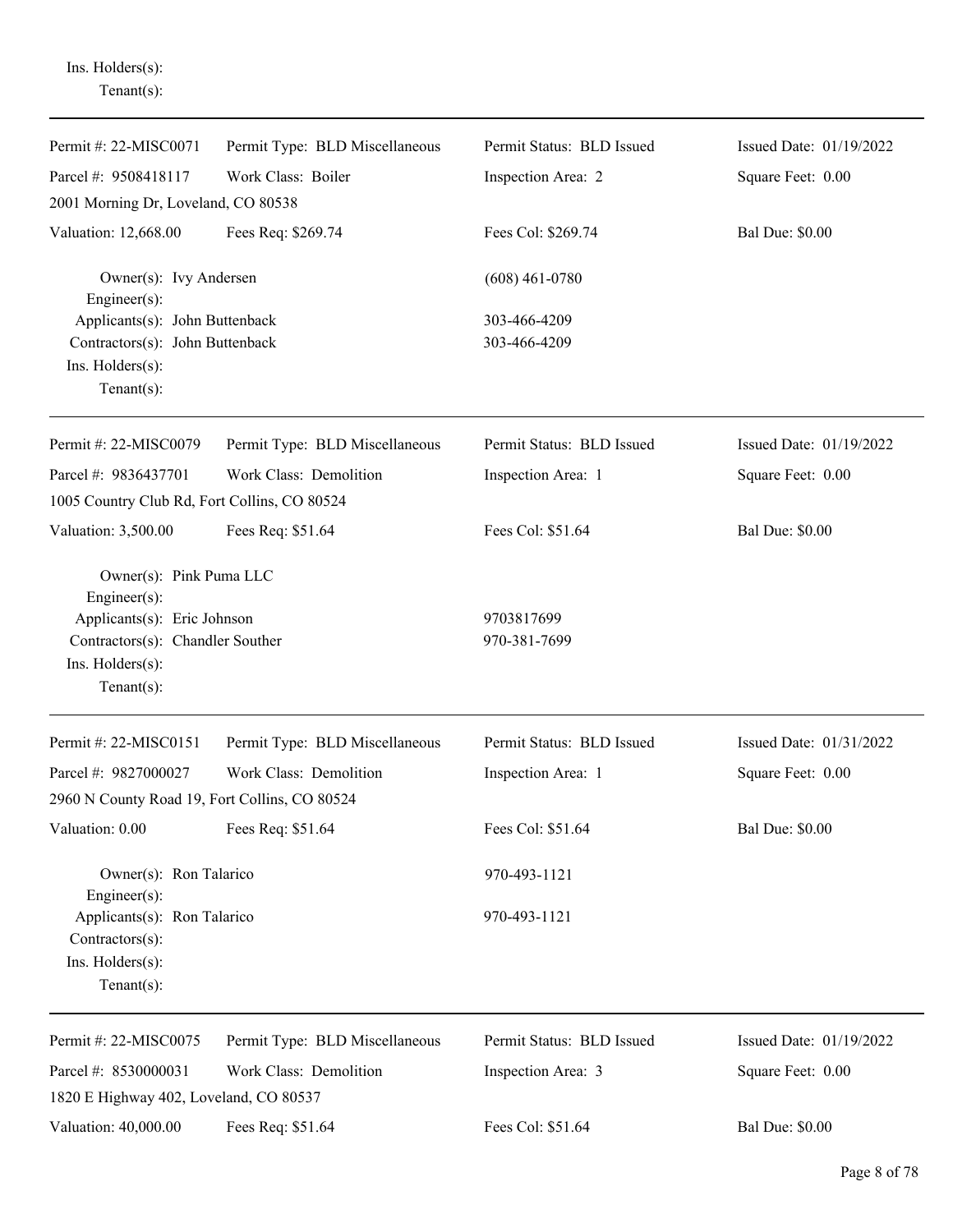Ins. Holders(s):
Tenant(s):

---

Permit #: 22-MISC0071 | Permit Type: BLD Miscellaneous | Permit Status: BLD Issued | Issued Date: 01/19/2022

Parcel #: 9508418117 | Work Class: Boiler | Inspection Area: 2 | Square Feet: 0.00

2001 Morning Dr, Loveland, CO 80538

Valuation: 12,668.00 | Fees Req: $269.74 | Fees Col: $269.74 | Bal Due: $0.00

Owner(s): Ivy Andersen (608) 461-0780
Engineer(s):
Applicants(s): John Buttenback 303-466-4209
Contractors(s): John Buttenback 303-466-4209
Ins. Holders(s):
Tenant(s):

---

Permit #: 22-MISC0079 | Permit Type: BLD Miscellaneous | Permit Status: BLD Issued | Issued Date: 01/19/2022

Parcel #: 9836437701 | Work Class: Demolition | Inspection Area: 1 | Square Feet: 0.00

1005 Country Club Rd, Fort Collins, CO 80524

Valuation: 3,500.00 | Fees Req: $51.64 | Fees Col: $51.64 | Bal Due: $0.00

Owner(s): Pink Puma LLC
Engineer(s):
Applicants(s): Eric Johnson 9703817699
Contractors(s): Chandler Souther 970-381-7699
Ins. Holders(s):
Tenant(s):

---

Permit #: 22-MISC0151 | Permit Type: BLD Miscellaneous | Permit Status: BLD Issued | Issued Date: 01/31/2022

Parcel #: 9827000027 | Work Class: Demolition | Inspection Area: 1 | Square Feet: 0.00

2960 N County Road 19, Fort Collins, CO 80524

Valuation: 0.00 | Fees Req: $51.64 | Fees Col: $51.64 | Bal Due: $0.00

Owner(s): Ron Talarico 970-493-1121
Engineer(s):
Applicants(s): Ron Talarico 970-493-1121
Contractors(s):
Ins. Holders(s):
Tenant(s):

---

Permit #: 22-MISC0075 | Permit Type: BLD Miscellaneous | Permit Status: BLD Issued | Issued Date: 01/19/2022

Parcel #: 8530000031 | Work Class: Demolition | Inspection Area: 3 | Square Feet: 0.00

1820 E Highway 402, Loveland, CO 80537

Valuation: 40,000.00 | Fees Req: $51.64 | Fees Col: $51.64 | Bal Due: $0.00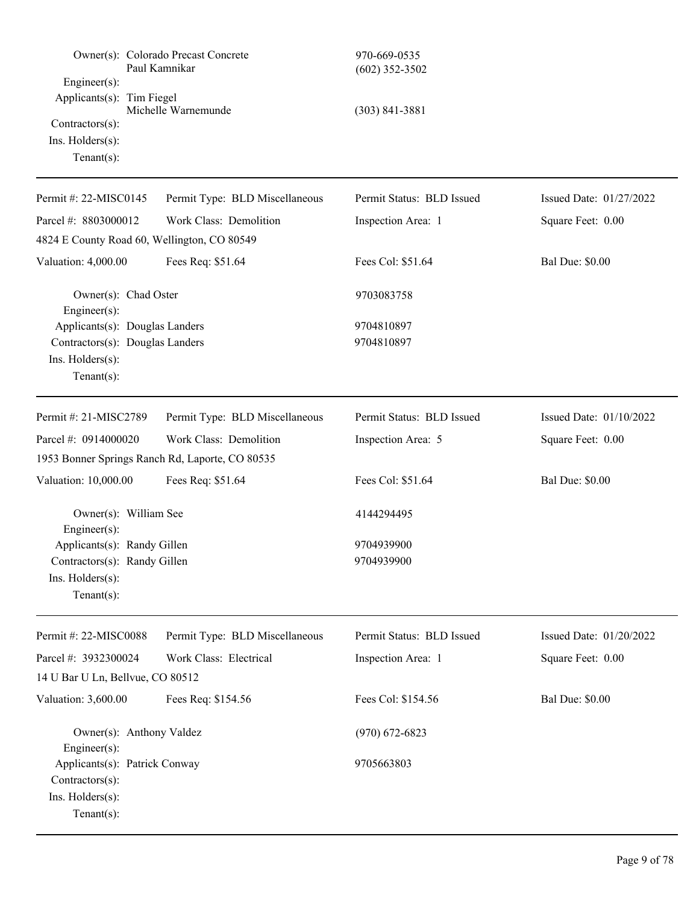Owner(s): Colorado Precast Concrete 970-669-0535
Paul Kamnikar (602) 352-3502
Engineer(s):
Applicants(s): Tim Fiegel
Michelle Warnemunde (303) 841-3881
Contractors(s):
Ins. Holders(s):
Tenant(s):

---

| Permit #: 22-MISC0145 | Permit Type: BLD Miscellaneous | Permit Status: BLD Issued | Issued Date: 01/27/2022 |
|---|---|---|---|
| Parcel #: 8803000012 | Work Class: Demolition | Inspection Area: 1 | Square Feet: 0.00 |
| 4824 E County Road 60, Wellington, CO 80549 | | | |
| Valuation: 4,000.00 | Fees Req: $51.64 | Fees Col: $51.64 | Bal Due: $0.00 |

Owner(s): Chad Oster 9703083758
Engineer(s):
Applicants(s): Douglas Landers 9704810897
Contractors(s): Douglas Landers 9704810897
Ins. Holders(s):
Tenant(s):

---

| Permit #: 21-MISC2789 | Permit Type: BLD Miscellaneous | Permit Status: BLD Issued | Issued Date: 01/10/2022 |
|---|---|---|---|
| Parcel #: 0914000020 | Work Class: Demolition | Inspection Area: 5 | Square Feet: 0.00 |
| 1953 Bonner Springs Ranch Rd, Laporte, CO 80535 | | | |
| Valuation: 10,000.00 | Fees Req: $51.64 | Fees Col: $51.64 | Bal Due: $0.00 |

Owner(s): William See 4144294495
Engineer(s):
Applicants(s): Randy Gillen 9704939900
Contractors(s): Randy Gillen 9704939900
Ins. Holders(s):
Tenant(s):

---

| Permit #: 22-MISC0088 | Permit Type: BLD Miscellaneous | Permit Status: BLD Issued | Issued Date: 01/20/2022 |
|---|---|---|---|
| Parcel #: 3932300024 | Work Class: Electrical | Inspection Area: 1 | Square Feet: 0.00 |
| 14 U Bar U Ln, Bellvue, CO 80512 | | | |
| Valuation: 3,600.00 | Fees Req: $154.56 | Fees Col: $154.56 | Bal Due: $0.00 |

Owner(s): Anthony Valdez (970) 672-6823
Engineer(s):
Applicants(s): Patrick Conway 9705663803
Contractors(s):
Ins. Holders(s):
Tenant(s):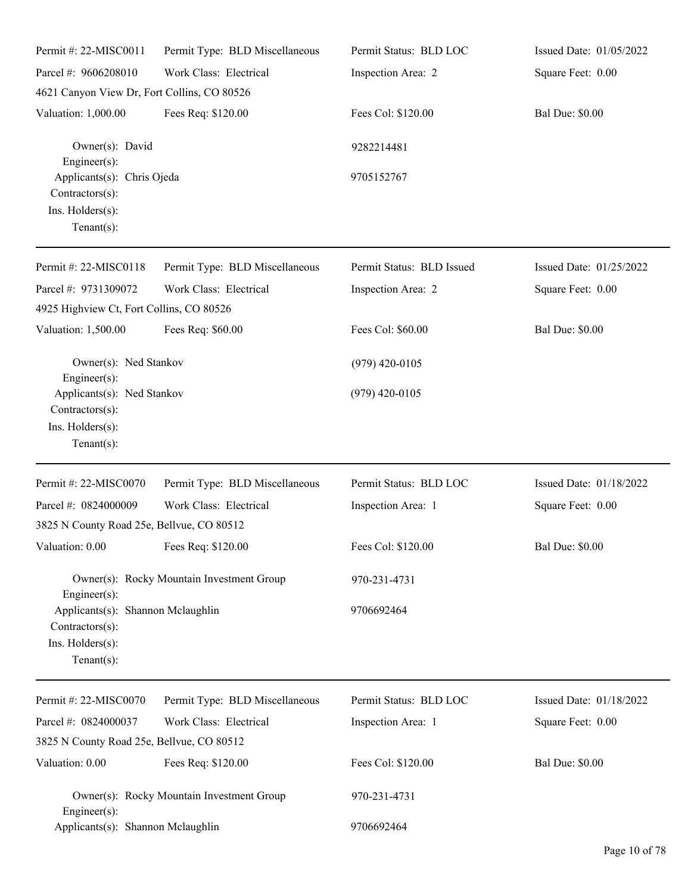| Permit #: 22-MISC0011 | Permit Type: BLD Miscellaneous | Permit Status: BLD LOC | Issued Date: 01/05/2022 |
|---|---|---|---|
| Parcel #: 9606208010 | Work Class: Electrical | Inspection Area: 2 | Square Feet: 0.00 |
| 4621 Canyon View Dr, Fort Collins, CO 80526 | | | |
| Valuation: 1,000.00 | Fees Req: $120.00 | Fees Col: $120.00 | Bal Due: $0.00 |

Owner(s): David — 9282214481
Engineer(s):
Applicants(s): Chris Ojeda — 9705152767
Contractors(s):
Ins. Holders(s):
Tenant(s):

---

| Permit #: 22-MISC0118 | Permit Type: BLD Miscellaneous | Permit Status: BLD Issued | Issued Date: 01/25/2022 |
|---|---|---|---|
| Parcel #: 9731309072 | Work Class: Electrical | Inspection Area: 2 | Square Feet: 0.00 |
| 4925 Highview Ct, Fort Collins, CO 80526 | | | |
| Valuation: 1,500.00 | Fees Req: $60.00 | Fees Col: $60.00 | Bal Due: $0.00 |

Owner(s): Ned Stankov — (979) 420-0105
Engineer(s):
Applicants(s): Ned Stankov — (979) 420-0105
Contractors(s):
Ins. Holders(s):
Tenant(s):

---

| Permit #: 22-MISC0070 | Permit Type: BLD Miscellaneous | Permit Status: BLD LOC | Issued Date: 01/18/2022 |
|---|---|---|---|
| Parcel #: 0824000009 | Work Class: Electrical | Inspection Area: 1 | Square Feet: 0.00 |
| 3825 N County Road 25e, Bellvue, CO 80512 | | | |
| Valuation: 0.00 | Fees Req: $120.00 | Fees Col: $120.00 | Bal Due: $0.00 |

Owner(s): Rocky Mountain Investment Group — 970-231-4731
Engineer(s):
Applicants(s): Shannon Mclaughlin — 9706692464
Contractors(s):
Ins. Holders(s):
Tenant(s):

---

| Permit #: 22-MISC0070 | Permit Type: BLD Miscellaneous | Permit Status: BLD LOC | Issued Date: 01/18/2022 |
|---|---|---|---|
| Parcel #: 0824000037 | Work Class: Electrical | Inspection Area: 1 | Square Feet: 0.00 |
| 3825 N County Road 25e, Bellvue, CO 80512 | | | |
| Valuation: 0.00 | Fees Req: $120.00 | Fees Col: $120.00 | Bal Due: $0.00 |

Owner(s): Rocky Mountain Investment Group — 970-231-4731
Engineer(s):
Applicants(s): Shannon Mclaughlin — 9706692464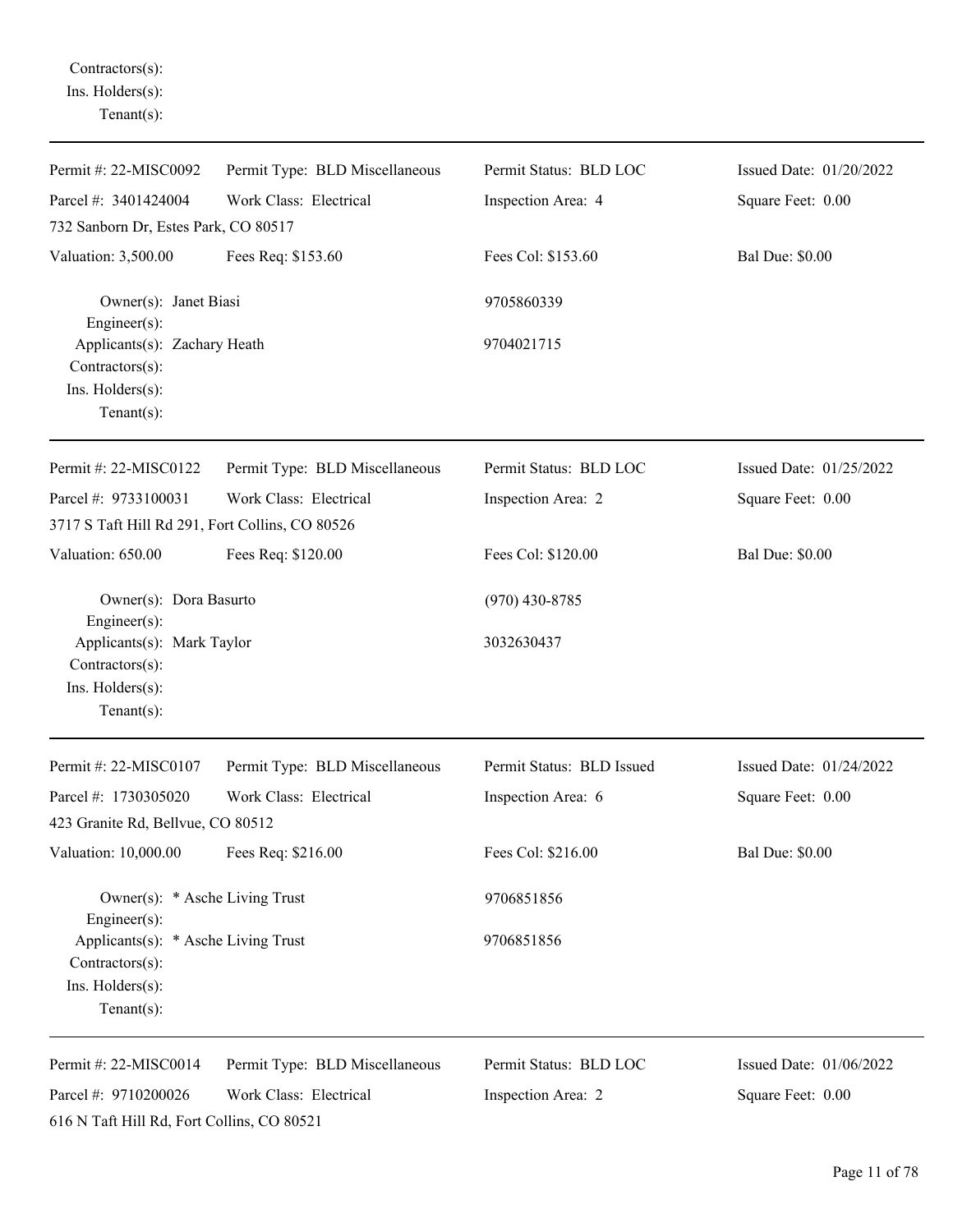Contractors(s):
Ins. Holders(s):
Tenant(s):

---

| Permit #: 22-MISC0092 | Permit Type: BLD Miscellaneous | Permit Status: BLD LOC | Issued Date: 01/20/2022 |
|---|---|---|---|
| Parcel #: 3401424004 | Work Class: Electrical | Inspection Area: 4 | Square Feet: 0.00 |
| 732 Sanborn Dr, Estes Park, CO 80517 | | | |
| Valuation: 3,500.00 | Fees Req: $153.60 | Fees Col: $153.60 | Bal Due: $0.00 |

Owner(s): Janet Biasi — 9705860339
Engineer(s):
Applicants(s): Zachary Heath — 9704021715
Contractors(s):
Ins. Holders(s):
Tenant(s):

---

| Permit #: 22-MISC0122 | Permit Type: BLD Miscellaneous | Permit Status: BLD LOC | Issued Date: 01/25/2022 |
|---|---|---|---|
| Parcel #: 9733100031 | Work Class: Electrical | Inspection Area: 2 | Square Feet: 0.00 |
| 3717 S Taft Hill Rd 291, Fort Collins, CO 80526 | | | |
| Valuation: 650.00 | Fees Req: $120.00 | Fees Col: $120.00 | Bal Due: $0.00 |

Owner(s): Dora Basurto — (970) 430-8785
Engineer(s):
Applicants(s): Mark Taylor — 3032630437
Contractors(s):
Ins. Holders(s):
Tenant(s):

---

| Permit #: 22-MISC0107 | Permit Type: BLD Miscellaneous | Permit Status: BLD Issued | Issued Date: 01/24/2022 |
|---|---|---|---|
| Parcel #: 1730305020 | Work Class: Electrical | Inspection Area: 6 | Square Feet: 0.00 |
| 423 Granite Rd, Bellvue, CO 80512 | | | |
| Valuation: 10,000.00 | Fees Req: $216.00 | Fees Col: $216.00 | Bal Due: $0.00 |

Owner(s): * Asche Living Trust — 9706851856
Engineer(s):
Applicants(s): * Asche Living Trust — 9706851856
Contractors(s):
Ins. Holders(s):
Tenant(s):

---

| Permit #: 22-MISC0014 | Permit Type: BLD Miscellaneous | Permit Status: BLD LOC | Issued Date: 01/06/2022 |
|---|---|---|---|
| Parcel #: 9710200026 | Work Class: Electrical | Inspection Area: 2 | Square Feet: 0.00 |
| 616 N Taft Hill Rd, Fort Collins, CO 80521 | | | |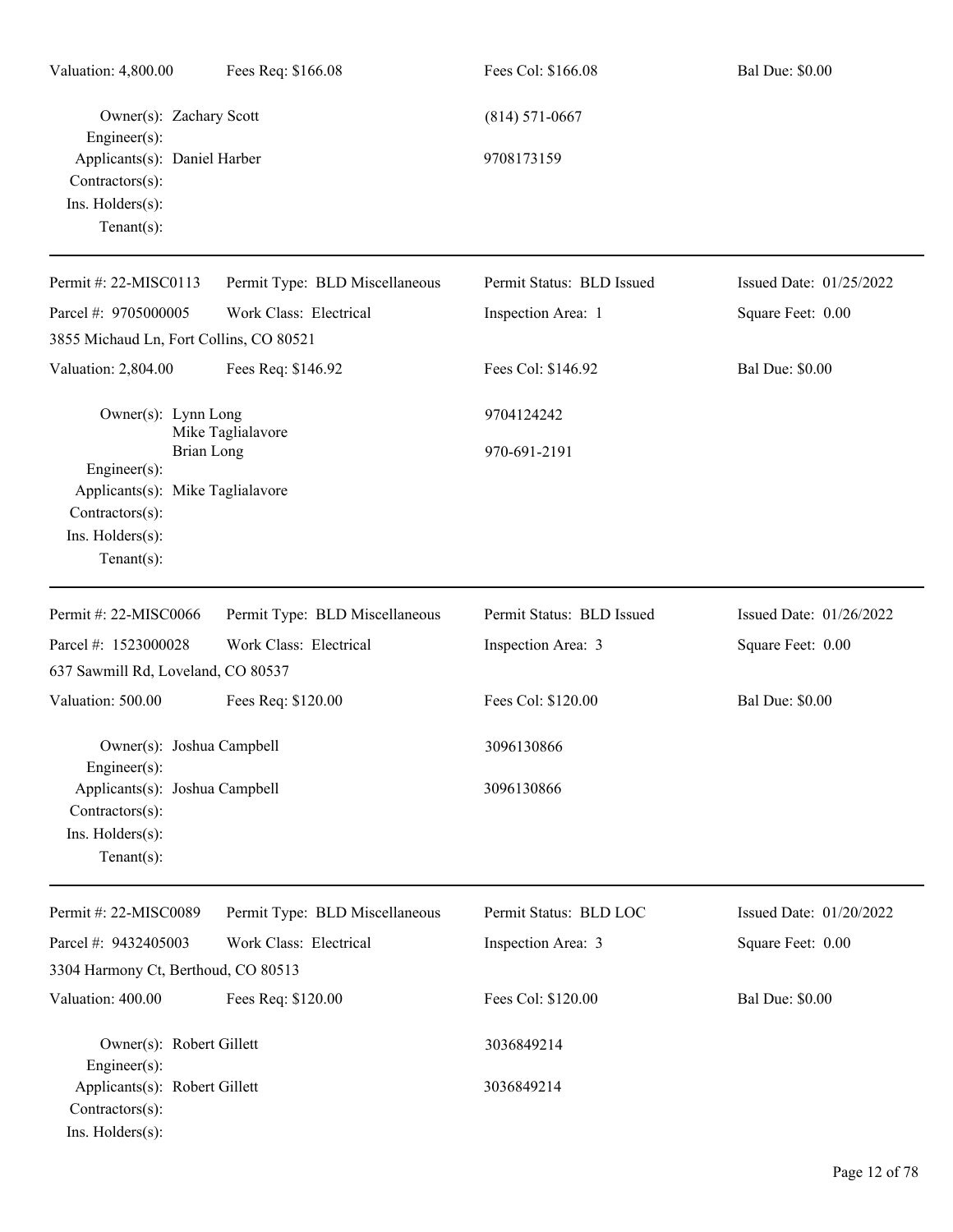Valuation: 4,800.00 | Fees Req: $166.08 | Fees Col: $166.08 | Bal Due: $0.00

Owner(s): Zachary Scott (814) 571-0667
Engineer(s):
Applicants(s): Daniel Harber 9708173159
Contractors(s):
Ins. Holders(s):
Tenant(s):

---

Permit #: 22-MISC0113 | Permit Type: BLD Miscellaneous | Permit Status: BLD Issued | Issued Date: 01/25/2022
Parcel #: 9705000005 | Work Class: Electrical | Inspection Area: 1 | Square Feet: 0.00
3855 Michaud Ln, Fort Collins, CO 80521
Valuation: 2,804.00 | Fees Req: $146.92 | Fees Col: $146.92 | Bal Due: $0.00

Owner(s): Lynn Long 9704124242
Mike Taglialavore
Brian Long 970-691-2191
Engineer(s):
Applicants(s): Mike Taglialavore
Contractors(s):
Ins. Holders(s):
Tenant(s):

---

Permit #: 22-MISC0066 | Permit Type: BLD Miscellaneous | Permit Status: BLD Issued | Issued Date: 01/26/2022
Parcel #: 1523000028 | Work Class: Electrical | Inspection Area: 3 | Square Feet: 0.00
637 Sawmill Rd, Loveland, CO 80537
Valuation: 500.00 | Fees Req: $120.00 | Fees Col: $120.00 | Bal Due: $0.00

Owner(s): Joshua Campbell 3096130866
Engineer(s):
Applicants(s): Joshua Campbell 3096130866
Contractors(s):
Ins. Holders(s):
Tenant(s):

---

Permit #: 22-MISC0089 | Permit Type: BLD Miscellaneous | Permit Status: BLD LOC | Issued Date: 01/20/2022
Parcel #: 9432405003 | Work Class: Electrical | Inspection Area: 3 | Square Feet: 0.00
3304 Harmony Ct, Berthoud, CO 80513
Valuation: 400.00 | Fees Req: $120.00 | Fees Col: $120.00 | Bal Due: $0.00

Owner(s): Robert Gillett 3036849214
Engineer(s):
Applicants(s): Robert Gillett 3036849214
Contractors(s):
Ins. Holders(s):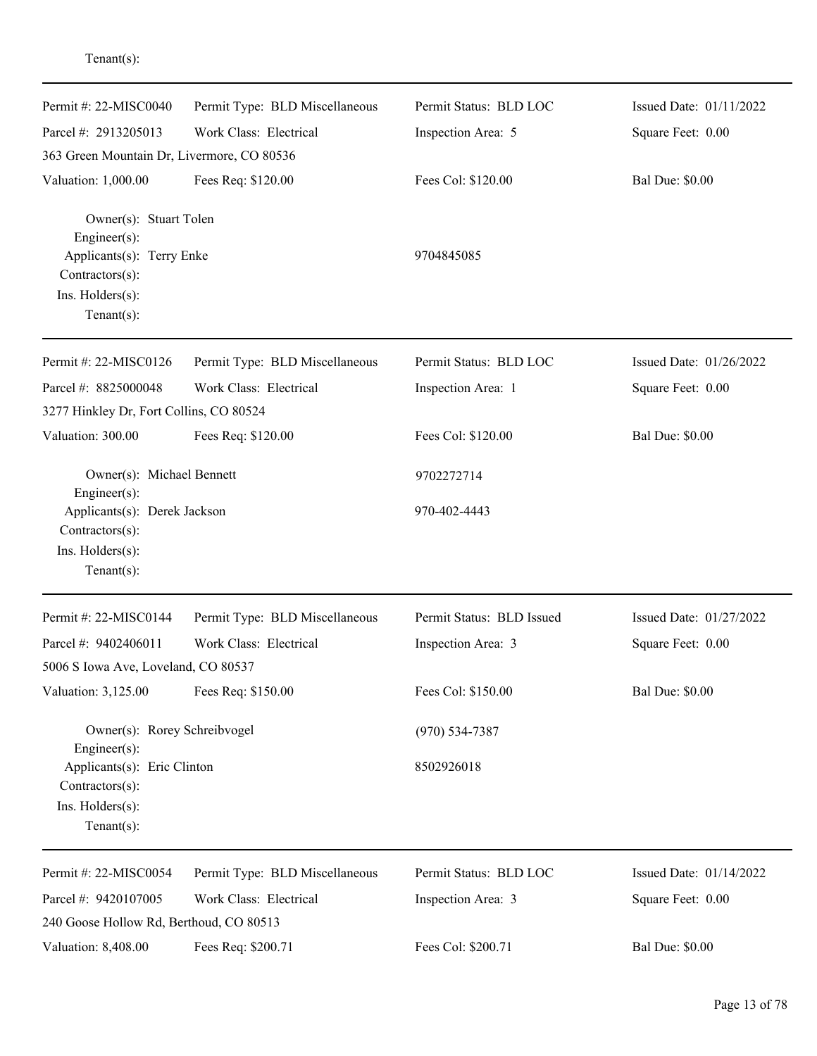Tenant(s):

---

| Permit #: 22-MISC0040 | Permit Type: BLD Miscellaneous | Permit Status: BLD LOC | Issued Date: 01/11/2022 |
|---|---|---|---|
| Parcel #: 2913205013 | Work Class: Electrical | Inspection Area: 5 | Square Feet: 0.00 |
| 363 Green Mountain Dr, Livermore, CO 80536 | | | |
| Valuation: 1,000.00 | Fees Req: $120.00 | Fees Col: $120.00 | Bal Due: $0.00 |

Owner(s): Stuart Tolen
Engineer(s):
Applicants(s): Terry Enke 9704845085
Contractors(s):
Ins. Holders(s):
Tenant(s):

---

| Permit #: 22-MISC0126 | Permit Type: BLD Miscellaneous | Permit Status: BLD LOC | Issued Date: 01/26/2022 |
|---|---|---|---|
| Parcel #: 8825000048 | Work Class: Electrical | Inspection Area: 1 | Square Feet: 0.00 |
| 3277 Hinkley Dr, Fort Collins, CO 80524 | | | |
| Valuation: 300.00 | Fees Req: $120.00 | Fees Col: $120.00 | Bal Due: $0.00 |

Owner(s): Michael Bennett 9702272714
Engineer(s):
Applicants(s): Derek Jackson 970-402-4443
Contractors(s):
Ins. Holders(s):
Tenant(s):

---

| Permit #: 22-MISC0144 | Permit Type: BLD Miscellaneous | Permit Status: BLD Issued | Issued Date: 01/27/2022 |
|---|---|---|---|
| Parcel #: 9402406011 | Work Class: Electrical | Inspection Area: 3 | Square Feet: 0.00 |
| 5006 S Iowa Ave, Loveland, CO 80537 | | | |
| Valuation: 3,125.00 | Fees Req: $150.00 | Fees Col: $150.00 | Bal Due: $0.00 |

Owner(s): Rorey Schreibvogel (970) 534-7387
Engineer(s):
Applicants(s): Eric Clinton 8502926018
Contractors(s):
Ins. Holders(s):
Tenant(s):

---

| Permit #: 22-MISC0054 | Permit Type: BLD Miscellaneous | Permit Status: BLD LOC | Issued Date: 01/14/2022 |
|---|---|---|---|
| Parcel #: 9420107005 | Work Class: Electrical | Inspection Area: 3 | Square Feet: 0.00 |
| 240 Goose Hollow Rd, Berthoud, CO 80513 | | | |
| Valuation: 8,408.00 | Fees Req: $200.71 | Fees Col: $200.71 | Bal Due: $0.00 |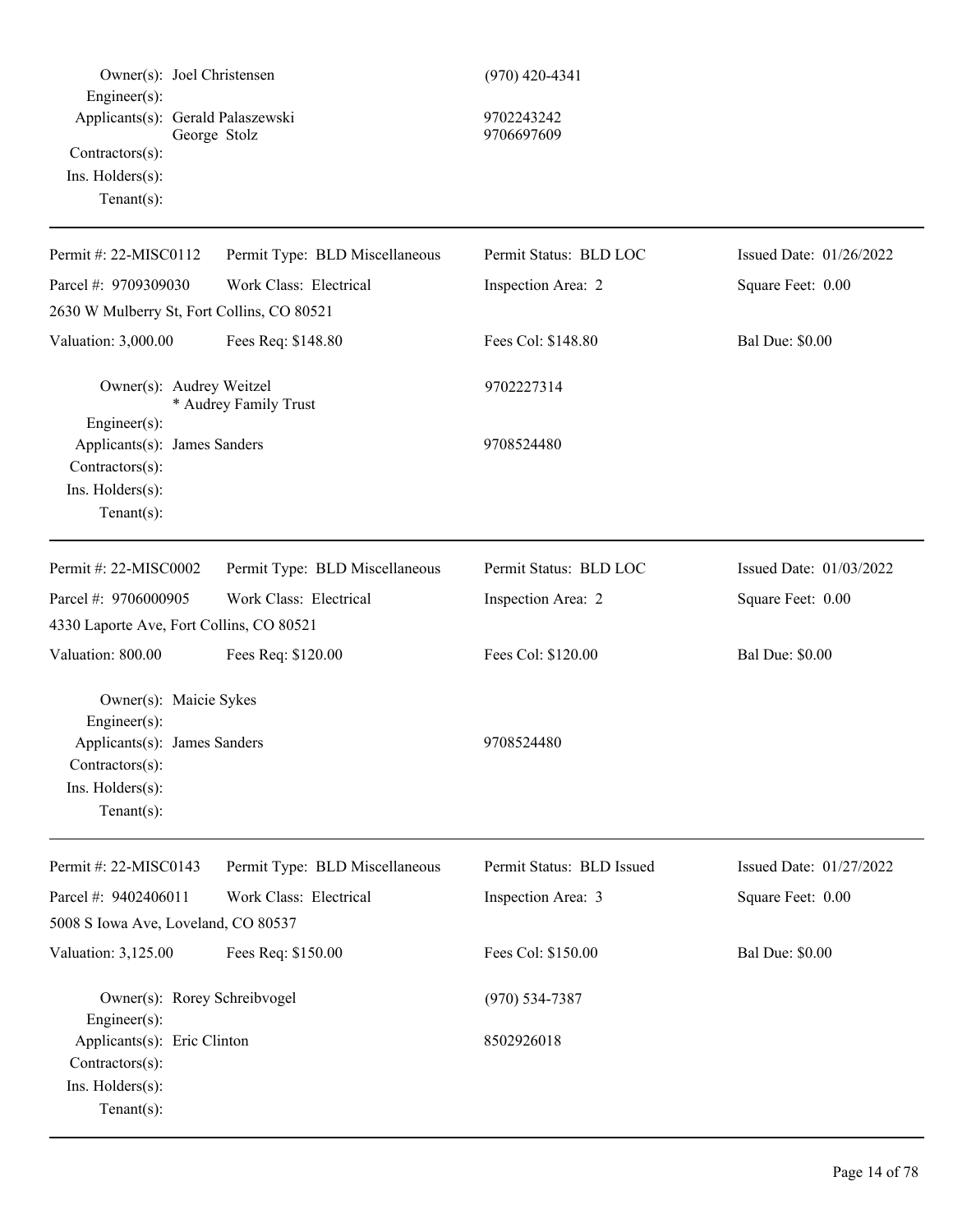Owner(s): Joel Christensen (970) 420-4341

Engineer(s):

Applicants(s): Gerald Palaszewski 9702243242
George Stolz 9706697609

Contractors(s):

Ins. Holders(s):

Tenant(s):

---

| Permit #: 22-MISC0112 | Permit Type: BLD Miscellaneous | Permit Status: BLD LOC | Issued Date: 01/26/2022 |
|---|---|---|---|
| Parcel #: 9709309030 | Work Class: Electrical | Inspection Area: 2 | Square Feet: 0.00 |
| 2630 W Mulberry St, Fort Collins, CO 80521 | | | |
| Valuation: 3,000.00 | Fees Req: $148.80 | Fees Col: $148.80 | Bal Due: $0.00 |

Owner(s): Audrey Weitzel 9702227314
* Audrey Family Trust

Engineer(s):

Applicants(s): James Sanders 9708524480

Contractors(s):

Ins. Holders(s):

Tenant(s):

---

| Permit #: 22-MISC0002 | Permit Type: BLD Miscellaneous | Permit Status: BLD LOC | Issued Date: 01/03/2022 |
|---|---|---|---|
| Parcel #: 9706000905 | Work Class: Electrical | Inspection Area: 2 | Square Feet: 0.00 |
| 4330 Laporte Ave, Fort Collins, CO 80521 | | | |
| Valuation: 800.00 | Fees Req: $120.00 | Fees Col: $120.00 | Bal Due: $0.00 |

Owner(s): Maicie Sykes

Engineer(s):

Applicants(s): James Sanders 9708524480

Contractors(s):

Ins. Holders(s):

Tenant(s):

---

| Permit #: 22-MISC0143 | Permit Type: BLD Miscellaneous | Permit Status: BLD Issued | Issued Date: 01/27/2022 |
|---|---|---|---|
| Parcel #: 9402406011 | Work Class: Electrical | Inspection Area: 3 | Square Feet: 0.00 |
| 5008 S Iowa Ave, Loveland, CO 80537 | | | |
| Valuation: 3,125.00 | Fees Req: $150.00 | Fees Col: $150.00 | Bal Due: $0.00 |

Owner(s): Rorey Schreibvogel (970) 534-7387

Engineer(s):

Applicants(s): Eric Clinton 8502926018

Contractors(s):

Ins. Holders(s):

Tenant(s):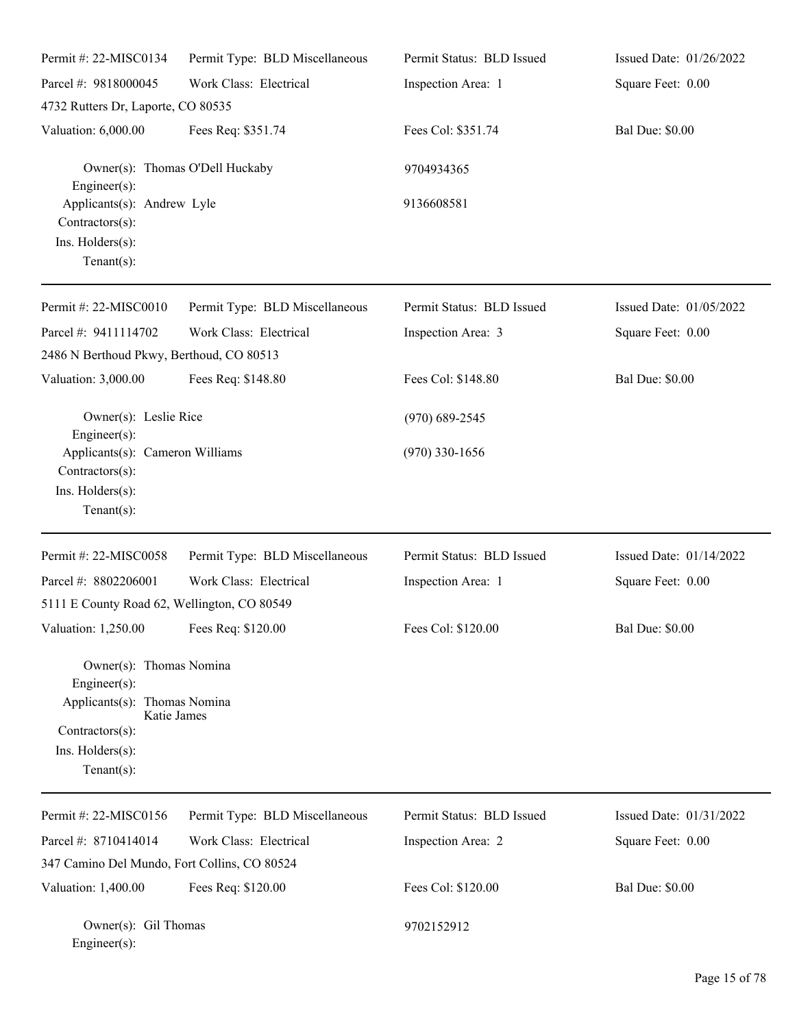| Permit #: 22-MISC0134 | Permit Type: BLD Miscellaneous | Permit Status: BLD Issued | Issued Date: 01/26/2022 |
|---|---|---|---|
| Parcel #: 9818000045 | Work Class: Electrical | Inspection Area: 1 | Square Feet: 0.00 |
| 4732 Rutters Dr, Laporte, CO 80535 | | | |
| Valuation: 6,000.00 | Fees Req: $351.74 | Fees Col: $351.74 | Bal Due: $0.00 |

Owner(s): Thomas O'Dell Huckaby 9704934365
Engineer(s):
Applicants(s): Andrew Lyle 9136608581
Contractors(s):
Ins. Holders(s):
Tenant(s):

---

| Permit #: 22-MISC0010 | Permit Type: BLD Miscellaneous | Permit Status: BLD Issued | Issued Date: 01/05/2022 |
|---|---|---|---|
| Parcel #: 9411114702 | Work Class: Electrical | Inspection Area: 3 | Square Feet: 0.00 |
| 2486 N Berthoud Pkwy, Berthoud, CO 80513 | | | |
| Valuation: 3,000.00 | Fees Req: $148.80 | Fees Col: $148.80 | Bal Due: $0.00 |

Owner(s): Leslie Rice (970) 689-2545
Engineer(s):
Applicants(s): Cameron Williams (970) 330-1656
Contractors(s):
Ins. Holders(s):
Tenant(s):

---

| Permit #: 22-MISC0058 | Permit Type: BLD Miscellaneous | Permit Status: BLD Issued | Issued Date: 01/14/2022 |
|---|---|---|---|
| Parcel #: 8802206001 | Work Class: Electrical | Inspection Area: 1 | Square Feet: 0.00 |
| 5111 E County Road 62, Wellington, CO 80549 | | | |
| Valuation: 1,250.00 | Fees Req: $120.00 | Fees Col: $120.00 | Bal Due: $0.00 |

Owner(s): Thomas Nomina
Engineer(s):
Applicants(s): Thomas Nomina
Katie James
Contractors(s):
Ins. Holders(s):
Tenant(s):

---

| Permit #: 22-MISC0156 | Permit Type: BLD Miscellaneous | Permit Status: BLD Issued | Issued Date: 01/31/2022 |
|---|---|---|---|
| Parcel #: 8710414014 | Work Class: Electrical | Inspection Area: 2 | Square Feet: 0.00 |
| 347 Camino Del Mundo, Fort Collins, CO 80524 | | | |
| Valuation: 1,400.00 | Fees Req: $120.00 | Fees Col: $120.00 | Bal Due: $0.00 |

Owner(s): Gil Thomas 9702152912
Engineer(s):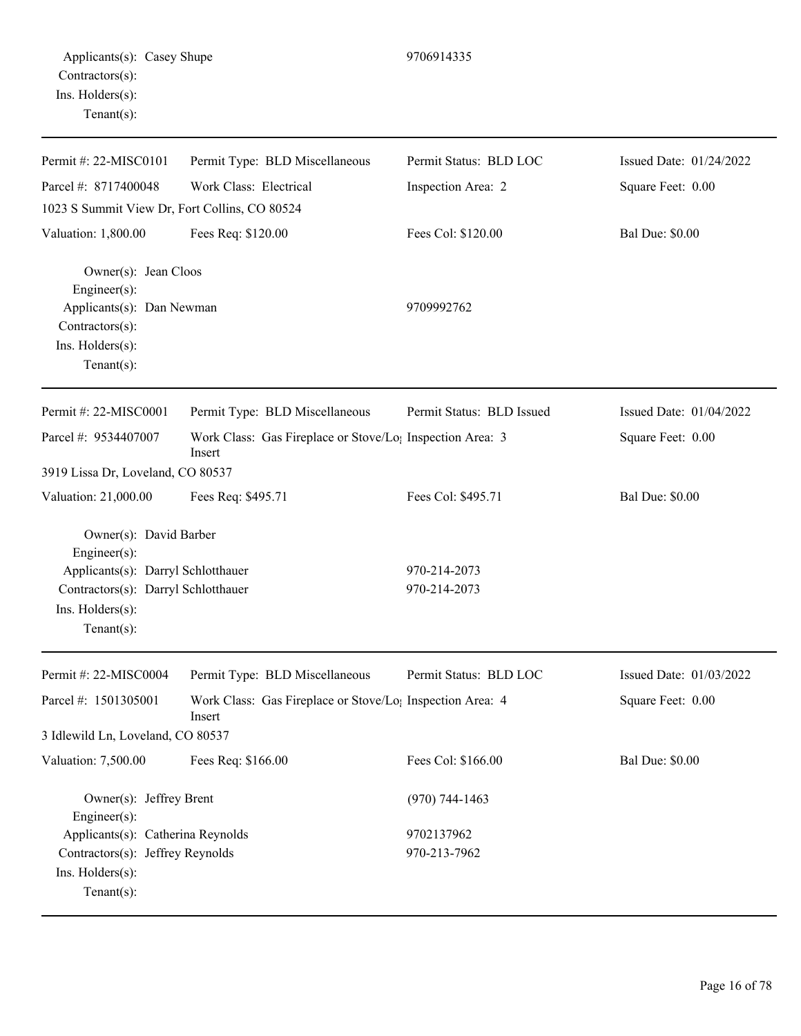Applicants(s): Casey Shupe 9706914335
Contractors(s):
Ins. Holders(s):
Tenant(s):

---

Permit #: 22-MISC0101 | Permit Type: BLD Miscellaneous | Permit Status: BLD LOC | Issued Date: 01/24/2022
Parcel #: 8717400048 | Work Class: Electrical | Inspection Area: 2 | Square Feet: 0.00
1023 S Summit View Dr, Fort Collins, CO 80524
Valuation: 1,800.00 | Fees Req: $120.00 | Fees Col: $120.00 | Bal Due: $0.00

Owner(s): Jean Cloos
Engineer(s):
Applicants(s): Dan Newman 9709992762
Contractors(s):
Ins. Holders(s):
Tenant(s):

---

Permit #: 22-MISC0001 | Permit Type: BLD Miscellaneous | Permit Status: BLD Issued | Issued Date: 01/04/2022
Parcel #: 9534407007 | Work Class: Gas Fireplace or Stove/Log Insert | Inspection Area: 3 | Square Feet: 0.00
3919 Lissa Dr, Loveland, CO 80537
Valuation: 21,000.00 | Fees Req: $495.71 | Fees Col: $495.71 | Bal Due: $0.00

Owner(s): David Barber
Engineer(s):
Applicants(s): Darryl Schlotthauer 970-214-2073
Contractors(s): Darryl Schlotthauer 970-214-2073
Ins. Holders(s):
Tenant(s):

---

Permit #: 22-MISC0004 | Permit Type: BLD Miscellaneous | Permit Status: BLD LOC | Issued Date: 01/03/2022
Parcel #: 1501305001 | Work Class: Gas Fireplace or Stove/Log Insert | Inspection Area: 4 | Square Feet: 0.00
3 Idlewild Ln, Loveland, CO 80537
Valuation: 7,500.00 | Fees Req: $166.00 | Fees Col: $166.00 | Bal Due: $0.00

Owner(s): Jeffrey Brent (970) 744-1463
Engineer(s):
Applicants(s): Catherina Reynolds 9702137962
Contractors(s): Jeffrey Reynolds 970-213-7962
Ins. Holders(s):
Tenant(s):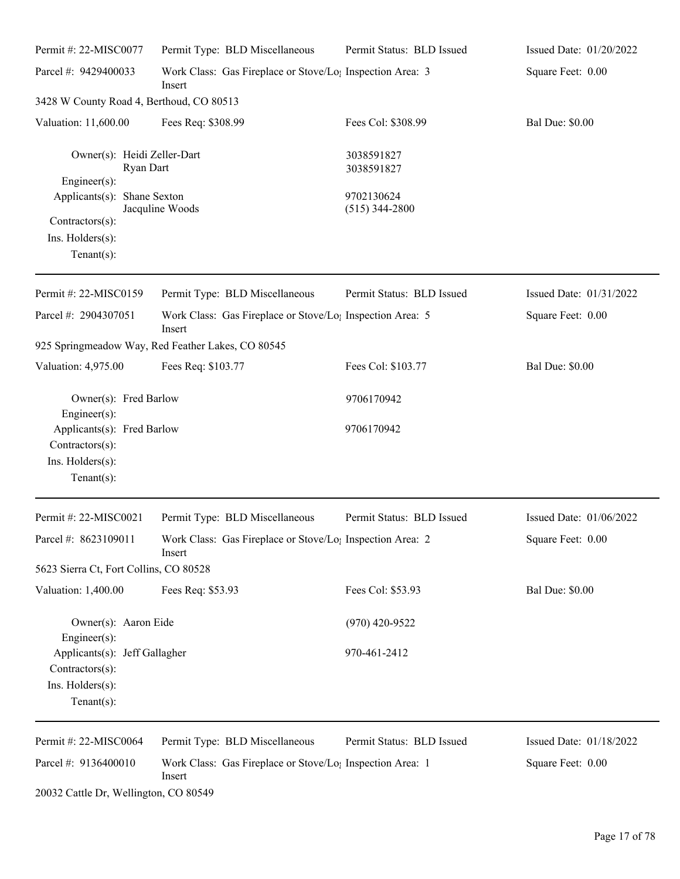Permit #: 22-MISC0077 | Permit Type: BLD Miscellaneous | Permit Status: BLD Issued | Issued Date: 01/20/2022

Parcel #: 9429400033 | Work Class: Gas Fireplace or Stove/Log Insert | Inspection Area: 3 | Square Feet: 0.00

3428 W County Road 4, Berthoud, CO 80513

Valuation: 11,600.00 | Fees Req: $308.99 | Fees Col: $308.99 | Bal Due: $0.00

Owner(s): Heidi Zeller-Dart 3038591827
Ryan Dart 3038591827
Engineer(s):
Applicants(s): Shane Sexton 9702130624
Jacquline Woods (515) 344-2800
Contractors(s):
Ins. Holders(s):
Tenant(s):

---

Permit #: 22-MISC0159 | Permit Type: BLD Miscellaneous | Permit Status: BLD Issued | Issued Date: 01/31/2022

Parcel #: 2904307051 | Work Class: Gas Fireplace or Stove/Log Insert | Inspection Area: 5 | Square Feet: 0.00

925 Springmeadow Way, Red Feather Lakes, CO 80545

Valuation: 4,975.00 | Fees Req: $103.77 | Fees Col: $103.77 | Bal Due: $0.00

Owner(s): Fred Barlow 9706170942
Engineer(s):
Applicants(s): Fred Barlow 9706170942
Contractors(s):
Ins. Holders(s):
Tenant(s):

---

Permit #: 22-MISC0021 | Permit Type: BLD Miscellaneous | Permit Status: BLD Issued | Issued Date: 01/06/2022

Parcel #: 8623109011 | Work Class: Gas Fireplace or Stove/Log Insert | Inspection Area: 2 | Square Feet: 0.00

5623 Sierra Ct, Fort Collins, CO 80528

Valuation: 1,400.00 | Fees Req: $53.93 | Fees Col: $53.93 | Bal Due: $0.00

Owner(s): Aaron Eide (970) 420-9522
Engineer(s):
Applicants(s): Jeff Gallagher 970-461-2412
Contractors(s):
Ins. Holders(s):
Tenant(s):

---

Permit #: 22-MISC0064 | Permit Type: BLD Miscellaneous | Permit Status: BLD Issued | Issued Date: 01/18/2022

Parcel #: 9136400010 | Work Class: Gas Fireplace or Stove/Log Insert | Inspection Area: 1 | Square Feet: 0.00

20032 Cattle Dr, Wellington, CO 80549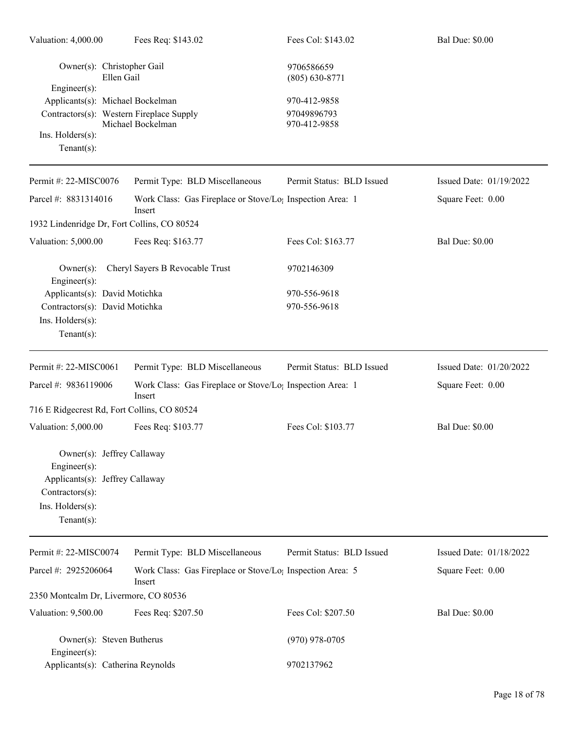| Valuation: 4,000.00 | Fees Req: $143.02 | Fees Col: $143.02 | Bal Due: $0.00 |
|---|---|---|---|

Owner(s): Christopher Gail — 9706586659
Ellen Gail — (805) 630-8771
Engineer(s):
Applicants(s): Michael Bockelman — 970-412-9858
Contractors(s): Western Fireplace Supply — 97049896793
Michael Bockelman — 970-412-9858
Ins. Holders(s):
Tenant(s):

---

| Permit #: 22-MISC0076 | Permit Type: BLD Miscellaneous | Permit Status: BLD Issued | Issued Date: 01/19/2022 |
|---|---|---|---|
| Parcel #: 8831314016 | Work Class: Gas Fireplace or Stove/Log Insert | Inspection Area: 1 | Square Feet: 0.00 |

1932 Lindenridge Dr, Fort Collins, CO 80524

| Valuation: 5,000.00 | Fees Req: $163.77 | Fees Col: $163.77 | Bal Due: $0.00 |
|---|---|---|---|

Owner(s): Cheryl Sayers B Revocable Trust — 9702146309
Engineer(s):
Applicants(s): David Motichka — 970-556-9618
Contractors(s): David Motichka — 970-556-9618
Ins. Holders(s):
Tenant(s):

---

| Permit #: 22-MISC0061 | Permit Type: BLD Miscellaneous | Permit Status: BLD Issued | Issued Date: 01/20/2022 |
|---|---|---|---|
| Parcel #: 9836119006 | Work Class: Gas Fireplace or Stove/Log Insert | Inspection Area: 1 | Square Feet: 0.00 |

716 E Ridgecrest Rd, Fort Collins, CO 80524

| Valuation: 5,000.00 | Fees Req: $103.77 | Fees Col: $103.77 | Bal Due: $0.00 |
|---|---|---|---|

Owner(s): Jeffrey Callaway
Engineer(s):
Applicants(s): Jeffrey Callaway
Contractors(s):
Ins. Holders(s):
Tenant(s):

---

| Permit #: 22-MISC0074 | Permit Type: BLD Miscellaneous | Permit Status: BLD Issued | Issued Date: 01/18/2022 |
|---|---|---|---|
| Parcel #: 2925206064 | Work Class: Gas Fireplace or Stove/Log Insert | Inspection Area: 5 | Square Feet: 0.00 |

2350 Montcalm Dr, Livermore, CO 80536

| Valuation: 9,500.00 | Fees Req: $207.50 | Fees Col: $207.50 | Bal Due: $0.00 |
|---|---|---|---|

Owner(s): Steven Butherus — (970) 978-0705
Engineer(s):
Applicants(s): Catherina Reynolds — 9702137962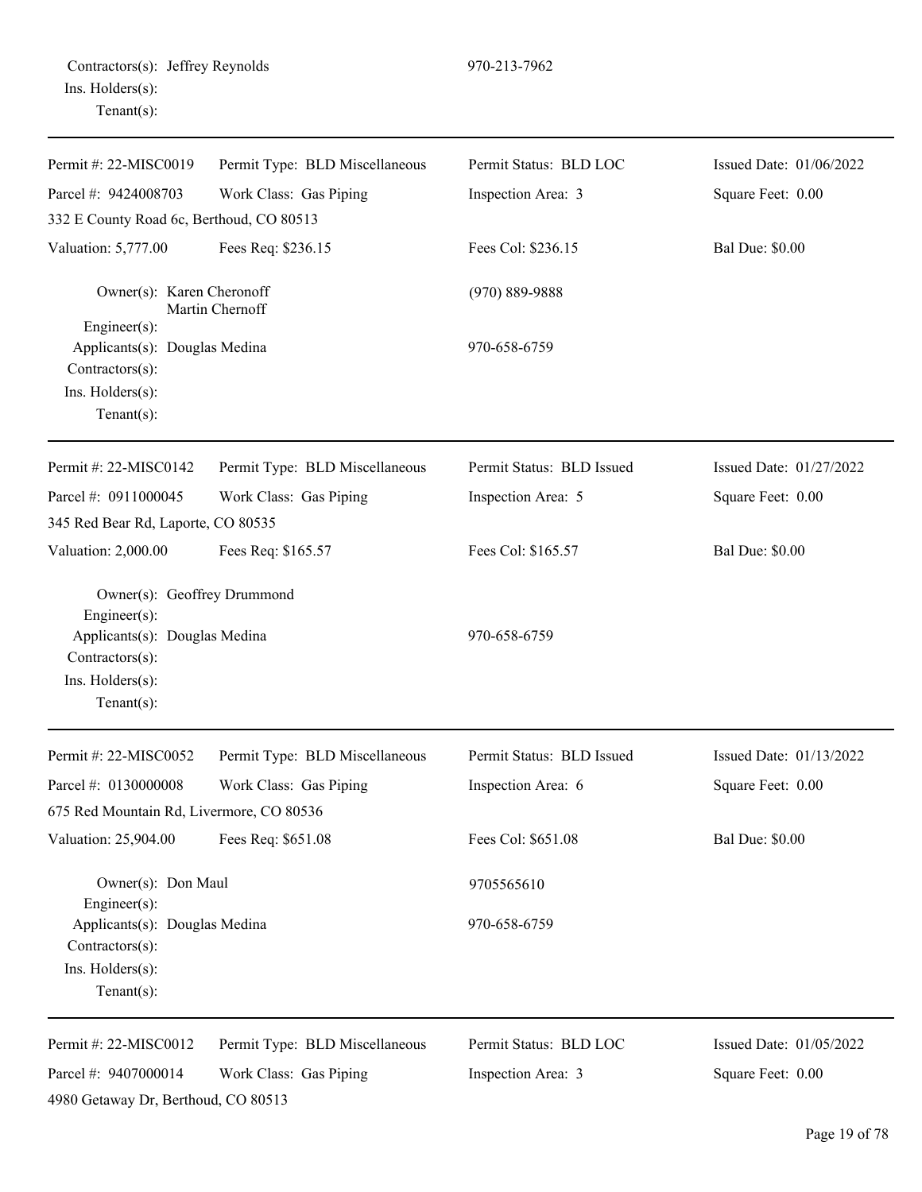Contractors(s): Jeffrey Reynolds 970-213-7962
Ins. Holders(s):
Tenant(s):

---

| Permit #: 22-MISC0019 | Permit Type: BLD Miscellaneous | Permit Status: BLD LOC | Issued Date: 01/06/2022 |
|---|---|---|---|
| Parcel #: 9424008703 | Work Class: Gas Piping | Inspection Area: 3 | Square Feet: 0.00 |
| 332 E County Road 6c, Berthoud, CO 80513 | | | |
| Valuation: 5,777.00 | Fees Req: $236.15 | Fees Col: $236.15 | Bal Due: $0.00 |

Owner(s): Karen Cheronoff (970) 889-9888
Martin Chernoff
Engineer(s):
Applicants(s): Douglas Medina 970-658-6759
Contractors(s):
Ins. Holders(s):
Tenant(s):

---

| Permit #: 22-MISC0142 | Permit Type: BLD Miscellaneous | Permit Status: BLD Issued | Issued Date: 01/27/2022 |
|---|---|---|---|
| Parcel #: 0911000045 | Work Class: Gas Piping | Inspection Area: 5 | Square Feet: 0.00 |
| 345 Red Bear Rd, Laporte, CO 80535 | | | |
| Valuation: 2,000.00 | Fees Req: $165.57 | Fees Col: $165.57 | Bal Due: $0.00 |

Owner(s): Geoffrey Drummond
Engineer(s):
Applicants(s): Douglas Medina 970-658-6759
Contractors(s):
Ins. Holders(s):
Tenant(s):

---

| Permit #: 22-MISC0052 | Permit Type: BLD Miscellaneous | Permit Status: BLD Issued | Issued Date: 01/13/2022 |
|---|---|---|---|
| Parcel #: 0130000008 | Work Class: Gas Piping | Inspection Area: 6 | Square Feet: 0.00 |
| 675 Red Mountain Rd, Livermore, CO 80536 | | | |
| Valuation: 25,904.00 | Fees Req: $651.08 | Fees Col: $651.08 | Bal Due: $0.00 |

Owner(s): Don Maul 9705565610
Engineer(s):
Applicants(s): Douglas Medina 970-658-6759
Contractors(s):
Ins. Holders(s):
Tenant(s):

---

| Permit #: 22-MISC0012 | Permit Type: BLD Miscellaneous | Permit Status: BLD LOC | Issued Date: 01/05/2022 |
|---|---|---|---|
| Parcel #: 9407000014 | Work Class: Gas Piping | Inspection Area: 3 | Square Feet: 0.00 |
| 4980 Getaway Dr, Berthoud, CO 80513 | | | |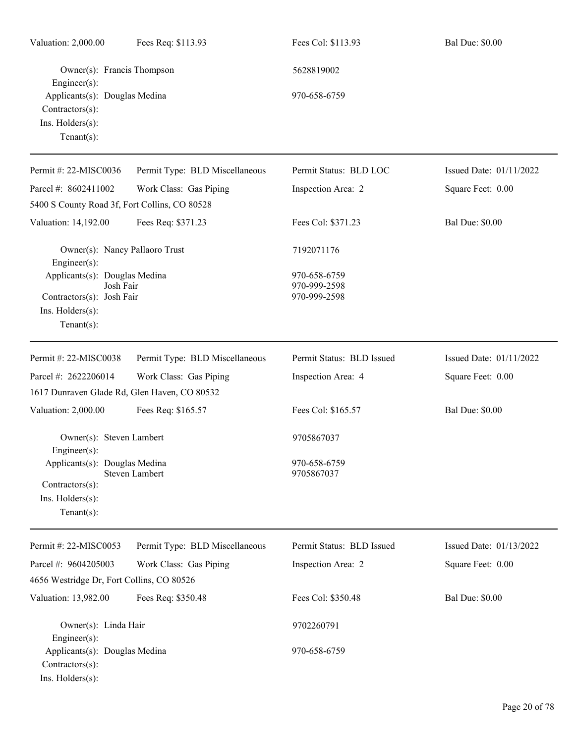Valuation: 2,000.00 Fees Req: $113.93 Fees Col: $113.93 Bal Due: $0.00

Owner(s): Francis Thompson 5628819002
Engineer(s):
Applicants(s): Douglas Medina 970-658-6759
Contractors(s):
Ins. Holders(s):
Tenant(s):

---

Permit #: 22-MISC0036 Permit Type: BLD Miscellaneous Permit Status: BLD LOC Issued Date: 01/11/2022
Parcel #: 8602411002 Work Class: Gas Piping Inspection Area: 2 Square Feet: 0.00
5400 S County Road 3f, Fort Collins, CO 80528
Valuation: 14,192.00 Fees Req: $371.23 Fees Col: $371.23 Bal Due: $0.00

Owner(s): Nancy Pallaoro Trust 7192071176
Engineer(s):
Applicants(s): Douglas Medina 970-658-6759
Josh Fair 970-999-2598
Contractors(s): Josh Fair 970-999-2598
Ins. Holders(s):
Tenant(s):

---

Permit #: 22-MISC0038 Permit Type: BLD Miscellaneous Permit Status: BLD Issued Issued Date: 01/11/2022
Parcel #: 2622206014 Work Class: Gas Piping Inspection Area: 4 Square Feet: 0.00
1617 Dunraven Glade Rd, Glen Haven, CO 80532
Valuation: 2,000.00 Fees Req: $165.57 Fees Col: $165.57 Bal Due: $0.00

Owner(s): Steven Lambert 9705867037
Engineer(s):
Applicants(s): Douglas Medina 970-658-6759
Steven Lambert 9705867037
Contractors(s):
Ins. Holders(s):
Tenant(s):

---

Permit #: 22-MISC0053 Permit Type: BLD Miscellaneous Permit Status: BLD Issued Issued Date: 01/13/2022
Parcel #: 9604205003 Work Class: Gas Piping Inspection Area: 2 Square Feet: 0.00
4656 Westridge Dr, Fort Collins, CO 80526
Valuation: 13,982.00 Fees Req: $350.48 Fees Col: $350.48 Bal Due: $0.00

Owner(s): Linda Hair 9702260791
Engineer(s):
Applicants(s): Douglas Medina 970-658-6759
Contractors(s):
Ins. Holders(s):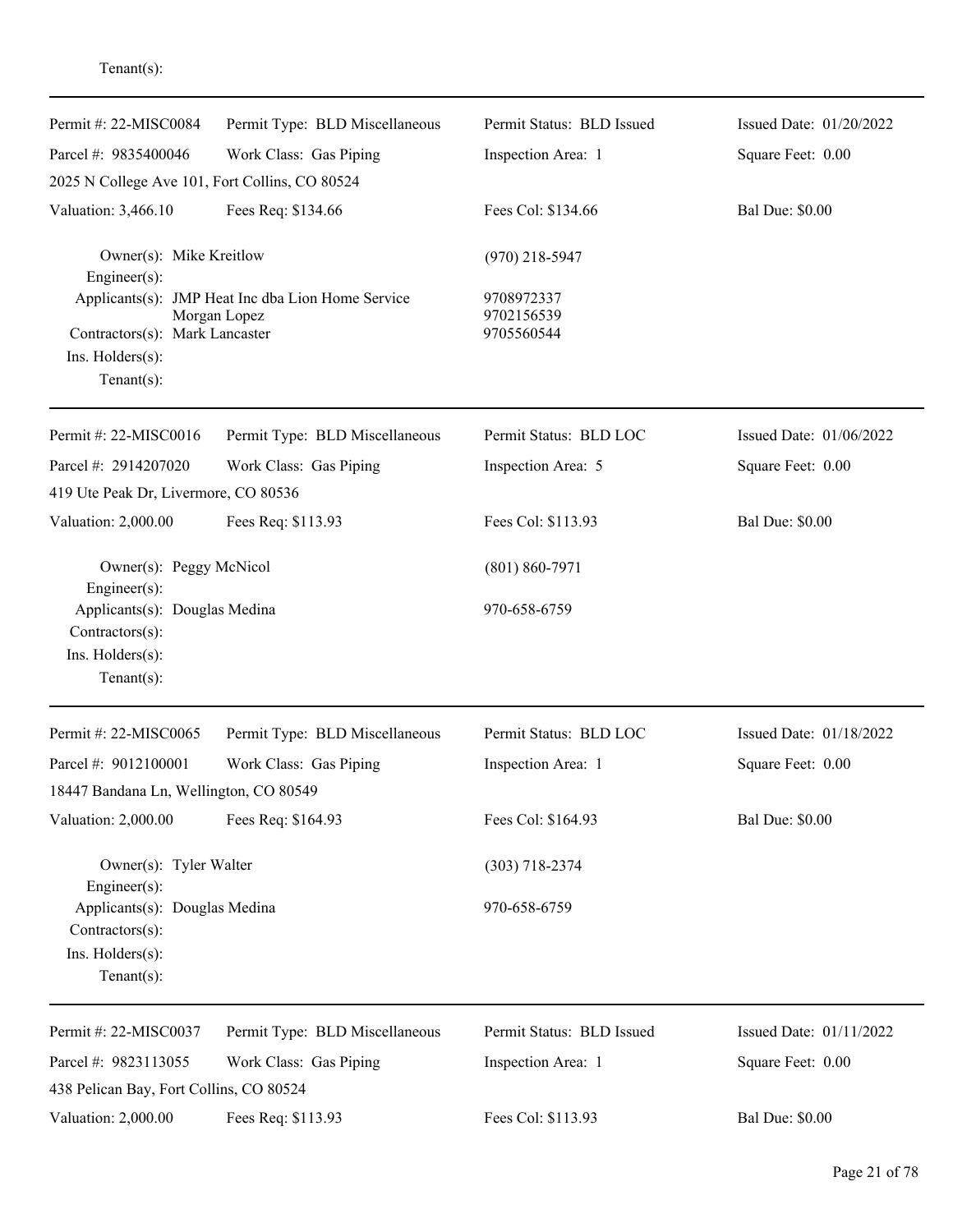Tenant(s):

---

| Permit #: 22-MISC0084 | Permit Type: BLD Miscellaneous | Permit Status: BLD Issued | Issued Date: 01/20/2022 |
|---|---|---|---|
| Parcel #: 9835400046 | Work Class: Gas Piping | Inspection Area: 1 | Square Feet: 0.00 |
| 2025 N College Ave 101, Fort Collins, CO 80524 | | | |
| Valuation: 3,466.10 | Fees Req: $134.66 | Fees Col: $134.66 | Bal Due: $0.00 |

Owner(s): Mike Kreitlow (970) 218-5947
Engineer(s):
Applicants(s): JMP Heat Inc dba Lion Home Service 9708972337
Morgan Lopez 9702156539
Contractors(s): Mark Lancaster 9705560544
Ins. Holders(s):
Tenant(s):

---

| Permit #: 22-MISC0016 | Permit Type: BLD Miscellaneous | Permit Status: BLD LOC | Issued Date: 01/06/2022 |
|---|---|---|---|
| Parcel #: 2914207020 | Work Class: Gas Piping | Inspection Area: 5 | Square Feet: 0.00 |
| 419 Ute Peak Dr, Livermore, CO 80536 | | | |
| Valuation: 2,000.00 | Fees Req: $113.93 | Fees Col: $113.93 | Bal Due: $0.00 |

Owner(s): Peggy McNicol (801) 860-7971
Engineer(s):
Applicants(s): Douglas Medina 970-658-6759
Contractors(s):
Ins. Holders(s):
Tenant(s):

---

| Permit #: 22-MISC0065 | Permit Type: BLD Miscellaneous | Permit Status: BLD LOC | Issued Date: 01/18/2022 |
|---|---|---|---|
| Parcel #: 9012100001 | Work Class: Gas Piping | Inspection Area: 1 | Square Feet: 0.00 |
| 18447 Bandana Ln, Wellington, CO 80549 | | | |
| Valuation: 2,000.00 | Fees Req: $164.93 | Fees Col: $164.93 | Bal Due: $0.00 |

Owner(s): Tyler Walter (303) 718-2374
Engineer(s):
Applicants(s): Douglas Medina 970-658-6759
Contractors(s):
Ins. Holders(s):
Tenant(s):

---

| Permit #: 22-MISC0037 | Permit Type: BLD Miscellaneous | Permit Status: BLD Issued | Issued Date: 01/11/2022 |
|---|---|---|---|
| Parcel #: 9823113055 | Work Class: Gas Piping | Inspection Area: 1 | Square Feet: 0.00 |
| 438 Pelican Bay, Fort Collins, CO 80524 | | | |
| Valuation: 2,000.00 | Fees Req: $113.93 | Fees Col: $113.93 | Bal Due: $0.00 |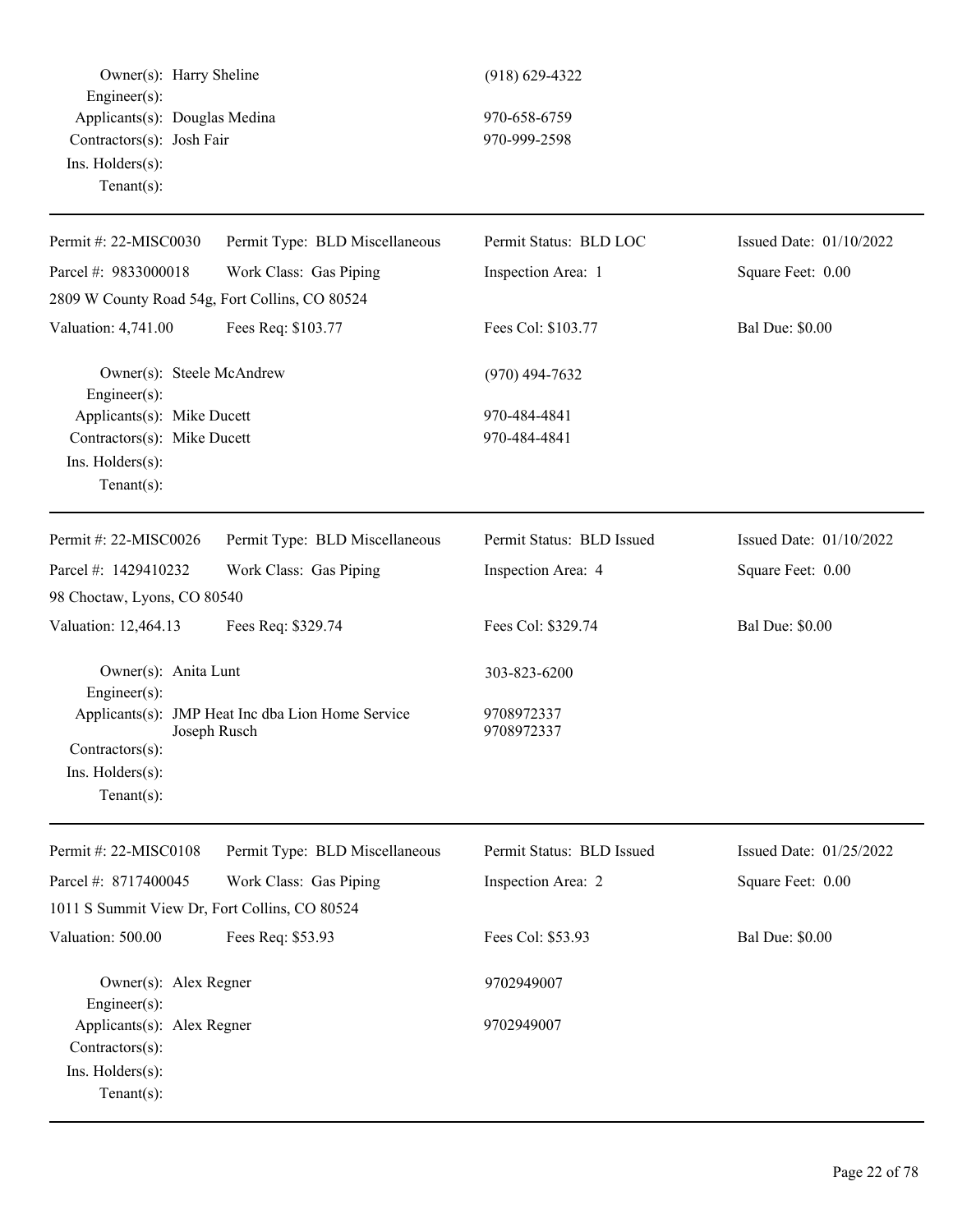Owner(s): Harry Sheline (918) 629-4322
Engineer(s):
Applicants(s): Douglas Medina 970-658-6759
Contractors(s): Josh Fair 970-999-2598
Ins. Holders(s):
Tenant(s):

---

| Permit #: 22-MISC0030 | Permit Type: BLD Miscellaneous | Permit Status: BLD LOC | Issued Date: 01/10/2022 |
|---|---|---|---|
| Parcel #: 9833000018 | Work Class: Gas Piping | Inspection Area: 1 | Square Feet: 0.00 |
| 2809 W County Road 54g, Fort Collins, CO 80524 | | | |
| Valuation: 4,741.00 | Fees Req: $103.77 | Fees Col: $103.77 | Bal Due: $0.00 |

Owner(s): Steele McAndrew (970) 494-7632
Engineer(s):
Applicants(s): Mike Ducett 970-484-4841
Contractors(s): Mike Ducett 970-484-4841
Ins. Holders(s):
Tenant(s):

---

| Permit #: 22-MISC0026 | Permit Type: BLD Miscellaneous | Permit Status: BLD Issued | Issued Date: 01/10/2022 |
|---|---|---|---|
| Parcel #: 1429410232 | Work Class: Gas Piping | Inspection Area: 4 | Square Feet: 0.00 |
| 98 Choctaw, Lyons, CO 80540 | | | |
| Valuation: 12,464.13 | Fees Req: $329.74 | Fees Col: $329.74 | Bal Due: $0.00 |

Owner(s): Anita Lunt 303-823-6200
Engineer(s):
Applicants(s): JMP Heat Inc dba Lion Home Service 9708972337
Joseph Rusch 9708972337
Contractors(s):
Ins. Holders(s):
Tenant(s):

---

| Permit #: 22-MISC0108 | Permit Type: BLD Miscellaneous | Permit Status: BLD Issued | Issued Date: 01/25/2022 |
|---|---|---|---|
| Parcel #: 8717400045 | Work Class: Gas Piping | Inspection Area: 2 | Square Feet: 0.00 |
| 1011 S Summit View Dr, Fort Collins, CO 80524 | | | |
| Valuation: 500.00 | Fees Req: $53.93 | Fees Col: $53.93 | Bal Due: $0.00 |

Owner(s): Alex Regner 9702949007
Engineer(s):
Applicants(s): Alex Regner 9702949007
Contractors(s):
Ins. Holders(s):
Tenant(s):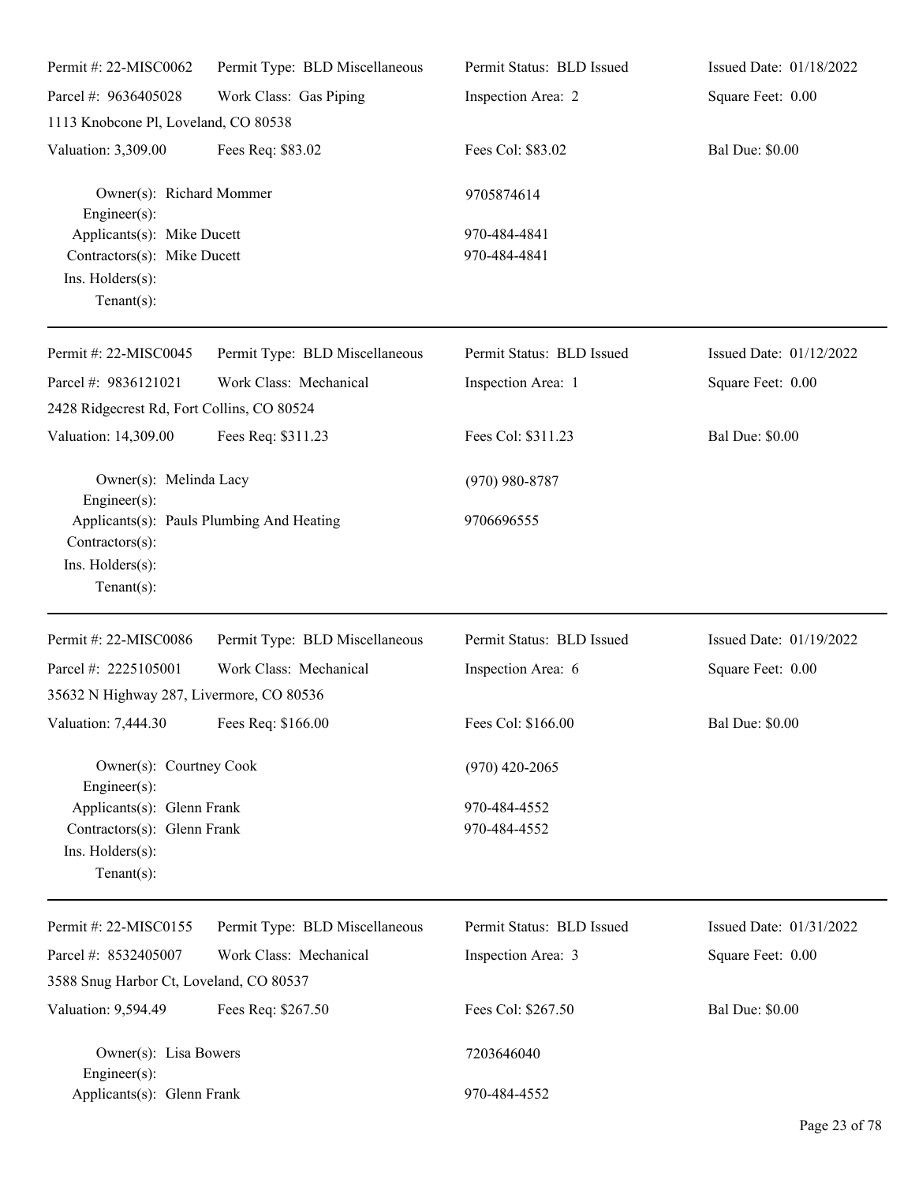| Permit #: 22-MISC0062 | Permit Type: BLD Miscellaneous | Permit Status: BLD Issued | Issued Date: 01/18/2022 |
|---|---|---|---|
| Parcel #: 9636405028 | Work Class: Gas Piping | Inspection Area: 2 | Square Feet: 0.00 |
| 1113 Knobcone Pl, Loveland, CO 80538 | | | |
| Valuation: 3,309.00 | Fees Req: $83.02 | Fees Col: $83.02 | Bal Due: $0.00 |

Owner(s): Richard Mommer — 9705874614
Engineer(s):
Applicants(s): Mike Ducett — 970-484-4841
Contractors(s): Mike Ducett — 970-484-4841
Ins. Holders(s):
Tenant(s):

---

| Permit #: 22-MISC0045 | Permit Type: BLD Miscellaneous | Permit Status: BLD Issued | Issued Date: 01/12/2022 |
|---|---|---|---|
| Parcel #: 9836121021 | Work Class: Mechanical | Inspection Area: 1 | Square Feet: 0.00 |
| 2428 Ridgecrest Rd, Fort Collins, CO 80524 | | | |
| Valuation: 14,309.00 | Fees Req: $311.23 | Fees Col: $311.23 | Bal Due: $0.00 |

Owner(s): Melinda Lacy — (970) 980-8787
Engineer(s):
Applicants(s): Pauls Plumbing And Heating — 9706696555
Contractors(s):
Ins. Holders(s):
Tenant(s):

---

| Permit #: 22-MISC0086 | Permit Type: BLD Miscellaneous | Permit Status: BLD Issued | Issued Date: 01/19/2022 |
|---|---|---|---|
| Parcel #: 2225105001 | Work Class: Mechanical | Inspection Area: 6 | Square Feet: 0.00 |
| 35632 N Highway 287, Livermore, CO 80536 | | | |
| Valuation: 7,444.30 | Fees Req: $166.00 | Fees Col: $166.00 | Bal Due: $0.00 |

Owner(s): Courtney Cook — (970) 420-2065
Engineer(s):
Applicants(s): Glenn Frank — 970-484-4552
Contractors(s): Glenn Frank — 970-484-4552
Ins. Holders(s):
Tenant(s):

---

| Permit #: 22-MISC0155 | Permit Type: BLD Miscellaneous | Permit Status: BLD Issued | Issued Date: 01/31/2022 |
|---|---|---|---|
| Parcel #: 8532405007 | Work Class: Mechanical | Inspection Area: 3 | Square Feet: 0.00 |
| 3588 Snug Harbor Ct, Loveland, CO 80537 | | | |
| Valuation: 9,594.49 | Fees Req: $267.50 | Fees Col: $267.50 | Bal Due: $0.00 |

Owner(s): Lisa Bowers — 7203646040
Engineer(s):
Applicants(s): Glenn Frank — 970-484-4552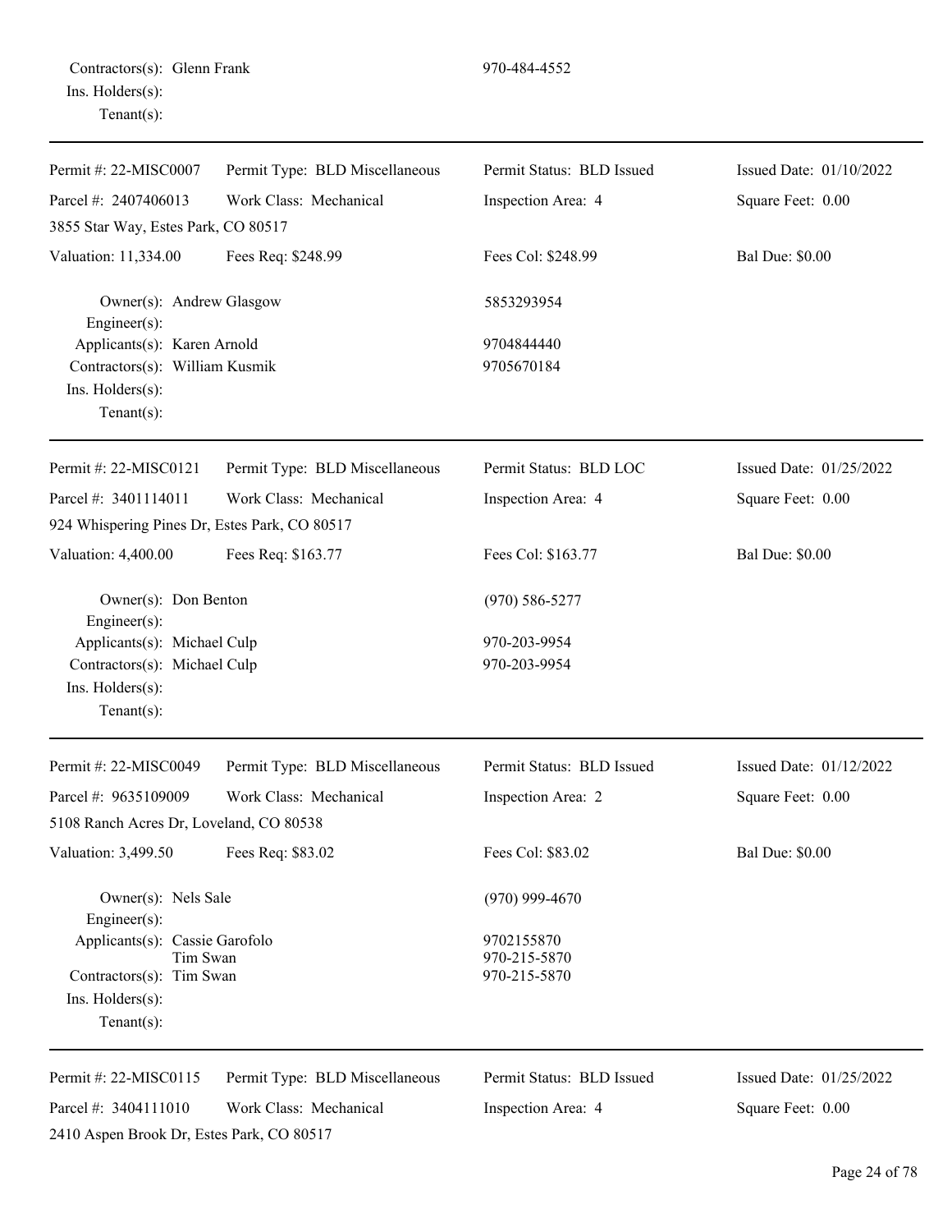Contractors(s): Glenn Frank 970-484-4552
Ins. Holders(s):
Tenant(s):

---

| Permit #: 22-MISC0007 | Permit Type: BLD Miscellaneous | Permit Status: BLD Issued | Issued Date: 01/10/2022 |
|---|---|---|---|
| Parcel #: 2407406013 | Work Class: Mechanical | Inspection Area: 4 | Square Feet: 0.00 |
| 3855 Star Way, Estes Park, CO 80517 | | | |
| Valuation: 11,334.00 | Fees Req: $248.99 | Fees Col: $248.99 | Bal Due: $0.00 |

Owner(s): Andrew Glasgow 5853293954
Engineer(s):
Applicants(s): Karen Arnold 9704844440
Contractors(s): William Kusmik 9705670184
Ins. Holders(s):
Tenant(s):

---

| Permit #: 22-MISC0121 | Permit Type: BLD Miscellaneous | Permit Status: BLD LOC | Issued Date: 01/25/2022 |
|---|---|---|---|
| Parcel #: 3401114011 | Work Class: Mechanical | Inspection Area: 4 | Square Feet: 0.00 |
| 924 Whispering Pines Dr, Estes Park, CO 80517 | | | |
| Valuation: 4,400.00 | Fees Req: $163.77 | Fees Col: $163.77 | Bal Due: $0.00 |

Owner(s): Don Benton (970) 586-5277
Engineer(s):
Applicants(s): Michael Culp 970-203-9954
Contractors(s): Michael Culp 970-203-9954
Ins. Holders(s):
Tenant(s):

---

| Permit #: 22-MISC0049 | Permit Type: BLD Miscellaneous | Permit Status: BLD Issued | Issued Date: 01/12/2022 |
|---|---|---|---|
| Parcel #: 9635109009 | Work Class: Mechanical | Inspection Area: 2 | Square Feet: 0.00 |
| 5108 Ranch Acres Dr, Loveland, CO 80538 | | | |
| Valuation: 3,499.50 | Fees Req: $83.02 | Fees Col: $83.02 | Bal Due: $0.00 |

Owner(s): Nels Sale (970) 999-4670
Engineer(s):
Applicants(s): Cassie Garofolo 9702155870
Tim Swan 970-215-5870
Contractors(s): Tim Swan 970-215-5870
Ins. Holders(s):
Tenant(s):

---

| Permit #: 22-MISC0115 | Permit Type: BLD Miscellaneous | Permit Status: BLD Issued | Issued Date: 01/25/2022 |
|---|---|---|---|
| Parcel #: 3404111010 | Work Class: Mechanical | Inspection Area: 4 | Square Feet: 0.00 |
| 2410 Aspen Brook Dr, Estes Park, CO 80517 | | | |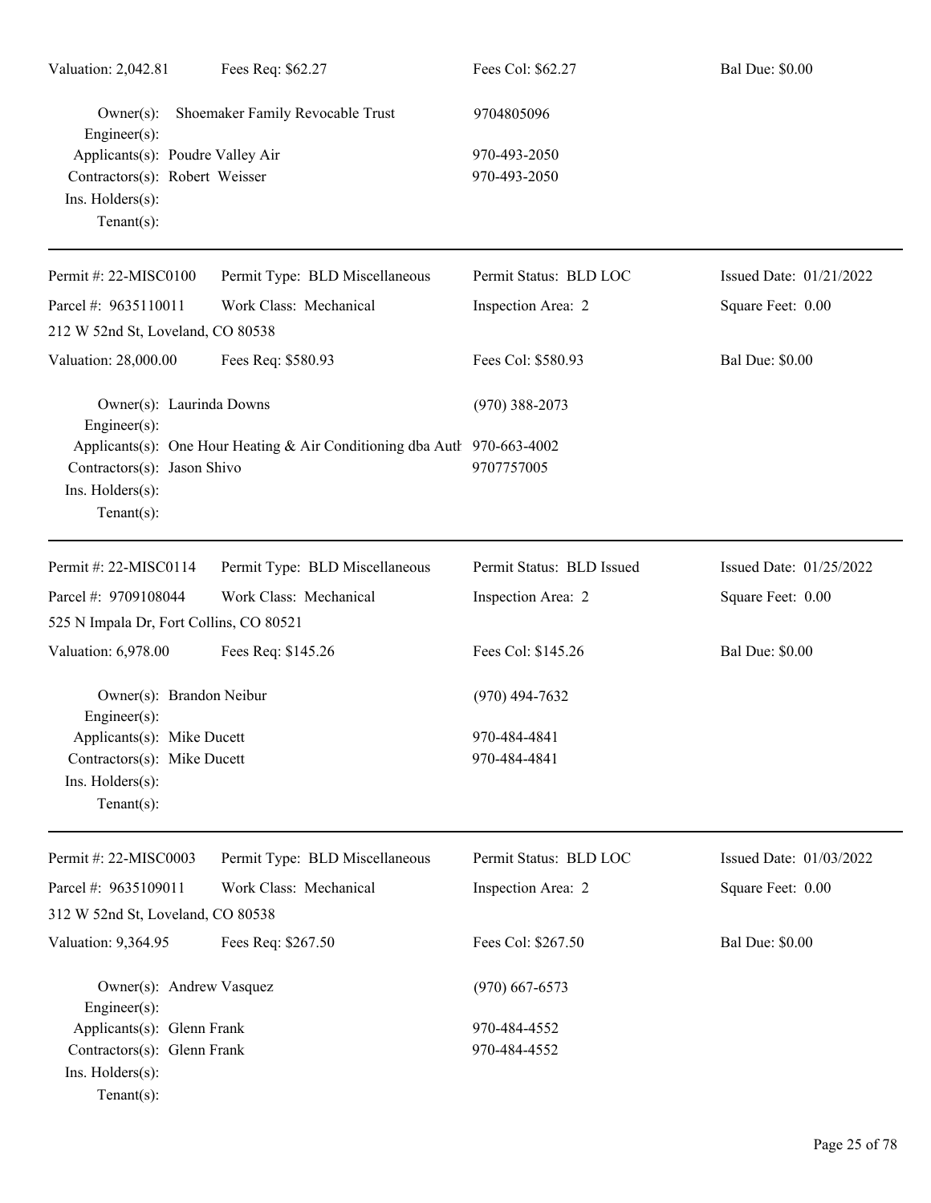Valuation: 2,042.81 Fees Req: $62.27 Fees Col: $62.27 Bal Due: $0.00

Owner(s): Shoemaker Family Revocable Trust 9704805096
Engineer(s):
Applicants(s): Poudre Valley Air 970-493-2050
Contractors(s): Robert Weisser 970-493-2050
Ins. Holders(s):
Tenant(s):

---

Permit #: 22-MISC0100 Permit Type: BLD Miscellaneous Permit Status: BLD LOC Issued Date: 01/21/2022
Parcel #: 9635110011 Work Class: Mechanical Inspection Area: 2 Square Feet: 0.00
212 W 52nd St, Loveland, CO 80538
Valuation: 28,000.00 Fees Req: $580.93 Fees Col: $580.93 Bal Due: $0.00

Owner(s): Laurinda Downs (970) 388-2073
Engineer(s):
Applicants(s): One Hour Heating & Air Conditioning dba Auth 970-663-4002
Contractors(s): Jason Shivo 9707757005
Ins. Holders(s):
Tenant(s):

---

Permit #: 22-MISC0114 Permit Type: BLD Miscellaneous Permit Status: BLD Issued Issued Date: 01/25/2022
Parcel #: 9709108044 Work Class: Mechanical Inspection Area: 2 Square Feet: 0.00
525 N Impala Dr, Fort Collins, CO 80521
Valuation: 6,978.00 Fees Req: $145.26 Fees Col: $145.26 Bal Due: $0.00

Owner(s): Brandon Neibur (970) 494-7632
Engineer(s):
Applicants(s): Mike Ducett 970-484-4841
Contractors(s): Mike Ducett 970-484-4841
Ins. Holders(s):
Tenant(s):

---

Permit #: 22-MISC0003 Permit Type: BLD Miscellaneous Permit Status: BLD LOC Issued Date: 01/03/2022
Parcel #: 9635109011 Work Class: Mechanical Inspection Area: 2 Square Feet: 0.00
312 W 52nd St, Loveland, CO 80538
Valuation: 9,364.95 Fees Req: $267.50 Fees Col: $267.50 Bal Due: $0.00

Owner(s): Andrew Vasquez (970) 667-6573
Engineer(s):
Applicants(s): Glenn Frank 970-484-4552
Contractors(s): Glenn Frank 970-484-4552
Ins. Holders(s):
Tenant(s):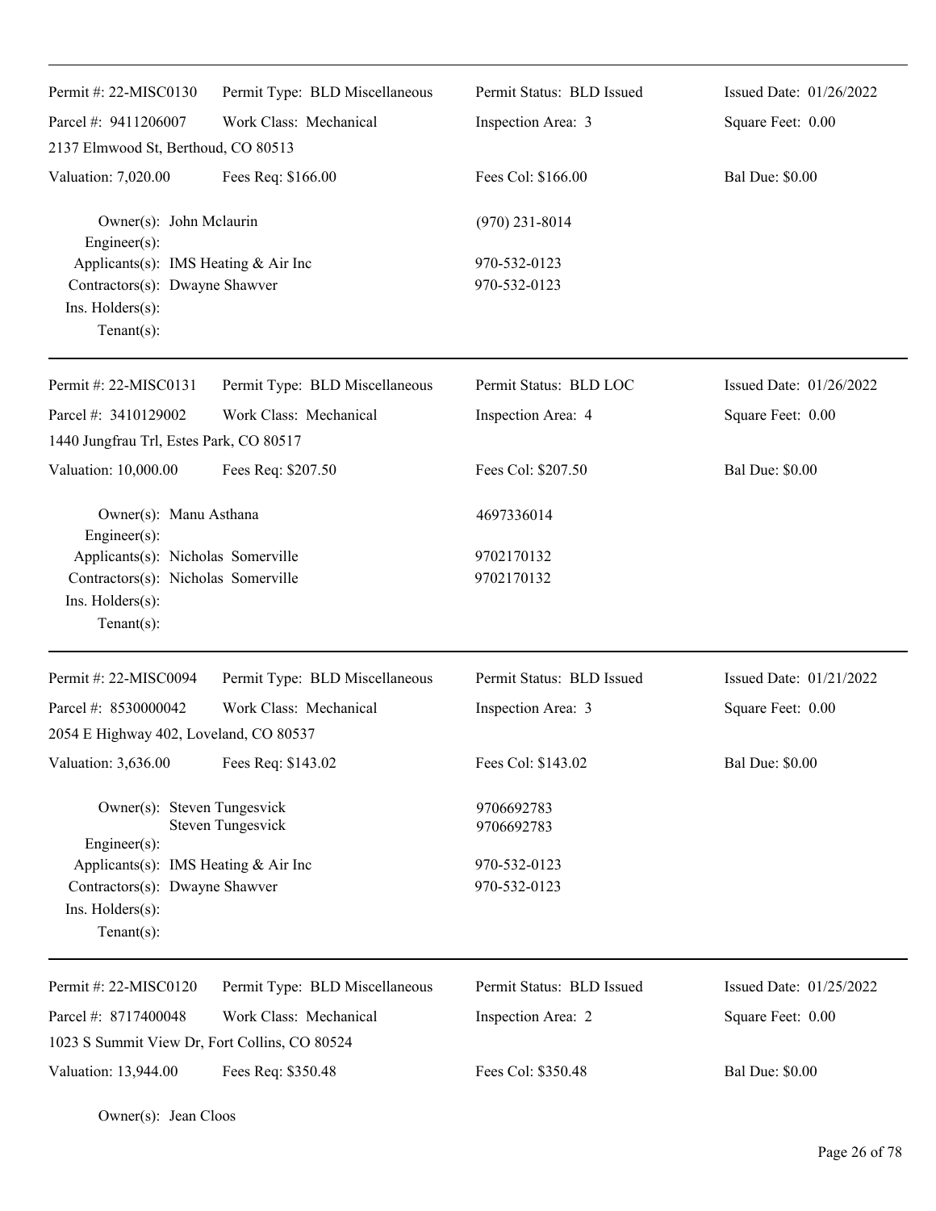| Permit #: 22-MISC0130 | Permit Type: BLD Miscellaneous | Permit Status: BLD Issued | Issued Date: 01/26/2022 |
|---|---|---|---|
| Parcel #: 9411206007 | Work Class: Mechanical | Inspection Area: 3 | Square Feet: 0.00 |
| 2137 Elmwood St, Berthoud, CO 80513 | | | |
| Valuation: 7,020.00 | Fees Req: $166.00 | Fees Col: $166.00 | Bal Due: $0.00 |

Owner(s): John Mclaurin — (970) 231-8014
Engineer(s):
Applicants(s): IMS Heating & Air Inc — 970-532-0123
Contractors(s): Dwayne Shawver — 970-532-0123
Ins. Holders(s):
Tenant(s):

---

| Permit #: 22-MISC0131 | Permit Type: BLD Miscellaneous | Permit Status: BLD LOC | Issued Date: 01/26/2022 |
|---|---|---|---|
| Parcel #: 3410129002 | Work Class: Mechanical | Inspection Area: 4 | Square Feet: 0.00 |
| 1440 Jungfrau Trl, Estes Park, CO 80517 | | | |
| Valuation: 10,000.00 | Fees Req: $207.50 | Fees Col: $207.50 | Bal Due: $0.00 |

Owner(s): Manu Asthana — 4697336014
Engineer(s):
Applicants(s): Nicholas Somerville — 9702170132
Contractors(s): Nicholas Somerville — 9702170132
Ins. Holders(s):
Tenant(s):

---

| Permit #: 22-MISC0094 | Permit Type: BLD Miscellaneous | Permit Status: BLD Issued | Issued Date: 01/21/2022 |
|---|---|---|---|
| Parcel #: 8530000042 | Work Class: Mechanical | Inspection Area: 3 | Square Feet: 0.00 |
| 2054 E Highway 402, Loveland, CO 80537 | | | |
| Valuation: 3,636.00 | Fees Req: $143.02 | Fees Col: $143.02 | Bal Due: $0.00 |

Owner(s): Steven Tungesvick — 9706692783
Steven Tungesvick — 9706692783
Engineer(s):
Applicants(s): IMS Heating & Air Inc — 970-532-0123
Contractors(s): Dwayne Shawver — 970-532-0123
Ins. Holders(s):
Tenant(s):

---

| Permit #: 22-MISC0120 | Permit Type: BLD Miscellaneous | Permit Status: BLD Issued | Issued Date: 01/25/2022 |
|---|---|---|---|
| Parcel #: 8717400048 | Work Class: Mechanical | Inspection Area: 2 | Square Feet: 0.00 |
| 1023 S Summit View Dr, Fort Collins, CO 80524 | | | |
| Valuation: 13,944.00 | Fees Req: $350.48 | Fees Col: $350.48 | Bal Due: $0.00 |

Owner(s): Jean Cloos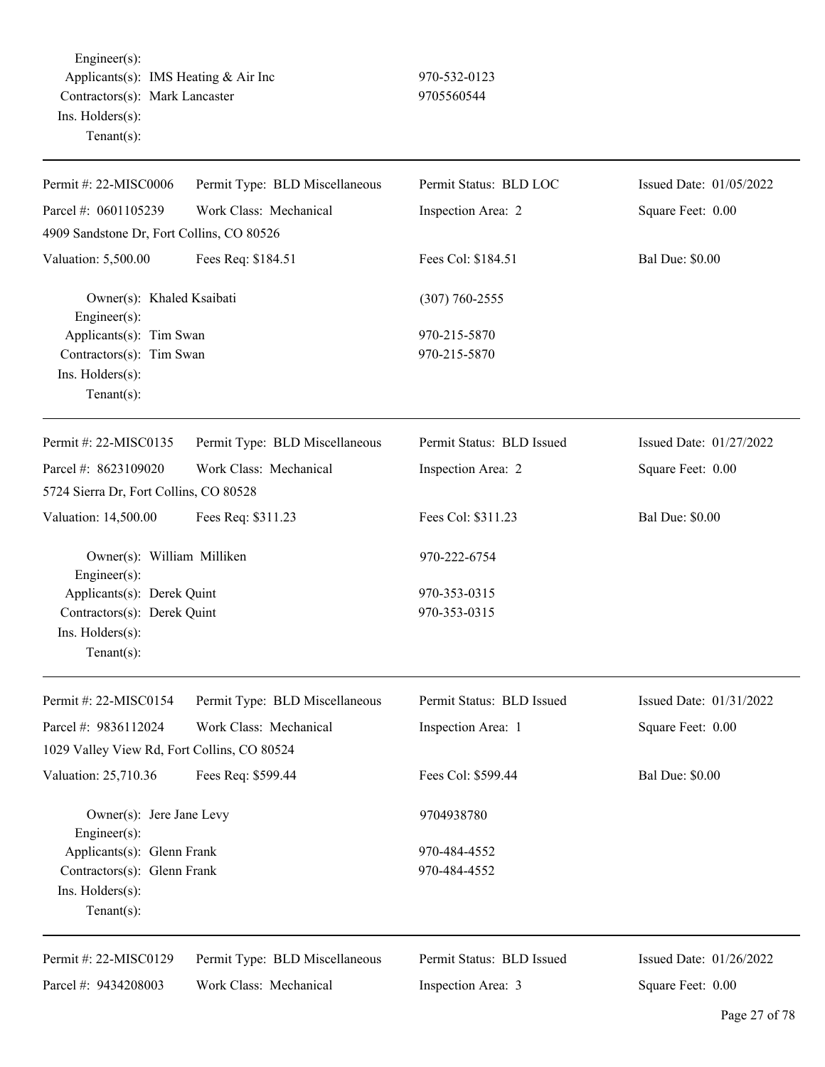Engineer(s):
Applicants(s): IMS Heating & Air Inc 970-532-0123
Contractors(s): Mark Lancaster 9705560544
Ins. Holders(s):
Tenant(s):

---

| Permit #: 22-MISC0006 | Permit Type: BLD Miscellaneous | Permit Status: BLD LOC | Issued Date: 01/05/2022 |
|---|---|---|---|
| Parcel #: 0601105239 | Work Class: Mechanical | Inspection Area: 2 | Square Feet: 0.00 |
| 4909 Sandstone Dr, Fort Collins, CO 80526 | | | |
| Valuation: 5,500.00 | Fees Req: $184.51 | Fees Col: $184.51 | Bal Due: $0.00 |

Owner(s): Khaled Ksaibati (307) 760-2555
Engineer(s):
Applicants(s): Tim Swan 970-215-5870
Contractors(s): Tim Swan 970-215-5870
Ins. Holders(s):
Tenant(s):

---

| Permit #: 22-MISC0135 | Permit Type: BLD Miscellaneous | Permit Status: BLD Issued | Issued Date: 01/27/2022 |
|---|---|---|---|
| Parcel #: 8623109020 | Work Class: Mechanical | Inspection Area: 2 | Square Feet: 0.00 |
| 5724 Sierra Dr, Fort Collins, CO 80528 | | | |
| Valuation: 14,500.00 | Fees Req: $311.23 | Fees Col: $311.23 | Bal Due: $0.00 |

Owner(s): William Milliken 970-222-6754
Engineer(s):
Applicants(s): Derek Quint 970-353-0315
Contractors(s): Derek Quint 970-353-0315
Ins. Holders(s):
Tenant(s):

---

| Permit #: 22-MISC0154 | Permit Type: BLD Miscellaneous | Permit Status: BLD Issued | Issued Date: 01/31/2022 |
|---|---|---|---|
| Parcel #: 9836112024 | Work Class: Mechanical | Inspection Area: 1 | Square Feet: 0.00 |
| 1029 Valley View Rd, Fort Collins, CO 80524 | | | |
| Valuation: 25,710.36 | Fees Req: $599.44 | Fees Col: $599.44 | Bal Due: $0.00 |

Owner(s): Jere Jane Levy 9704938780
Engineer(s):
Applicants(s): Glenn Frank 970-484-4552
Contractors(s): Glenn Frank 970-484-4552
Ins. Holders(s):
Tenant(s):

---

| Permit #: 22-MISC0129 | Permit Type: BLD Miscellaneous | Permit Status: BLD Issued | Issued Date: 01/26/2022 |
|---|---|---|---|
| Parcel #: 9434208003 | Work Class: Mechanical | Inspection Area: 3 | Square Feet: 0.00 |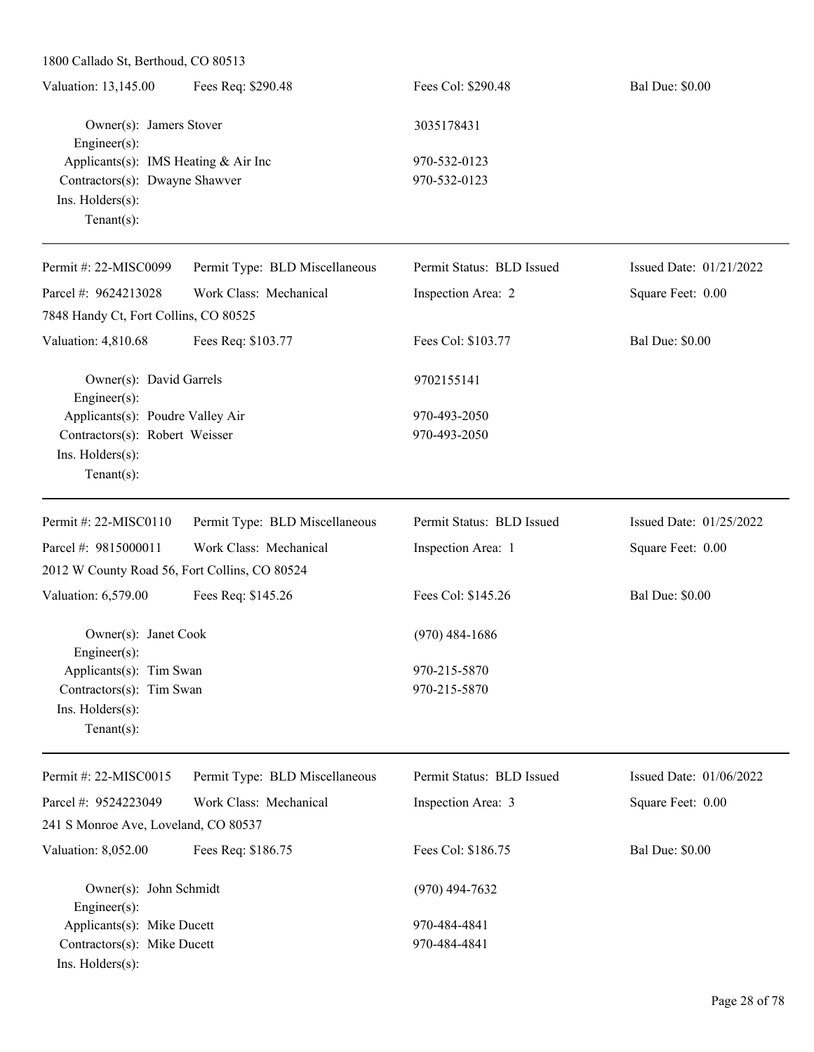1800 Callado St, Berthoud, CO 80513

| Valuation: 13,145.00 | Fees Req: $290.48 | Fees Col: $290.48 | Bal Due: $0.00 |
|---|---|---|---|

Owner(s): Jamers Stover — 3035178431
Engineer(s):
Applicants(s): IMS Heating & Air Inc — 970-532-0123
Contractors(s): Dwayne Shawver — 970-532-0123
Ins. Holders(s):
Tenant(s):

---

| Permit #: 22-MISC0099 | Permit Type: BLD Miscellaneous | Permit Status: BLD Issued | Issued Date: 01/21/2022 |
|---|---|---|---|
| Parcel #: 9624213028 | Work Class: Mechanical | Inspection Area: 2 | Square Feet: 0.00 |
| 7848 Handy Ct, Fort Collins, CO 80525 | | | |
| Valuation: 4,810.68 | Fees Req: $103.77 | Fees Col: $103.77 | Bal Due: $0.00 |

Owner(s): David Garrels — 9702155141
Engineer(s):
Applicants(s): Poudre Valley Air — 970-493-2050
Contractors(s): Robert Weisser — 970-493-2050
Ins. Holders(s):
Tenant(s):

---

| Permit #: 22-MISC0110 | Permit Type: BLD Miscellaneous | Permit Status: BLD Issued | Issued Date: 01/25/2022 |
|---|---|---|---|
| Parcel #: 9815000011 | Work Class: Mechanical | Inspection Area: 1 | Square Feet: 0.00 |
| 2012 W County Road 56, Fort Collins, CO 80524 | | | |
| Valuation: 6,579.00 | Fees Req: $145.26 | Fees Col: $145.26 | Bal Due: $0.00 |

Owner(s): Janet Cook — (970) 484-1686
Engineer(s):
Applicants(s): Tim Swan — 970-215-5870
Contractors(s): Tim Swan — 970-215-5870
Ins. Holders(s):
Tenant(s):

---

| Permit #: 22-MISC0015 | Permit Type: BLD Miscellaneous | Permit Status: BLD Issued | Issued Date: 01/06/2022 |
|---|---|---|---|
| Parcel #: 9524223049 | Work Class: Mechanical | Inspection Area: 3 | Square Feet: 0.00 |
| 241 S Monroe Ave, Loveland, CO 80537 | | | |
| Valuation: 8,052.00 | Fees Req: $186.75 | Fees Col: $186.75 | Bal Due: $0.00 |

Owner(s): John Schmidt — (970) 494-7632
Engineer(s):
Applicants(s): Mike Ducett — 970-484-4841
Contractors(s): Mike Ducett — 970-484-4841
Ins. Holders(s):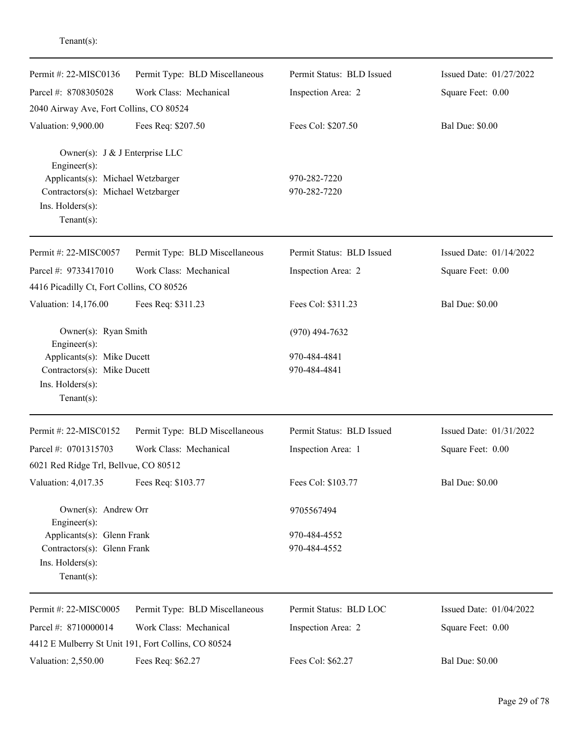Tenant(s):

---

| Permit #: 22-MISC0136 | Permit Type: BLD Miscellaneous | Permit Status: BLD Issued | Issued Date: 01/27/2022 |
|---|---|---|---|
| Parcel #: 8708305028 | Work Class: Mechanical | Inspection Area: 2 | Square Feet: 0.00 |
| 2040 Airway Ave, Fort Collins, CO 80524 | | | |
| Valuation: 9,900.00 | Fees Req: $207.50 | Fees Col: $207.50 | Bal Due: $0.00 |

Owner(s): J & J Enterprise LLC
Engineer(s):
Applicants(s): Michael Wetzbarger 970-282-7220
Contractors(s): Michael Wetzbarger 970-282-7220
Ins. Holders(s):
Tenant(s):

---

| Permit #: 22-MISC0057 | Permit Type: BLD Miscellaneous | Permit Status: BLD Issued | Issued Date: 01/14/2022 |
|---|---|---|---|
| Parcel #: 9733417010 | Work Class: Mechanical | Inspection Area: 2 | Square Feet: 0.00 |
| 4416 Picadilly Ct, Fort Collins, CO 80526 | | | |
| Valuation: 14,176.00 | Fees Req: $311.23 | Fees Col: $311.23 | Bal Due: $0.00 |

Owner(s): Ryan Smith (970) 494-7632
Engineer(s):
Applicants(s): Mike Ducett 970-484-4841
Contractors(s): Mike Ducett 970-484-4841
Ins. Holders(s):
Tenant(s):

---

| Permit #: 22-MISC0152 | Permit Type: BLD Miscellaneous | Permit Status: BLD Issued | Issued Date: 01/31/2022 |
|---|---|---|---|
| Parcel #: 0701315703 | Work Class: Mechanical | Inspection Area: 1 | Square Feet: 0.00 |
| 6021 Red Ridge Trl, Bellvue, CO 80512 | | | |
| Valuation: 4,017.35 | Fees Req: $103.77 | Fees Col: $103.77 | Bal Due: $0.00 |

Owner(s): Andrew Orr 9705567494
Engineer(s):
Applicants(s): Glenn Frank 970-484-4552
Contractors(s): Glenn Frank 970-484-4552
Ins. Holders(s):
Tenant(s):

---

| Permit #: 22-MISC0005 | Permit Type: BLD Miscellaneous | Permit Status: BLD LOC | Issued Date: 01/04/2022 |
|---|---|---|---|
| Parcel #: 8710000014 | Work Class: Mechanical | Inspection Area: 2 | Square Feet: 0.00 |
| 4412 E Mulberry St Unit 191, Fort Collins, CO 80524 | | | |
| Valuation: 2,550.00 | Fees Req: $62.27 | Fees Col: $62.27 | Bal Due: $0.00 |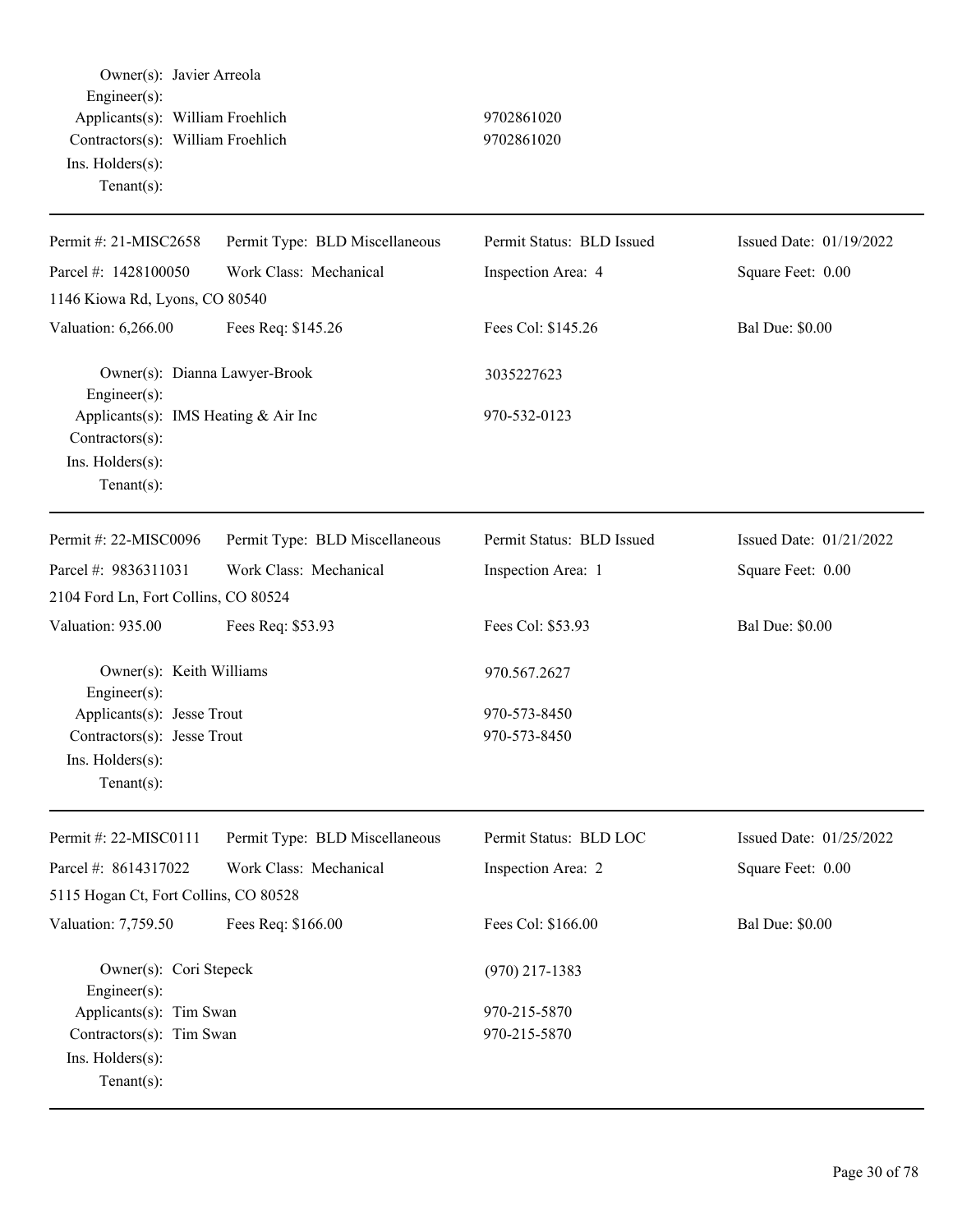Owner(s): Javier Arreola
Engineer(s):
Applicants(s): William Froehlich 9702861020
Contractors(s): William Froehlich 9702861020
Ins. Holders(s):
Tenant(s):

---

| Permit #: 21-MISC2658 | Permit Type: BLD Miscellaneous | Permit Status: BLD Issued | Issued Date: 01/19/2022 |
|---|---|---|---|
| Parcel #: 1428100050 | Work Class: Mechanical | Inspection Area: 4 | Square Feet: 0.00 |
| 1146 Kiowa Rd, Lyons, CO 80540 | | | |
| Valuation: 6,266.00 | Fees Req: $145.26 | Fees Col: $145.26 | Bal Due: $0.00 |

Owner(s): Dianna Lawyer-Brook 3035227623
Engineer(s):
Applicants(s): IMS Heating & Air Inc 970-532-0123
Contractors(s):
Ins. Holders(s):
Tenant(s):

---

| Permit #: 22-MISC0096 | Permit Type: BLD Miscellaneous | Permit Status: BLD Issued | Issued Date: 01/21/2022 |
|---|---|---|---|
| Parcel #: 9836311031 | Work Class: Mechanical | Inspection Area: 1 | Square Feet: 0.00 |
| 2104 Ford Ln, Fort Collins, CO 80524 | | | |
| Valuation: 935.00 | Fees Req: $53.93 | Fees Col: $53.93 | Bal Due: $0.00 |

Owner(s): Keith Williams 970.567.2627
Engineer(s):
Applicants(s): Jesse Trout 970-573-8450
Contractors(s): Jesse Trout 970-573-8450
Ins. Holders(s):
Tenant(s):

---

| Permit #: 22-MISC0111 | Permit Type: BLD Miscellaneous | Permit Status: BLD LOC | Issued Date: 01/25/2022 |
|---|---|---|---|
| Parcel #: 8614317022 | Work Class: Mechanical | Inspection Area: 2 | Square Feet: 0.00 |
| 5115 Hogan Ct, Fort Collins, CO 80528 | | | |
| Valuation: 7,759.50 | Fees Req: $166.00 | Fees Col: $166.00 | Bal Due: $0.00 |

Owner(s): Cori Stepeck (970) 217-1383
Engineer(s):
Applicants(s): Tim Swan 970-215-5870
Contractors(s): Tim Swan 970-215-5870
Ins. Holders(s):
Tenant(s):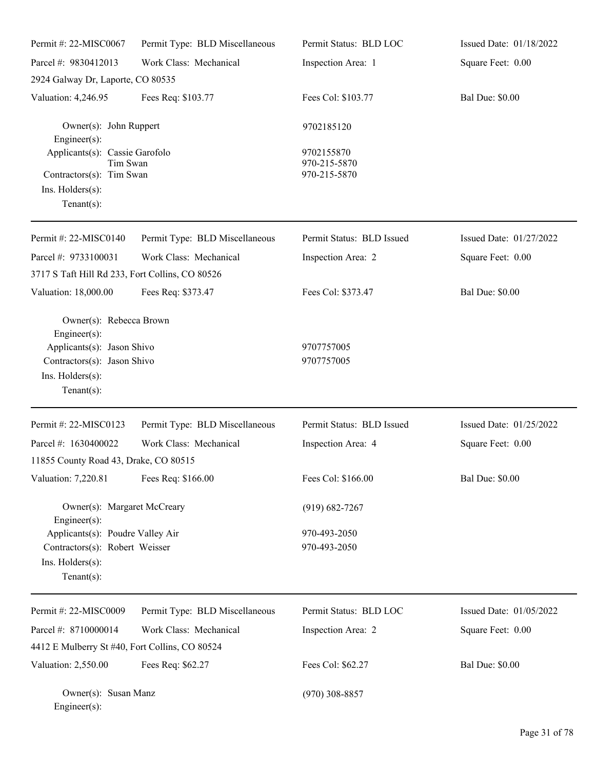| Permit #: 22-MISC0067 | Permit Type: BLD Miscellaneous | Permit Status: BLD LOC | Issued Date: 01/18/2022 |
|---|---|---|---|
| Parcel #: 9830412013 | Work Class: Mechanical | Inspection Area: 1 | Square Feet: 0.00 |
| 2924 Galway Dr, Laporte, CO 80535 | | | |
| Valuation: 4,246.95 | Fees Req: $103.77 | Fees Col: $103.77 | Bal Due: $0.00 |

Owner(s): John Ruppert — 9702185120
Engineer(s):
Applicants(s): Cassie Garofolo — 9702155870
Tim Swan — 970-215-5870
Contractors(s): Tim Swan — 970-215-5870
Ins. Holders(s):
Tenant(s):

---

| Permit #: 22-MISC0140 | Permit Type: BLD Miscellaneous | Permit Status: BLD Issued | Issued Date: 01/27/2022 |
|---|---|---|---|
| Parcel #: 9733100031 | Work Class: Mechanical | Inspection Area: 2 | Square Feet: 0.00 |
| 3717 S Taft Hill Rd 233, Fort Collins, CO 80526 | | | |
| Valuation: 18,000.00 | Fees Req: $373.47 | Fees Col: $373.47 | Bal Due: $0.00 |

Owner(s): Rebecca Brown
Engineer(s):
Applicants(s): Jason Shivo — 9707757005
Contractors(s): Jason Shivo — 9707757005
Ins. Holders(s):
Tenant(s):

---

| Permit #: 22-MISC0123 | Permit Type: BLD Miscellaneous | Permit Status: BLD Issued | Issued Date: 01/25/2022 |
|---|---|---|---|
| Parcel #: 1630400022 | Work Class: Mechanical | Inspection Area: 4 | Square Feet: 0.00 |
| 11855 County Road 43, Drake, CO 80515 | | | |
| Valuation: 7,220.81 | Fees Req: $166.00 | Fees Col: $166.00 | Bal Due: $0.00 |

Owner(s): Margaret McCreary — (919) 682-7267
Engineer(s):
Applicants(s): Poudre Valley Air — 970-493-2050
Contractors(s): Robert Weisser — 970-493-2050
Ins. Holders(s):
Tenant(s):

---

| Permit #: 22-MISC0009 | Permit Type: BLD Miscellaneous | Permit Status: BLD LOC | Issued Date: 01/05/2022 |
|---|---|---|---|
| Parcel #: 8710000014 | Work Class: Mechanical | Inspection Area: 2 | Square Feet: 0.00 |
| 4412 E Mulberry St #40, Fort Collins, CO 80524 | | | |
| Valuation: 2,550.00 | Fees Req: $62.27 | Fees Col: $62.27 | Bal Due: $0.00 |

Owner(s): Susan Manz — (970) 308-8857
Engineer(s):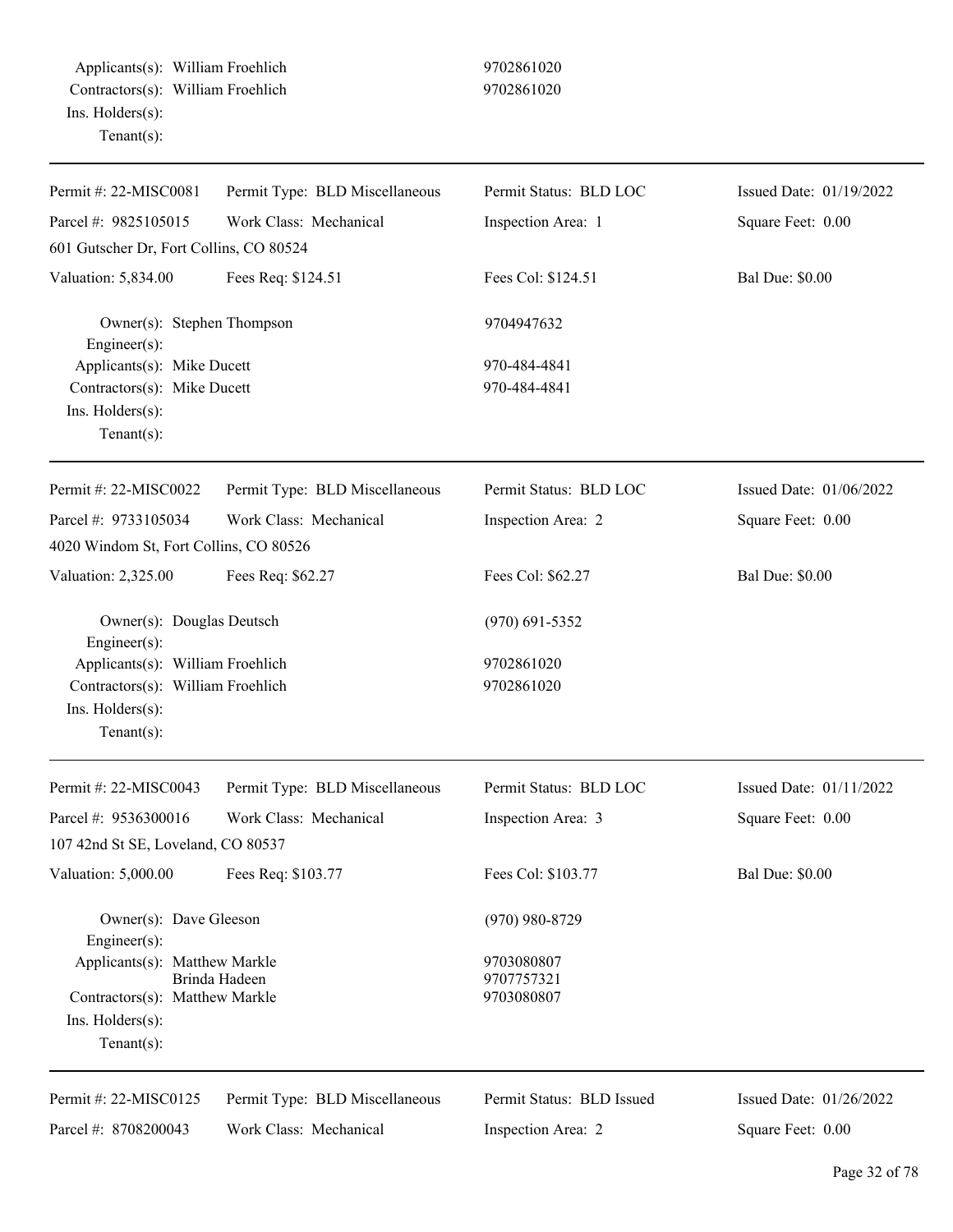Applicants(s): William Froehlich 9702861020
Contractors(s): William Froehlich 9702861020
Ins. Holders(s):
Tenant(s):

---

| Permit #: 22-MISC0081 | Permit Type: BLD Miscellaneous | Permit Status: BLD LOC | Issued Date: 01/19/2022 |
|---|---|---|---|
| Parcel #: 9825105015 | Work Class: Mechanical | Inspection Area: 1 | Square Feet: 0.00 |
| 601 Gutscher Dr, Fort Collins, CO 80524 | | | |
| Valuation: 5,834.00 | Fees Req: $124.51 | Fees Col: $124.51 | Bal Due: $0.00 |

Owner(s): Stephen Thompson 9704947632
Engineer(s):
Applicants(s): Mike Ducett 970-484-4841
Contractors(s): Mike Ducett 970-484-4841
Ins. Holders(s):
Tenant(s):

---

| Permit #: 22-MISC0022 | Permit Type: BLD Miscellaneous | Permit Status: BLD LOC | Issued Date: 01/06/2022 |
|---|---|---|---|
| Parcel #: 9733105034 | Work Class: Mechanical | Inspection Area: 2 | Square Feet: 0.00 |
| 4020 Windom St, Fort Collins, CO 80526 | | | |
| Valuation: 2,325.00 | Fees Req: $62.27 | Fees Col: $62.27 | Bal Due: $0.00 |

Owner(s): Douglas Deutsch (970) 691-5352
Engineer(s):
Applicants(s): William Froehlich 9702861020
Contractors(s): William Froehlich 9702861020
Ins. Holders(s):
Tenant(s):

---

| Permit #: 22-MISC0043 | Permit Type: BLD Miscellaneous | Permit Status: BLD LOC | Issued Date: 01/11/2022 |
|---|---|---|---|
| Parcel #: 9536300016 | Work Class: Mechanical | Inspection Area: 3 | Square Feet: 0.00 |
| 107 42nd St SE, Loveland, CO 80537 | | | |
| Valuation: 5,000.00 | Fees Req: $103.77 | Fees Col: $103.77 | Bal Due: $0.00 |

Owner(s): Dave Gleeson (970) 980-8729
Engineer(s):
Applicants(s): Matthew Markle 9703080807
Brinda Hadeen 9707757321
Contractors(s): Matthew Markle 9703080807
Ins. Holders(s):
Tenant(s):

---

| Permit #: 22-MISC0125 | Permit Type: BLD Miscellaneous | Permit Status: BLD Issued | Issued Date: 01/26/2022 |
|---|---|---|---|
| Parcel #: 8708200043 | Work Class: Mechanical | Inspection Area: 2 | Square Feet: 0.00 |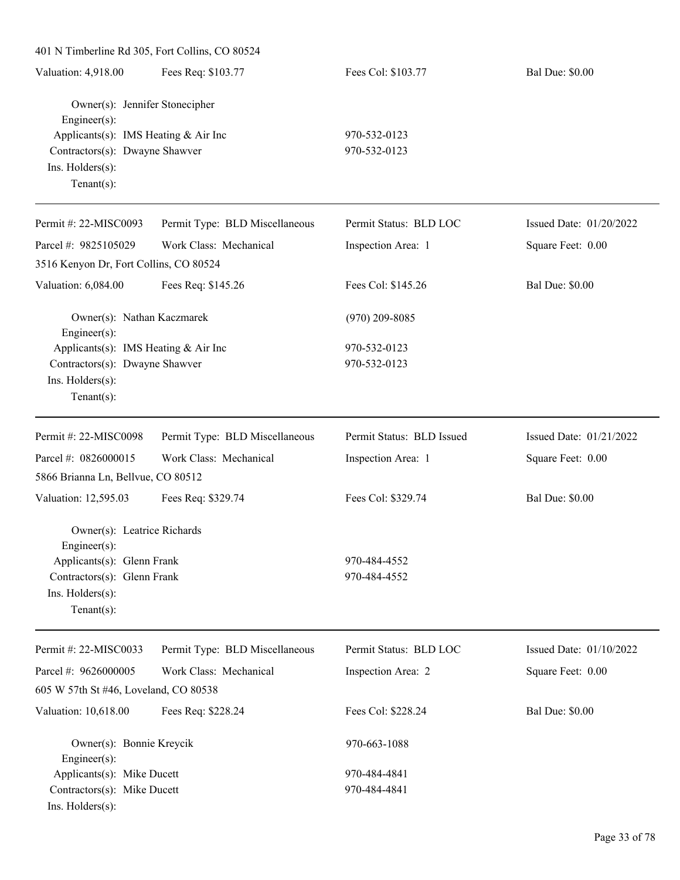401 N Timberline Rd 305, Fort Collins, CO 80524

Valuation: 4,918.00 | Fees Req: $103.77 | Fees Col: $103.77 | Bal Due: $0.00

Owner(s): Jennifer Stonecipher
Engineer(s):
Applicants(s): IMS Heating & Air Inc 970-532-0123
Contractors(s): Dwayne Shawver 970-532-0123
Ins. Holders(s):
Tenant(s):

---

Permit #: 22-MISC0093 | Permit Type: BLD Miscellaneous | Permit Status: BLD LOC | Issued Date: 01/20/2022
Parcel #: 9825105029 | Work Class: Mechanical | Inspection Area: 1 | Square Feet: 0.00
3516 Kenyon Dr, Fort Collins, CO 80524
Valuation: 6,084.00 | Fees Req: $145.26 | Fees Col: $145.26 | Bal Due: $0.00

Owner(s): Nathan Kaczmarek (970) 209-8085
Engineer(s):
Applicants(s): IMS Heating & Air Inc 970-532-0123
Contractors(s): Dwayne Shawver 970-532-0123
Ins. Holders(s):
Tenant(s):

---

Permit #: 22-MISC0098 | Permit Type: BLD Miscellaneous | Permit Status: BLD Issued | Issued Date: 01/21/2022
Parcel #: 0826000015 | Work Class: Mechanical | Inspection Area: 1 | Square Feet: 0.00
5866 Brianna Ln, Bellvue, CO 80512
Valuation: 12,595.03 | Fees Req: $329.74 | Fees Col: $329.74 | Bal Due: $0.00

Owner(s): Leatrice Richards
Engineer(s):
Applicants(s): Glenn Frank 970-484-4552
Contractors(s): Glenn Frank 970-484-4552
Ins. Holders(s):
Tenant(s):

---

Permit #: 22-MISC0033 | Permit Type: BLD Miscellaneous | Permit Status: BLD LOC | Issued Date: 01/10/2022
Parcel #: 9626000005 | Work Class: Mechanical | Inspection Area: 2 | Square Feet: 0.00
605 W 57th St #46, Loveland, CO 80538
Valuation: 10,618.00 | Fees Req: $228.24 | Fees Col: $228.24 | Bal Due: $0.00

Owner(s): Bonnie Kreycik 970-663-1088
Engineer(s):
Applicants(s): Mike Ducett 970-484-4841
Contractors(s): Mike Ducett 970-484-4841
Ins. Holders(s):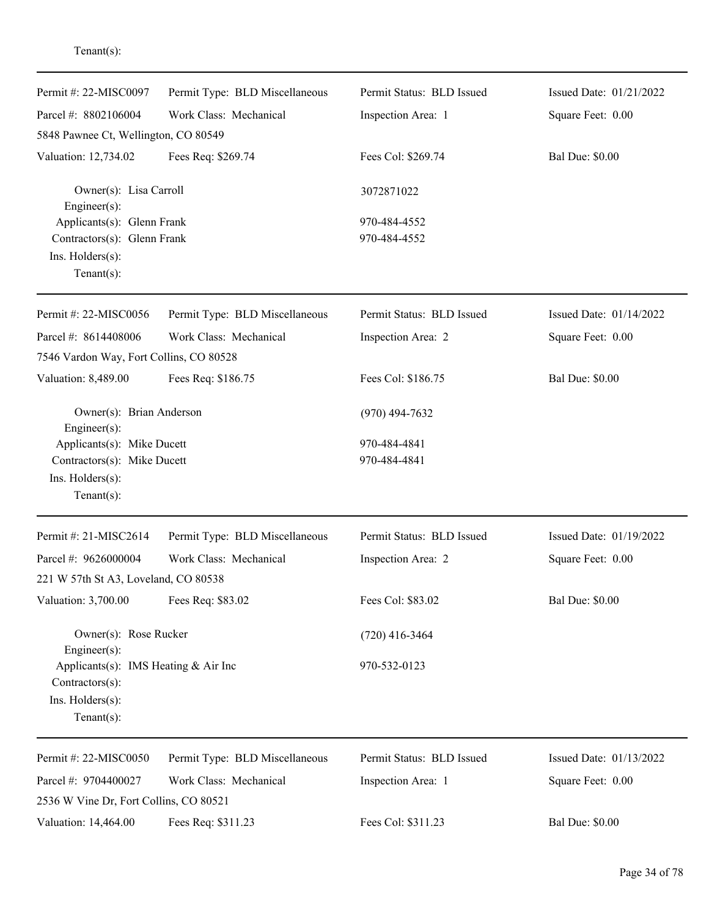Tenant(s):

---

| | | | |
|---|---|---|---|
| Permit #: 22-MISC0097 | Permit Type: BLD Miscellaneous | Permit Status: BLD Issued | Issued Date: 01/21/2022 |
| Parcel #: 8802106004 | Work Class: Mechanical | Inspection Area: 1 | Square Feet: 0.00 |
| 5848 Pawnee Ct, Wellington, CO 80549 | | | |
| Valuation: 12,734.02 | Fees Req: $269.74 | Fees Col: $269.74 | Bal Due: $0.00 |

Owner(s): Lisa Carroll — 3072871022
Engineer(s):
Applicants(s): Glenn Frank — 970-484-4552
Contractors(s): Glenn Frank — 970-484-4552
Ins. Holders(s):
Tenant(s):

---

| | | | |
|---|---|---|---|
| Permit #: 22-MISC0056 | Permit Type: BLD Miscellaneous | Permit Status: BLD Issued | Issued Date: 01/14/2022 |
| Parcel #: 8614408006 | Work Class: Mechanical | Inspection Area: 2 | Square Feet: 0.00 |
| 7546 Vardon Way, Fort Collins, CO 80528 | | | |
| Valuation: 8,489.00 | Fees Req: $186.75 | Fees Col: $186.75 | Bal Due: $0.00 |

Owner(s): Brian Anderson — (970) 494-7632
Engineer(s):
Applicants(s): Mike Ducett — 970-484-4841
Contractors(s): Mike Ducett — 970-484-4841
Ins. Holders(s):
Tenant(s):

---

| | | | |
|---|---|---|---|
| Permit #: 21-MISC2614 | Permit Type: BLD Miscellaneous | Permit Status: BLD Issued | Issued Date: 01/19/2022 |
| Parcel #: 9626000004 | Work Class: Mechanical | Inspection Area: 2 | Square Feet: 0.00 |
| 221 W 57th St A3, Loveland, CO 80538 | | | |
| Valuation: 3,700.00 | Fees Req: $83.02 | Fees Col: $83.02 | Bal Due: $0.00 |

Owner(s): Rose Rucker — (720) 416-3464
Engineer(s):
Applicants(s): IMS Heating & Air Inc — 970-532-0123
Contractors(s):
Ins. Holders(s):
Tenant(s):

---

| | | | |
|---|---|---|---|
| Permit #: 22-MISC0050 | Permit Type: BLD Miscellaneous | Permit Status: BLD Issued | Issued Date: 01/13/2022 |
| Parcel #: 9704400027 | Work Class: Mechanical | Inspection Area: 1 | Square Feet: 0.00 |
| 2536 W Vine Dr, Fort Collins, CO 80521 | | | |
| Valuation: 14,464.00 | Fees Req: $311.23 | Fees Col: $311.23 | Bal Due: $0.00 |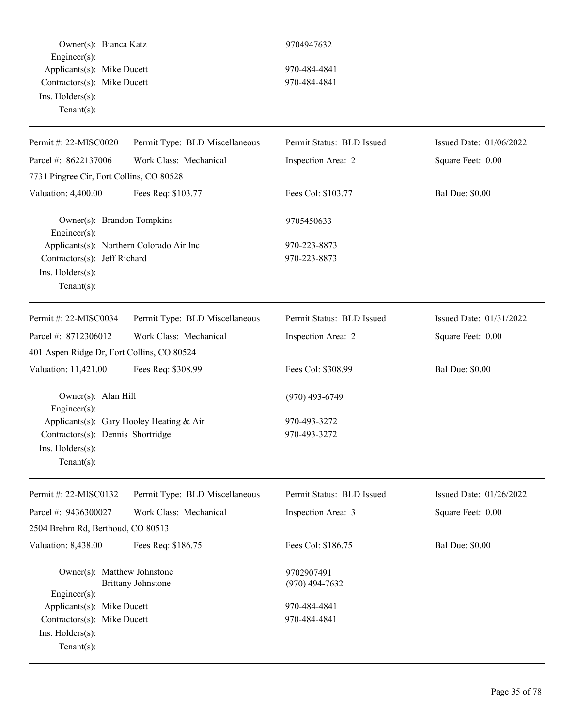Owner(s): Bianca Katz 9704947632
Engineer(s):
Applicants(s): Mike Ducett 970-484-4841
Contractors(s): Mike Ducett 970-484-4841
Ins. Holders(s):
Tenant(s):

---

| Permit #: 22-MISC0020 | Permit Type: BLD Miscellaneous | Permit Status: BLD Issued | Issued Date: 01/06/2022 |
|---|---|---|---|
| Parcel #: 8622137006 | Work Class: Mechanical | Inspection Area: 2 | Square Feet: 0.00 |
| 7731 Pingree Cir, Fort Collins, CO 80528 | | | |
| Valuation: 4,400.00 | Fees Req: $103.77 | Fees Col: $103.77 | Bal Due: $0.00 |

Owner(s): Brandon Tompkins 9705450633
Engineer(s):
Applicants(s): Northern Colorado Air Inc 970-223-8873
Contractors(s): Jeff Richard 970-223-8873
Ins. Holders(s):
Tenant(s):

---

| Permit #: 22-MISC0034 | Permit Type: BLD Miscellaneous | Permit Status: BLD Issued | Issued Date: 01/31/2022 |
|---|---|---|---|
| Parcel #: 8712306012 | Work Class: Mechanical | Inspection Area: 2 | Square Feet: 0.00 |
| 401 Aspen Ridge Dr, Fort Collins, CO 80524 | | | |
| Valuation: 11,421.00 | Fees Req: $308.99 | Fees Col: $308.99 | Bal Due: $0.00 |

Owner(s): Alan Hill (970) 493-6749
Engineer(s):
Applicants(s): Gary Hooley Heating & Air 970-493-3272
Contractors(s): Dennis Shortridge 970-493-3272
Ins. Holders(s):
Tenant(s):

---

| Permit #: 22-MISC0132 | Permit Type: BLD Miscellaneous | Permit Status: BLD Issued | Issued Date: 01/26/2022 |
|---|---|---|---|
| Parcel #: 9436300027 | Work Class: Mechanical | Inspection Area: 3 | Square Feet: 0.00 |
| 2504 Brehm Rd, Berthoud, CO 80513 | | | |
| Valuation: 8,438.00 | Fees Req: $186.75 | Fees Col: $186.75 | Bal Due: $0.00 |

Owner(s): Matthew Johnstone 9702907491
Brittany Johnstone (970) 494-7632
Engineer(s):
Applicants(s): Mike Ducett 970-484-4841
Contractors(s): Mike Ducett 970-484-4841
Ins. Holders(s):
Tenant(s):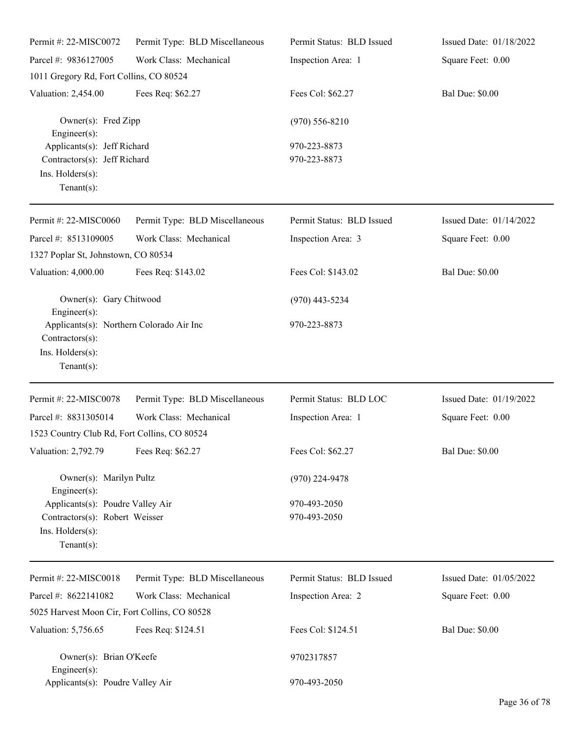| Permit #: 22-MISC0072 | Permit Type: BLD Miscellaneous | Permit Status: BLD Issued | Issued Date: 01/18/2022 |
|---|---|---|---|
| Parcel #: 9836127005 | Work Class: Mechanical | Inspection Area: 1 | Square Feet: 0.00 |
| 1011 Gregory Rd, Fort Collins, CO 80524 | | | |
| Valuation: 2,454.00 | Fees Req: $62.27 | Fees Col: $62.27 | Bal Due: $0.00 |

Owner(s): Fred Zipp — (970) 556-8210
Engineer(s):
Applicants(s): Jeff Richard — 970-223-8873
Contractors(s): Jeff Richard — 970-223-8873
Ins. Holders(s):
Tenant(s):

---

| Permit #: 22-MISC0060 | Permit Type: BLD Miscellaneous | Permit Status: BLD Issued | Issued Date: 01/14/2022 |
|---|---|---|---|
| Parcel #: 8513109005 | Work Class: Mechanical | Inspection Area: 3 | Square Feet: 0.00 |
| 1327 Poplar St, Johnstown, CO 80534 | | | |
| Valuation: 4,000.00 | Fees Req: $143.02 | Fees Col: $143.02 | Bal Due: $0.00 |

Owner(s): Gary Chitwood — (970) 443-5234
Engineer(s):
Applicants(s): Northern Colorado Air Inc — 970-223-8873
Contractors(s):
Ins. Holders(s):
Tenant(s):

---

| Permit #: 22-MISC0078 | Permit Type: BLD Miscellaneous | Permit Status: BLD LOC | Issued Date: 01/19/2022 |
|---|---|---|---|
| Parcel #: 8831305014 | Work Class: Mechanical | Inspection Area: 1 | Square Feet: 0.00 |
| 1523 Country Club Rd, Fort Collins, CO 80524 | | | |
| Valuation: 2,792.79 | Fees Req: $62.27 | Fees Col: $62.27 | Bal Due: $0.00 |

Owner(s): Marilyn Pultz — (970) 224-9478
Engineer(s):
Applicants(s): Poudre Valley Air — 970-493-2050
Contractors(s): Robert Weisser — 970-493-2050
Ins. Holders(s):
Tenant(s):

---

| Permit #: 22-MISC0018 | Permit Type: BLD Miscellaneous | Permit Status: BLD Issued | Issued Date: 01/05/2022 |
|---|---|---|---|
| Parcel #: 8622141082 | Work Class: Mechanical | Inspection Area: 2 | Square Feet: 0.00 |
| 5025 Harvest Moon Cir, Fort Collins, CO 80528 | | | |
| Valuation: 5,756.65 | Fees Req: $124.51 | Fees Col: $124.51 | Bal Due: $0.00 |

Owner(s): Brian O'Keefe — 9702317857
Engineer(s):
Applicants(s): Poudre Valley Air — 970-493-2050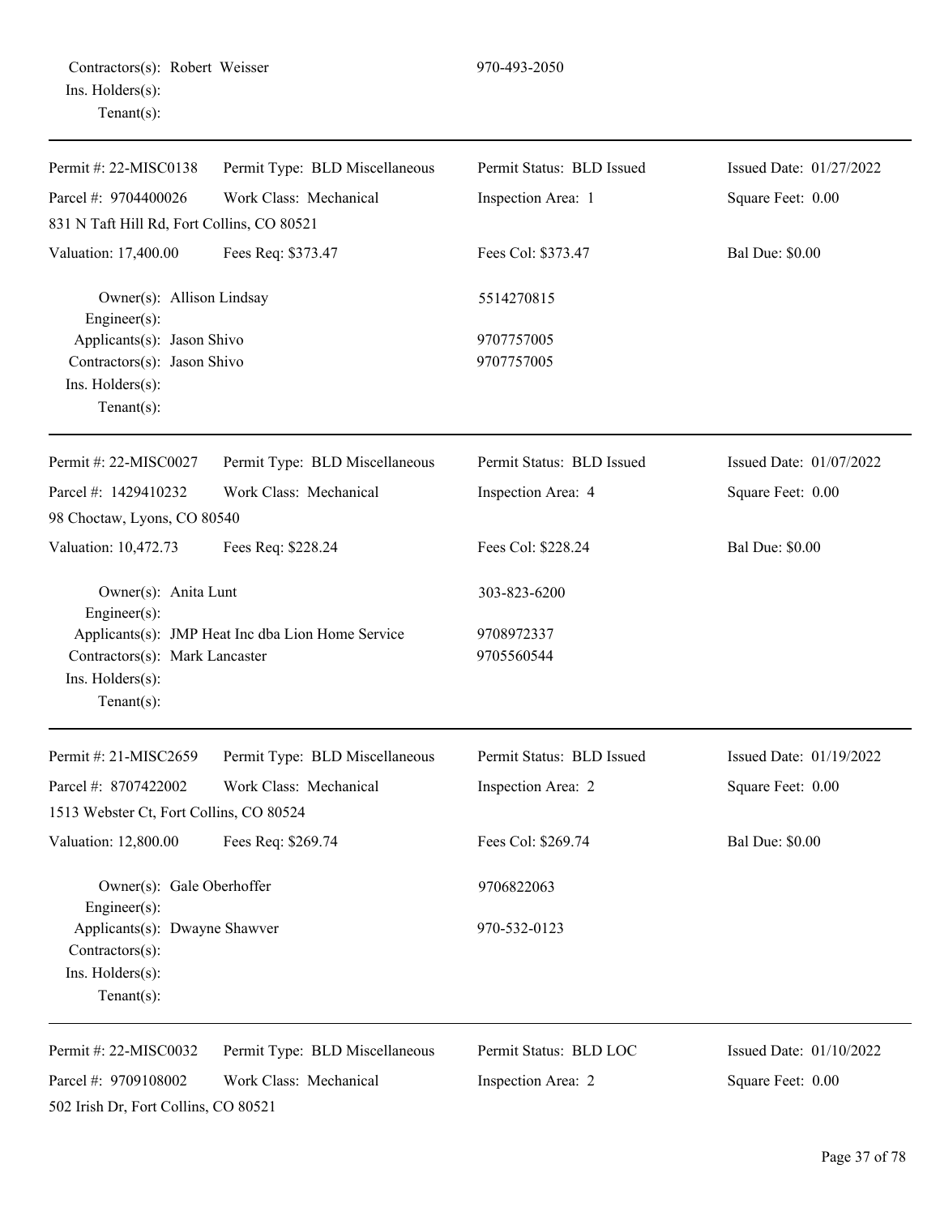Contractors(s): Robert Weisser 970-493-2050
Ins. Holders(s):
Tenant(s):

---

| Permit #: 22-MISC0138 | Permit Type: BLD Miscellaneous | Permit Status: BLD Issued | Issued Date: 01/27/2022 |
|---|---|---|---|
| Parcel #: 9704400026 | Work Class: Mechanical | Inspection Area: 1 | Square Feet: 0.00 |
| 831 N Taft Hill Rd, Fort Collins, CO 80521 | | | |
| Valuation: 17,400.00 | Fees Req: $373.47 | Fees Col: $373.47 | Bal Due: $0.00 |

Owner(s): Allison Lindsay 5514270815
Engineer(s):
Applicants(s): Jason Shivo 9707757005
Contractors(s): Jason Shivo 9707757005
Ins. Holders(s):
Tenant(s):

---

| Permit #: 22-MISC0027 | Permit Type: BLD Miscellaneous | Permit Status: BLD Issued | Issued Date: 01/07/2022 |
|---|---|---|---|
| Parcel #: 1429410232 | Work Class: Mechanical | Inspection Area: 4 | Square Feet: 0.00 |
| 98 Choctaw, Lyons, CO 80540 | | | |
| Valuation: 10,472.73 | Fees Req: $228.24 | Fees Col: $228.24 | Bal Due: $0.00 |

Owner(s): Anita Lunt 303-823-6200
Engineer(s):
Applicants(s): JMP Heat Inc dba Lion Home Service 9708972337
Contractors(s): Mark Lancaster 9705560544
Ins. Holders(s):
Tenant(s):

---

| Permit #: 21-MISC2659 | Permit Type: BLD Miscellaneous | Permit Status: BLD Issued | Issued Date: 01/19/2022 |
|---|---|---|---|
| Parcel #: 8707422002 | Work Class: Mechanical | Inspection Area: 2 | Square Feet: 0.00 |
| 1513 Webster Ct, Fort Collins, CO 80524 | | | |
| Valuation: 12,800.00 | Fees Req: $269.74 | Fees Col: $269.74 | Bal Due: $0.00 |

Owner(s): Gale Oberhoffer 9706822063
Engineer(s):
Applicants(s): Dwayne Shawver 970-532-0123
Contractors(s):
Ins. Holders(s):
Tenant(s):

---

| Permit #: 22-MISC0032 | Permit Type: BLD Miscellaneous | Permit Status: BLD LOC | Issued Date: 01/10/2022 |
|---|---|---|---|
| Parcel #: 9709108002 | Work Class: Mechanical | Inspection Area: 2 | Square Feet: 0.00 |
| 502 Irish Dr, Fort Collins, CO 80521 | | | |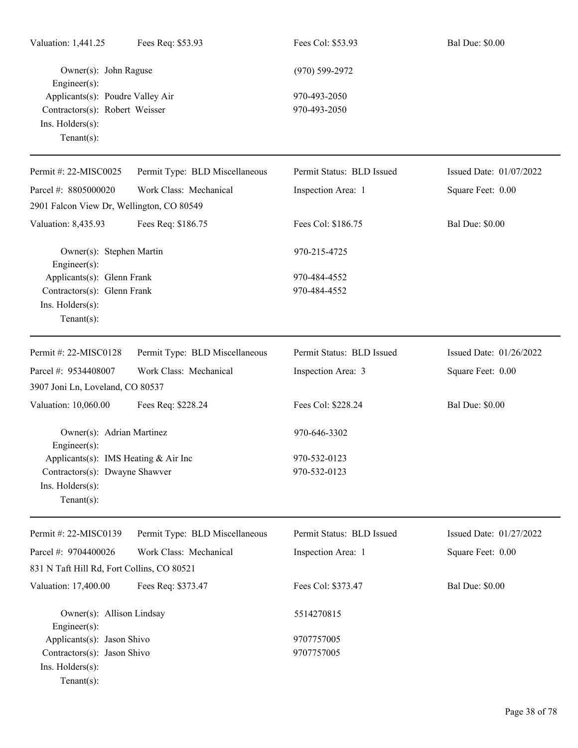Valuation: 1,441.25 | Fees Req: $53.93 | Fees Col: $53.93 | Bal Due: $0.00

Owner(s): John Raguse | (970) 599-2972
Engineer(s):
Applicants(s): Poudre Valley Air | 970-493-2050
Contractors(s): Robert Weisser | 970-493-2050
Ins. Holders(s):
Tenant(s):

---

| Permit #: 22-MISC0025 | Permit Type: BLD Miscellaneous | Permit Status: BLD Issued | Issued Date: 01/07/2022 |
|---|---|---|---|
| Parcel #: 8805000020 | Work Class: Mechanical | Inspection Area: 1 | Square Feet: 0.00 |
| 2901 Falcon View Dr, Wellington, CO 80549 | | | |
| Valuation: 8,435.93 | Fees Req: $186.75 | Fees Col: $186.75 | Bal Due: $0.00 |

Owner(s): Stephen Martin | 970-215-4725
Engineer(s):
Applicants(s): Glenn Frank | 970-484-4552
Contractors(s): Glenn Frank | 970-484-4552
Ins. Holders(s):
Tenant(s):

---

| Permit #: 22-MISC0128 | Permit Type: BLD Miscellaneous | Permit Status: BLD Issued | Issued Date: 01/26/2022 |
|---|---|---|---|
| Parcel #: 9534408007 | Work Class: Mechanical | Inspection Area: 3 | Square Feet: 0.00 |
| 3907 Joni Ln, Loveland, CO 80537 | | | |
| Valuation: 10,060.00 | Fees Req: $228.24 | Fees Col: $228.24 | Bal Due: $0.00 |

Owner(s): Adrian Martinez | 970-646-3302
Engineer(s):
Applicants(s): IMS Heating & Air Inc | 970-532-0123
Contractors(s): Dwayne Shawver | 970-532-0123
Ins. Holders(s):
Tenant(s):

---

| Permit #: 22-MISC0139 | Permit Type: BLD Miscellaneous | Permit Status: BLD Issued | Issued Date: 01/27/2022 |
|---|---|---|---|
| Parcel #: 9704400026 | Work Class: Mechanical | Inspection Area: 1 | Square Feet: 0.00 |
| 831 N Taft Hill Rd, Fort Collins, CO 80521 | | | |
| Valuation: 17,400.00 | Fees Req: $373.47 | Fees Col: $373.47 | Bal Due: $0.00 |

Owner(s): Allison Lindsay | 5514270815
Engineer(s):
Applicants(s): Jason Shivo | 9707757005
Contractors(s): Jason Shivo | 9707757005
Ins. Holders(s):
Tenant(s):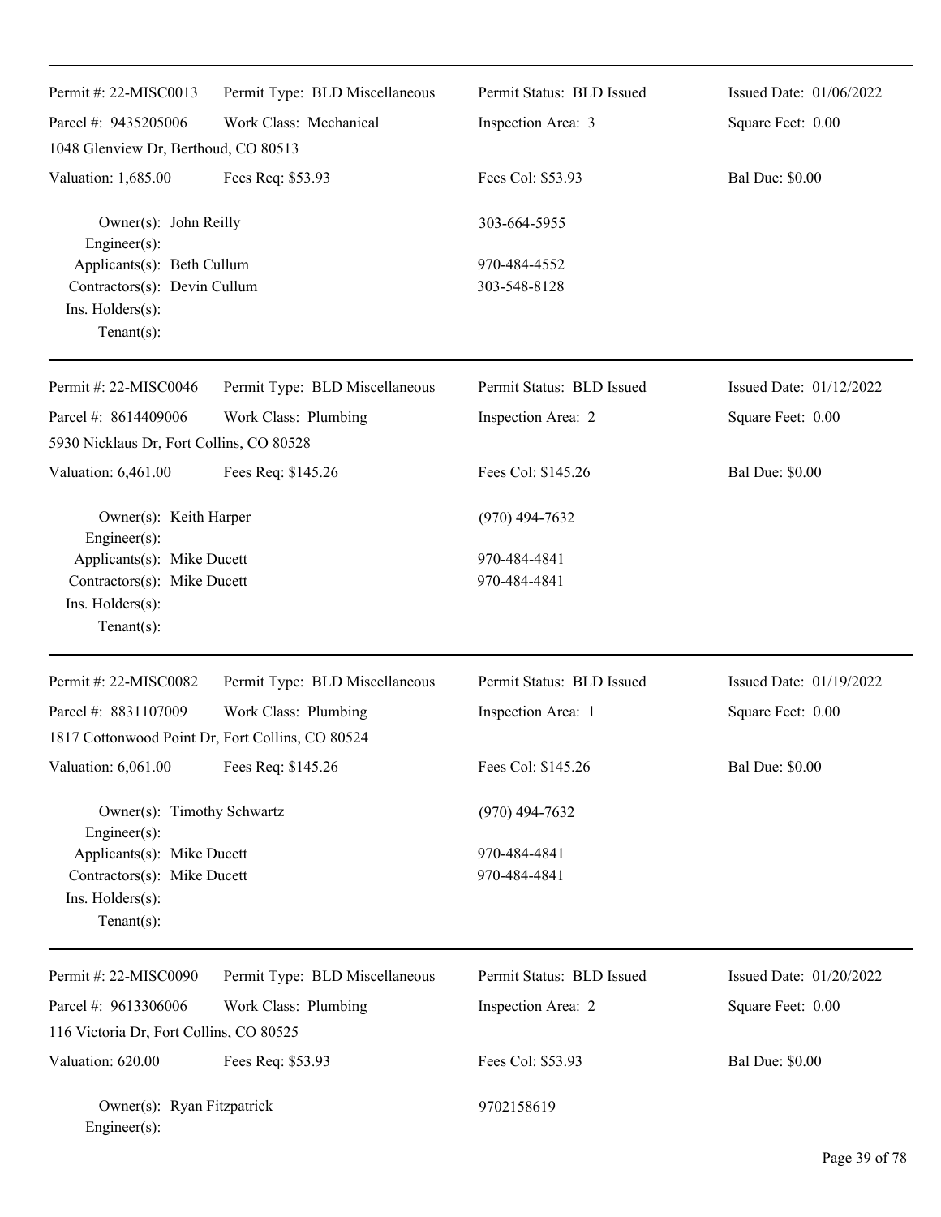| Permit #: 22-MISC0013 | Permit Type: BLD Miscellaneous | Permit Status: BLD Issued | Issued Date: 01/06/2022 |
|---|---|---|---|
| Parcel #: 9435205006 | Work Class: Mechanical | Inspection Area: 3 | Square Feet: 0.00 |
| 1048 Glenview Dr, Berthoud, CO 80513 | | | |
| Valuation: 1,685.00 | Fees Req: $53.93 | Fees Col: $53.93 | Bal Due: $0.00 |

Owner(s): John Reilly — 303-664-5955
Engineer(s):
Applicants(s): Beth Cullum — 970-484-4552
Contractors(s): Devin Cullum — 303-548-8128
Ins. Holders(s):
Tenant(s):

---

| Permit #: 22-MISC0046 | Permit Type: BLD Miscellaneous | Permit Status: BLD Issued | Issued Date: 01/12/2022 |
|---|---|---|---|
| Parcel #: 8614409006 | Work Class: Plumbing | Inspection Area: 2 | Square Feet: 0.00 |
| 5930 Nicklaus Dr, Fort Collins, CO 80528 | | | |
| Valuation: 6,461.00 | Fees Req: $145.26 | Fees Col: $145.26 | Bal Due: $0.00 |

Owner(s): Keith Harper — (970) 494-7632
Engineer(s):
Applicants(s): Mike Ducett — 970-484-4841
Contractors(s): Mike Ducett — 970-484-4841
Ins. Holders(s):
Tenant(s):

---

| Permit #: 22-MISC0082 | Permit Type: BLD Miscellaneous | Permit Status: BLD Issued | Issued Date: 01/19/2022 |
|---|---|---|---|
| Parcel #: 8831107009 | Work Class: Plumbing | Inspection Area: 1 | Square Feet: 0.00 |
| 1817 Cottonwood Point Dr, Fort Collins, CO 80524 | | | |
| Valuation: 6,061.00 | Fees Req: $145.26 | Fees Col: $145.26 | Bal Due: $0.00 |

Owner(s): Timothy Schwartz — (970) 494-7632
Engineer(s):
Applicants(s): Mike Ducett — 970-484-4841
Contractors(s): Mike Ducett — 970-484-4841
Ins. Holders(s):
Tenant(s):

---

| Permit #: 22-MISC0090 | Permit Type: BLD Miscellaneous | Permit Status: BLD Issued | Issued Date: 01/20/2022 |
|---|---|---|---|
| Parcel #: 9613306006 | Work Class: Plumbing | Inspection Area: 2 | Square Feet: 0.00 |
| 116 Victoria Dr, Fort Collins, CO 80525 | | | |
| Valuation: 620.00 | Fees Req: $53.93 | Fees Col: $53.93 | Bal Due: $0.00 |

Owner(s): Ryan Fitzpatrick — 9702158619
Engineer(s):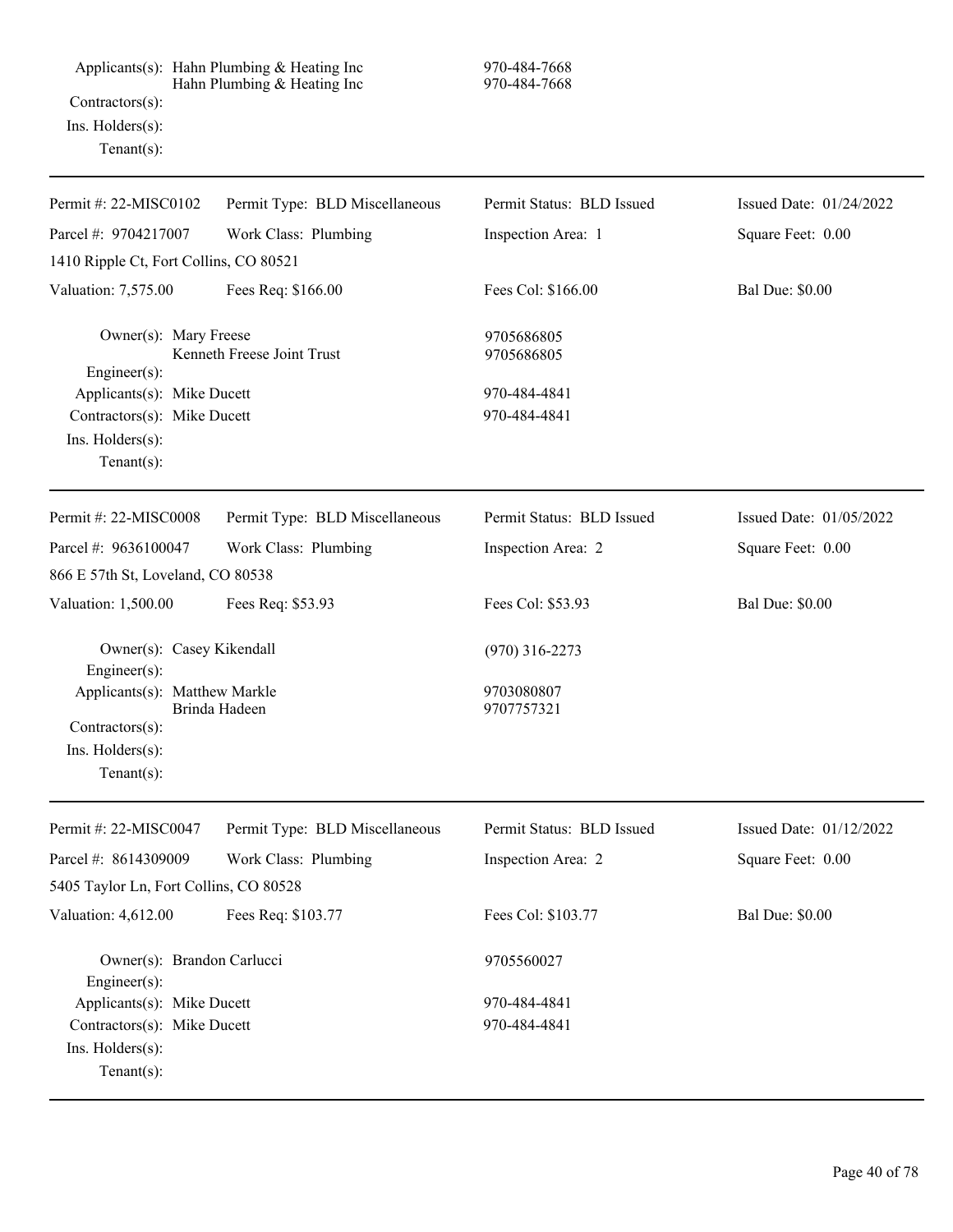Applicants(s): Hahn Plumbing & Heating Inc 970-484-7668
Hahn Plumbing & Heating Inc 970-484-7668
Contractors(s):
Ins. Holders(s):
Tenant(s):

---

| Permit #: 22-MISC0102 | Permit Type: BLD Miscellaneous | Permit Status: BLD Issued | Issued Date: 01/24/2022 |
|---|---|---|---|
| Parcel #: 9704217007 | Work Class: Plumbing | Inspection Area: 1 | Square Feet: 0.00 |
| 1410 Ripple Ct, Fort Collins, CO 80521 | | | |
| Valuation: 7,575.00 | Fees Req: $166.00 | Fees Col: $166.00 | Bal Due: $0.00 |

Owner(s): Mary Freese 9705686805
Kenneth Freese Joint Trust 9705686805
Engineer(s):
Applicants(s): Mike Ducett 970-484-4841
Contractors(s): Mike Ducett 970-484-4841
Ins. Holders(s):
Tenant(s):

---

| Permit #: 22-MISC0008 | Permit Type: BLD Miscellaneous | Permit Status: BLD Issued | Issued Date: 01/05/2022 |
|---|---|---|---|
| Parcel #: 9636100047 | Work Class: Plumbing | Inspection Area: 2 | Square Feet: 0.00 |
| 866 E 57th St, Loveland, CO 80538 | | | |
| Valuation: 1,500.00 | Fees Req: $53.93 | Fees Col: $53.93 | Bal Due: $0.00 |

Owner(s): Casey Kikendall (970) 316-2273
Engineer(s):
Applicants(s): Matthew Markle 9703080807
Brinda Hadeen 9707757321
Contractors(s):
Ins. Holders(s):
Tenant(s):

---

| Permit #: 22-MISC0047 | Permit Type: BLD Miscellaneous | Permit Status: BLD Issued | Issued Date: 01/12/2022 |
|---|---|---|---|
| Parcel #: 8614309009 | Work Class: Plumbing | Inspection Area: 2 | Square Feet: 0.00 |
| 5405 Taylor Ln, Fort Collins, CO 80528 | | | |
| Valuation: 4,612.00 | Fees Req: $103.77 | Fees Col: $103.77 | Bal Due: $0.00 |

Owner(s): Brandon Carlucci 9705560027
Engineer(s):
Applicants(s): Mike Ducett 970-484-4841
Contractors(s): Mike Ducett 970-484-4841
Ins. Holders(s):
Tenant(s):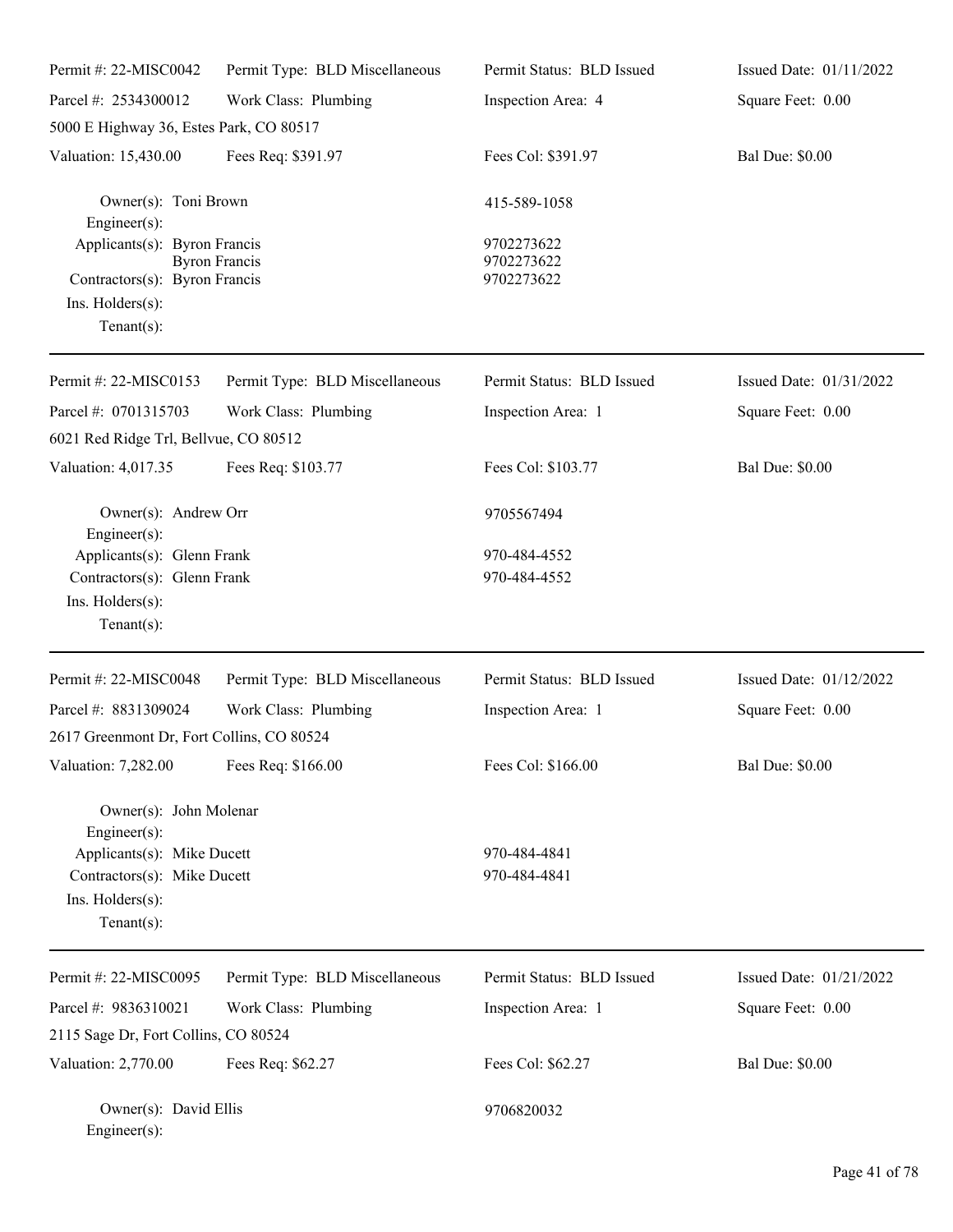| Permit #: 22-MISC0042 | Permit Type: BLD Miscellaneous | Permit Status: BLD Issued | Issued Date: 01/11/2022 |
|---|---|---|---|
| Parcel #: 2534300012 | Work Class: Plumbing | Inspection Area: 4 | Square Feet: 0.00 |
| 5000 E Highway 36, Estes Park, CO 80517 | | | |
| Valuation: 15,430.00 | Fees Req: $391.97 | Fees Col: $391.97 | Bal Due: $0.00 |

Owner(s): Toni Brown — 415-589-1058
Engineer(s):
Applicants(s): Byron Francis — 9702273622
Byron Francis — 9702273622
Contractors(s): Byron Francis — 9702273622
Ins. Holders(s):
Tenant(s):

---

| Permit #: 22-MISC0153 | Permit Type: BLD Miscellaneous | Permit Status: BLD Issued | Issued Date: 01/31/2022 |
|---|---|---|---|
| Parcel #: 0701315703 | Work Class: Plumbing | Inspection Area: 1 | Square Feet: 0.00 |
| 6021 Red Ridge Trl, Bellvue, CO 80512 | | | |
| Valuation: 4,017.35 | Fees Req: $103.77 | Fees Col: $103.77 | Bal Due: $0.00 |

Owner(s): Andrew Orr — 9705567494
Engineer(s):
Applicants(s): Glenn Frank — 970-484-4552
Contractors(s): Glenn Frank — 970-484-4552
Ins. Holders(s):
Tenant(s):

---

| Permit #: 22-MISC0048 | Permit Type: BLD Miscellaneous | Permit Status: BLD Issued | Issued Date: 01/12/2022 |
|---|---|---|---|
| Parcel #: 8831309024 | Work Class: Plumbing | Inspection Area: 1 | Square Feet: 0.00 |
| 2617 Greenmont Dr, Fort Collins, CO 80524 | | | |
| Valuation: 7,282.00 | Fees Req: $166.00 | Fees Col: $166.00 | Bal Due: $0.00 |

Owner(s): John Molenar
Engineer(s):
Applicants(s): Mike Ducett — 970-484-4841
Contractors(s): Mike Ducett — 970-484-4841
Ins. Holders(s):
Tenant(s):

---

| Permit #: 22-MISC0095 | Permit Type: BLD Miscellaneous | Permit Status: BLD Issued | Issued Date: 01/21/2022 |
|---|---|---|---|
| Parcel #: 9836310021 | Work Class: Plumbing | Inspection Area: 1 | Square Feet: 0.00 |
| 2115 Sage Dr, Fort Collins, CO 80524 | | | |
| Valuation: 2,770.00 | Fees Req: $62.27 | Fees Col: $62.27 | Bal Due: $0.00 |

Owner(s): David Ellis — 9706820032
Engineer(s):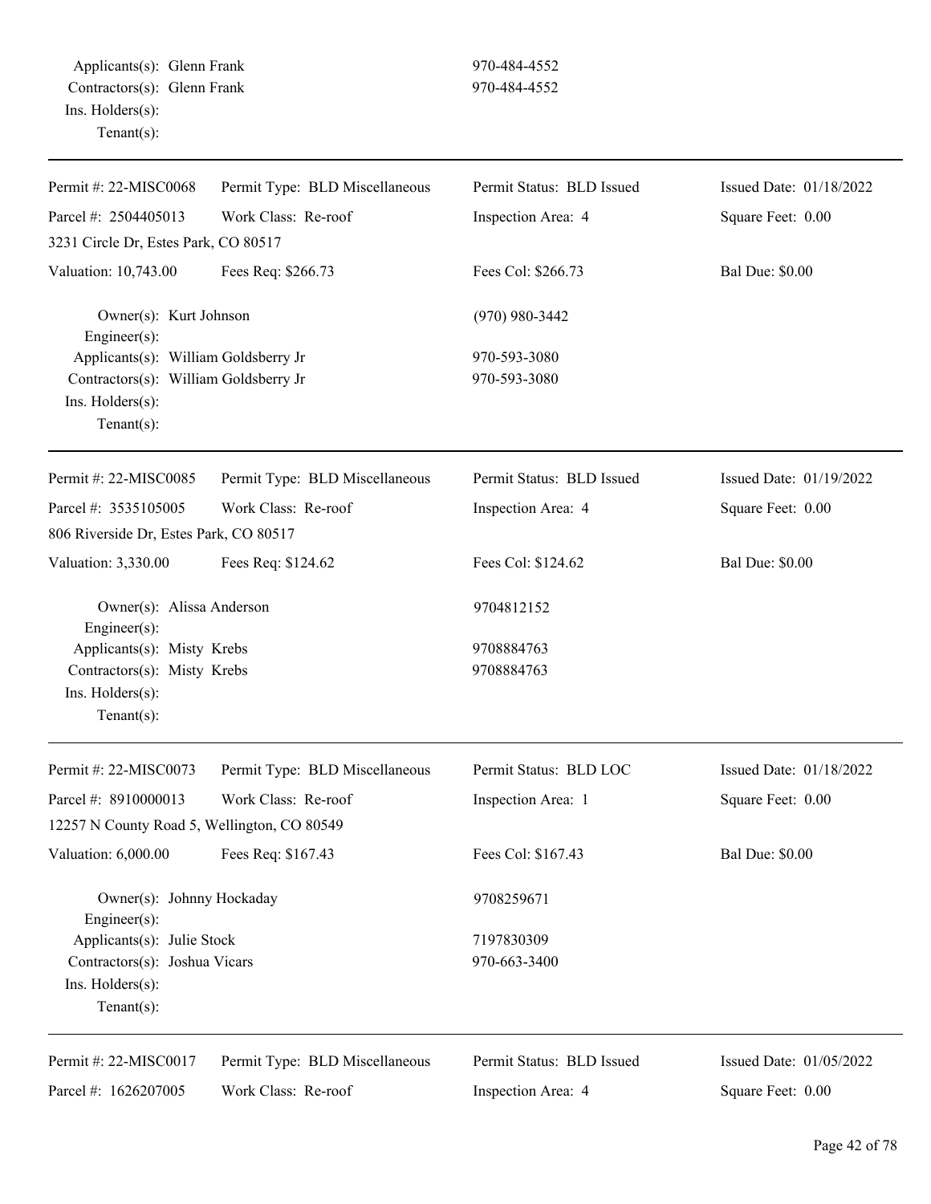Applicants(s): Glenn Frank 970-484-4552
Contractors(s): Glenn Frank 970-484-4552
Ins. Holders(s):
Tenant(s):

---

| Permit #: 22-MISC0068 | Permit Type: BLD Miscellaneous | Permit Status: BLD Issued | Issued Date: 01/18/2022 |
|---|---|---|---|
| Parcel #: 2504405013 | Work Class: Re-roof | Inspection Area: 4 | Square Feet: 0.00 |
| 3231 Circle Dr, Estes Park, CO 80517 | | | |
| Valuation: 10,743.00 | Fees Req: $266.73 | Fees Col: $266.73 | Bal Due: $0.00 |

Owner(s): Kurt Johnson (970) 980-3442
Engineer(s):
Applicants(s): William Goldsberry Jr 970-593-3080
Contractors(s): William Goldsberry Jr 970-593-3080
Ins. Holders(s):
Tenant(s):

---

| Permit #: 22-MISC0085 | Permit Type: BLD Miscellaneous | Permit Status: BLD Issued | Issued Date: 01/19/2022 |
|---|---|---|---|
| Parcel #: 3535105005 | Work Class: Re-roof | Inspection Area: 4 | Square Feet: 0.00 |
| 806 Riverside Dr, Estes Park, CO 80517 | | | |
| Valuation: 3,330.00 | Fees Req: $124.62 | Fees Col: $124.62 | Bal Due: $0.00 |

Owner(s): Alissa Anderson 9704812152
Engineer(s):
Applicants(s): Misty Krebs 9708884763
Contractors(s): Misty Krebs 9708884763
Ins. Holders(s):
Tenant(s):

---

| Permit #: 22-MISC0073 | Permit Type: BLD Miscellaneous | Permit Status: BLD LOC | Issued Date: 01/18/2022 |
|---|---|---|---|
| Parcel #: 8910000013 | Work Class: Re-roof | Inspection Area: 1 | Square Feet: 0.00 |
| 12257 N County Road 5, Wellington, CO 80549 | | | |
| Valuation: 6,000.00 | Fees Req: $167.43 | Fees Col: $167.43 | Bal Due: $0.00 |

Owner(s): Johnny Hockaday 9708259671
Engineer(s):
Applicants(s): Julie Stock 7197830309
Contractors(s): Joshua Vicars 970-663-3400
Ins. Holders(s):
Tenant(s):

---

| Permit #: 22-MISC0017 | Permit Type: BLD Miscellaneous | Permit Status: BLD Issued | Issued Date: 01/05/2022 |
|---|---|---|---|
| Parcel #: 1626207005 | Work Class: Re-roof | Inspection Area: 4 | Square Feet: 0.00 |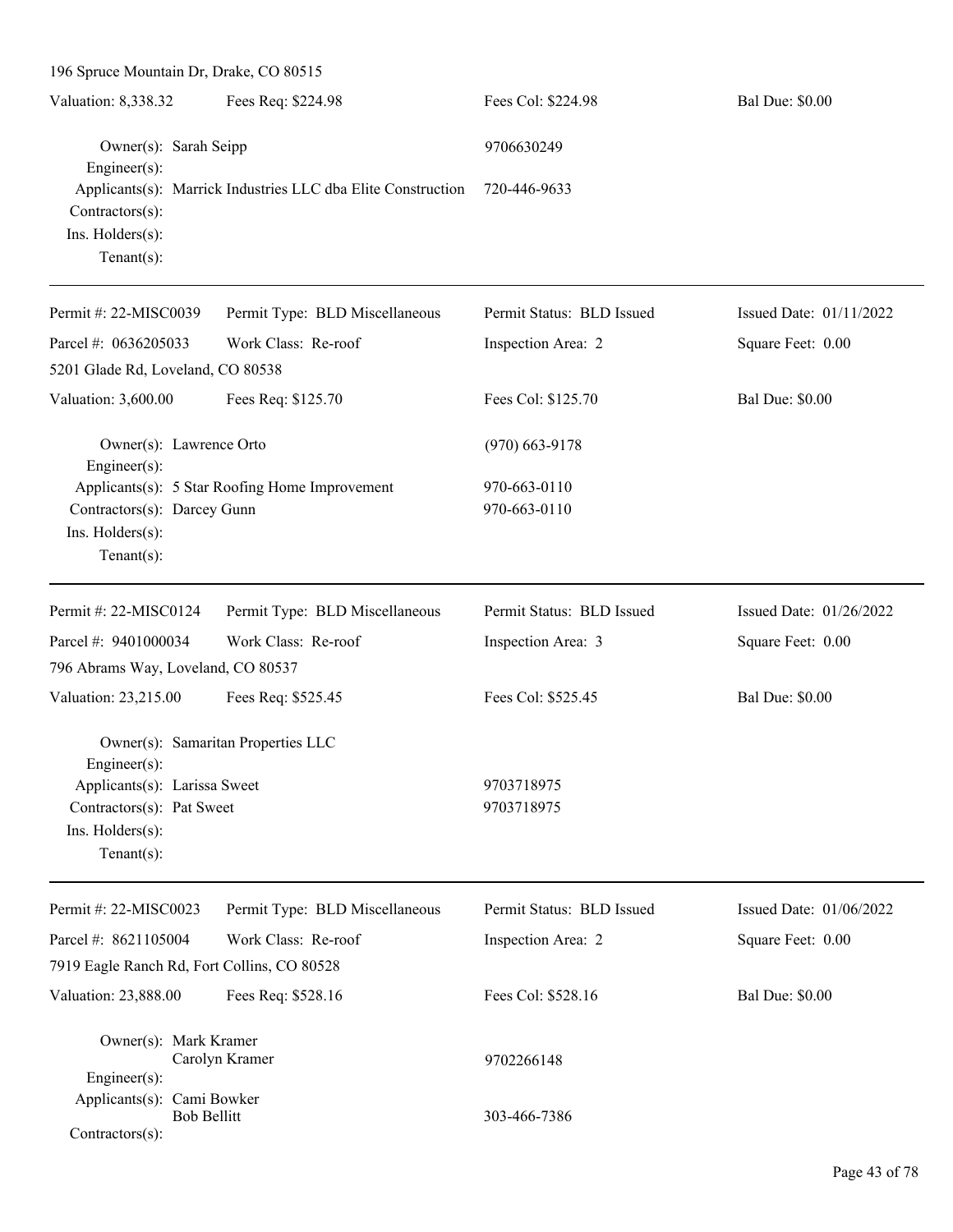196 Spruce Mountain Dr, Drake, CO 80515

| Valuation: 8,338.32 | Fees Req: $224.98 | Fees Col: $224.98 | Bal Due: $0.00 |
|---|---|---|---|

Owner(s): Sarah Seipp — 9706630249
Engineer(s):
Applicants(s): Marrick Industries LLC dba Elite Construction — 720-446-9633
Contractors(s):
Ins. Holders(s):
Tenant(s):

---

| Permit #: 22-MISC0039 | Permit Type: BLD Miscellaneous | Permit Status: BLD Issued | Issued Date: 01/11/2022 |
|---|---|---|---|
| Parcel #: 0636205033 | Work Class: Re-roof | Inspection Area: 2 | Square Feet: 0.00 |
| 5201 Glade Rd, Loveland, CO 80538 | | | |
| Valuation: 3,600.00 | Fees Req: $125.70 | Fees Col: $125.70 | Bal Due: $0.00 |

Owner(s): Lawrence Orto — (970) 663-9178
Engineer(s):
Applicants(s): 5 Star Roofing Home Improvement — 970-663-0110
Contractors(s): Darcey Gunn — 970-663-0110
Ins. Holders(s):
Tenant(s):

---

| Permit #: 22-MISC0124 | Permit Type: BLD Miscellaneous | Permit Status: BLD Issued | Issued Date: 01/26/2022 |
|---|---|---|---|
| Parcel #: 9401000034 | Work Class: Re-roof | Inspection Area: 3 | Square Feet: 0.00 |
| 796 Abrams Way, Loveland, CO 80537 | | | |
| Valuation: 23,215.00 | Fees Req: $525.45 | Fees Col: $525.45 | Bal Due: $0.00 |

Owner(s): Samaritan Properties LLC
Engineer(s):
Applicants(s): Larissa Sweet — 9703718975
Contractors(s): Pat Sweet — 9703718975
Ins. Holders(s):
Tenant(s):

---

| Permit #: 22-MISC0023 | Permit Type: BLD Miscellaneous | Permit Status: BLD Issued | Issued Date: 01/06/2022 |
|---|---|---|---|
| Parcel #: 8621105004 | Work Class: Re-roof | Inspection Area: 2 | Square Feet: 0.00 |
| 7919 Eagle Ranch Rd, Fort Collins, CO 80528 | | | |
| Valuation: 23,888.00 | Fees Req: $528.16 | Fees Col: $528.16 | Bal Due: $0.00 |

Owner(s): Mark Kramer
Carolyn Kramer — 9702266148
Engineer(s):
Applicants(s): Cami Bowker
Bob Bellitt — 303-466-7386
Contractors(s):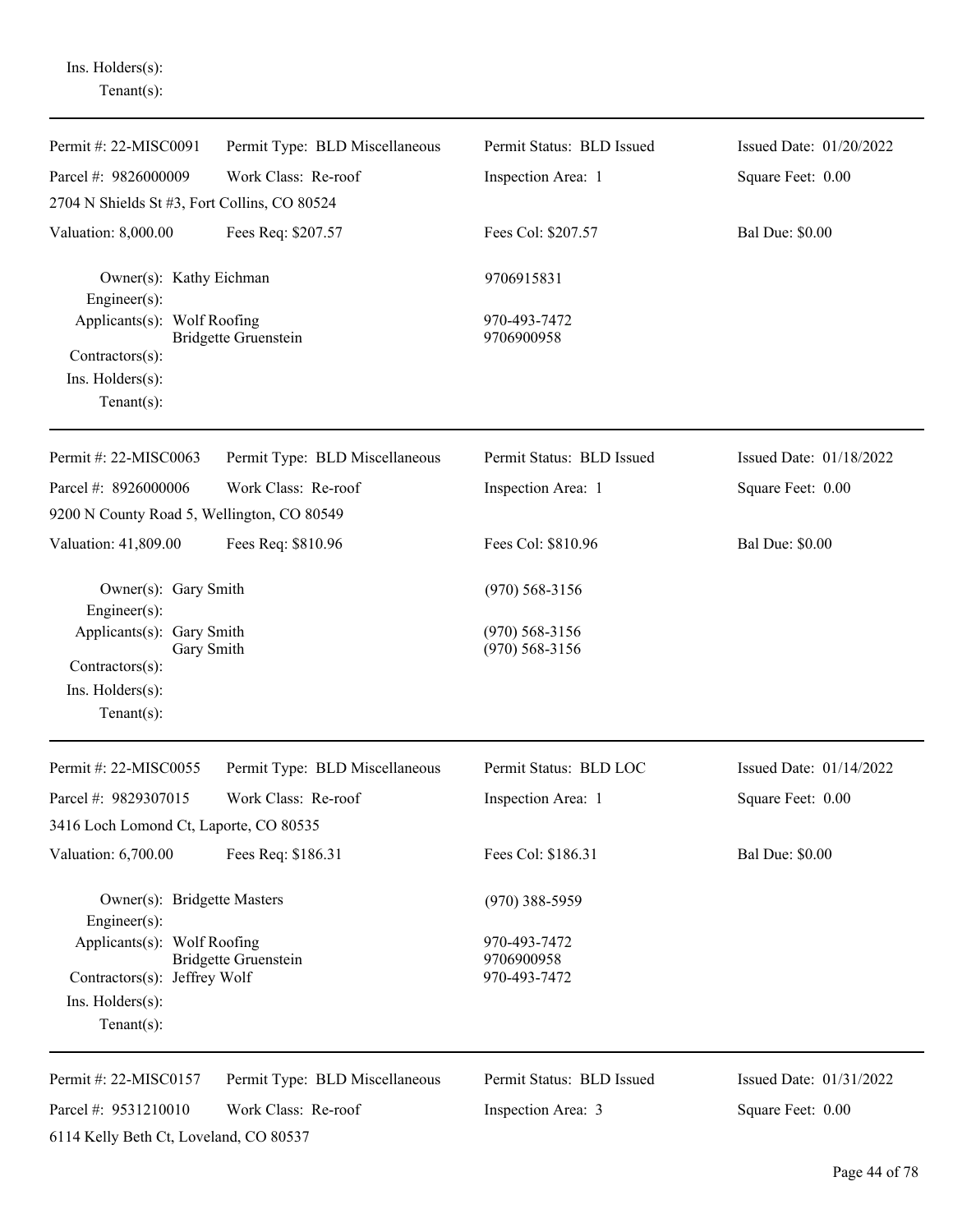Ins. Holders(s):
Tenant(s):

---

| Permit #: 22-MISC0091 | Permit Type: BLD Miscellaneous | Permit Status: BLD Issued | Issued Date: 01/20/2022 |
|---|---|---|---|
| Parcel #: 9826000009 | Work Class: Re-roof | Inspection Area: 1 | Square Feet: 0.00 |
| 2704 N Shields St #3, Fort Collins, CO 80524 | | | |
| Valuation: 8,000.00 | Fees Req: $207.57 | Fees Col: $207.57 | Bal Due: $0.00 |

Owner(s): Kathy Eichman — 9706915831
Engineer(s):
Applicants(s): Wolf Roofing — 970-493-7472
Bridgette Gruenstein — 9706900958
Contractors(s):
Ins. Holders(s):
Tenant(s):

---

| Permit #: 22-MISC0063 | Permit Type: BLD Miscellaneous | Permit Status: BLD Issued | Issued Date: 01/18/2022 |
|---|---|---|---|
| Parcel #: 8926000006 | Work Class: Re-roof | Inspection Area: 1 | Square Feet: 0.00 |
| 9200 N County Road 5, Wellington, CO 80549 | | | |
| Valuation: 41,809.00 | Fees Req: $810.96 | Fees Col: $810.96 | Bal Due: $0.00 |

Owner(s): Gary Smith — (970) 568-3156
Engineer(s):
Applicants(s): Gary Smith — (970) 568-3156
Gary Smith — (970) 568-3156
Contractors(s):
Ins. Holders(s):
Tenant(s):

---

| Permit #: 22-MISC0055 | Permit Type: BLD Miscellaneous | Permit Status: BLD LOC | Issued Date: 01/14/2022 |
|---|---|---|---|
| Parcel #: 9829307015 | Work Class: Re-roof | Inspection Area: 1 | Square Feet: 0.00 |
| 3416 Loch Lomond Ct, Laporte, CO 80535 | | | |
| Valuation: 6,700.00 | Fees Req: $186.31 | Fees Col: $186.31 | Bal Due: $0.00 |

Owner(s): Bridgette Masters — (970) 388-5959
Engineer(s):
Applicants(s): Wolf Roofing — 970-493-7472
Bridgette Gruenstein — 9706900958
Contractors(s): Jeffrey Wolf — 970-493-7472
Ins. Holders(s):
Tenant(s):

---

| Permit #: 22-MISC0157 | Permit Type: BLD Miscellaneous | Permit Status: BLD Issued | Issued Date: 01/31/2022 |
|---|---|---|---|
| Parcel #: 9531210010 | Work Class: Re-roof | Inspection Area: 3 | Square Feet: 0.00 |
| 6114 Kelly Beth Ct, Loveland, CO 80537 | | | |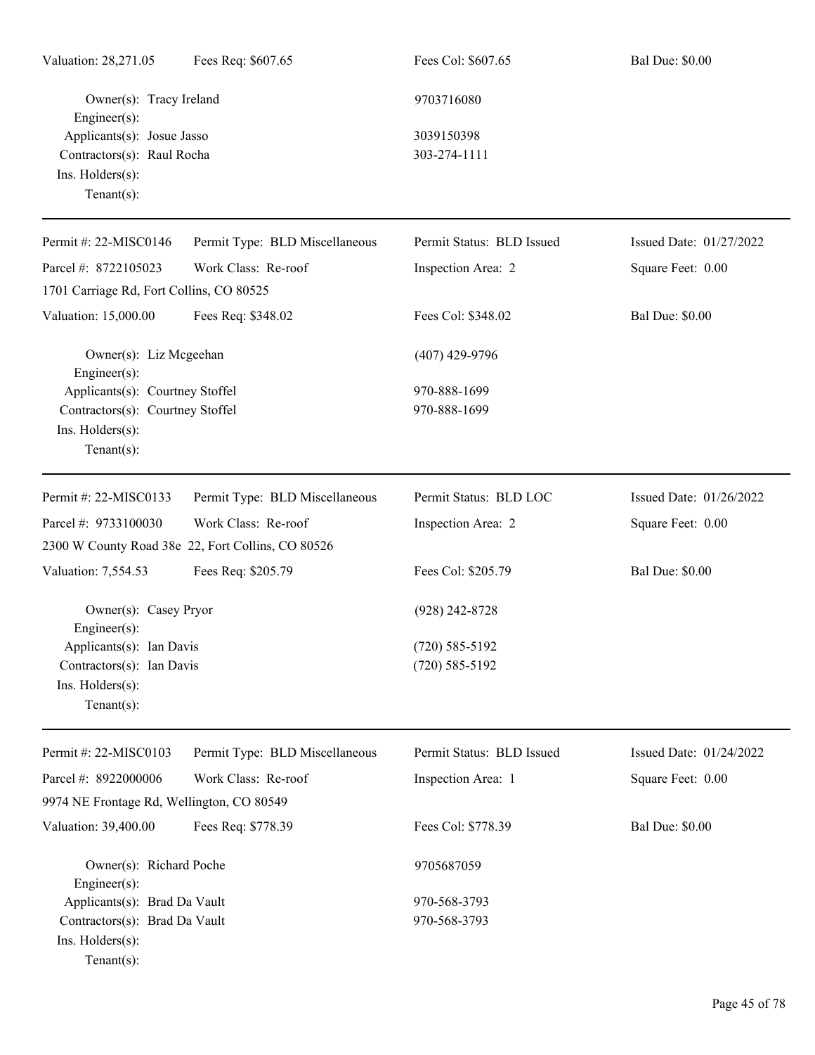| | | | |
|---|---|---|---|
| Valuation: 28,271.05 | Fees Req: $607.65 | Fees Col: $607.65 | Bal Due: $0.00 |

Owner(s): Tracy Ireland — 9703716080
Engineer(s):
Applicants(s): Josue Jasso — 3039150398
Contractors(s): Raul Rocha — 303-274-1111
Ins. Holders(s):
Tenant(s):

---

| | | | |
|---|---|---|---|
| Permit #: 22-MISC0146 | Permit Type: BLD Miscellaneous | Permit Status: BLD Issued | Issued Date: 01/27/2022 |
| Parcel #: 8722105023 | Work Class: Re-roof | Inspection Area: 2 | Square Feet: 0.00 |
| 1701 Carriage Rd, Fort Collins, CO 80525 | | | |
| Valuation: 15,000.00 | Fees Req: $348.02 | Fees Col: $348.02 | Bal Due: $0.00 |

Owner(s): Liz Mcgeehan — (407) 429-9796
Engineer(s):
Applicants(s): Courtney Stoffel — 970-888-1699
Contractors(s): Courtney Stoffel — 970-888-1699
Ins. Holders(s):
Tenant(s):

---

| | | | |
|---|---|---|---|
| Permit #: 22-MISC0133 | Permit Type: BLD Miscellaneous | Permit Status: BLD LOC | Issued Date: 01/26/2022 |
| Parcel #: 9733100030 | Work Class: Re-roof | Inspection Area: 2 | Square Feet: 0.00 |
| 2300 W County Road 38e 22, Fort Collins, CO 80526 | | | |
| Valuation: 7,554.53 | Fees Req: $205.79 | Fees Col: $205.79 | Bal Due: $0.00 |

Owner(s): Casey Pryor — (928) 242-8728
Engineer(s):
Applicants(s): Ian Davis — (720) 585-5192
Contractors(s): Ian Davis — (720) 585-5192
Ins. Holders(s):
Tenant(s):

---

| | | | |
|---|---|---|---|
| Permit #: 22-MISC0103 | Permit Type: BLD Miscellaneous | Permit Status: BLD Issued | Issued Date: 01/24/2022 |
| Parcel #: 8922000006 | Work Class: Re-roof | Inspection Area: 1 | Square Feet: 0.00 |
| 9974 NE Frontage Rd, Wellington, CO 80549 | | | |
| Valuation: 39,400.00 | Fees Req: $778.39 | Fees Col: $778.39 | Bal Due: $0.00 |

Owner(s): Richard Poche — 9705687059
Engineer(s):
Applicants(s): Brad Da Vault — 970-568-3793
Contractors(s): Brad Da Vault — 970-568-3793
Ins. Holders(s):
Tenant(s):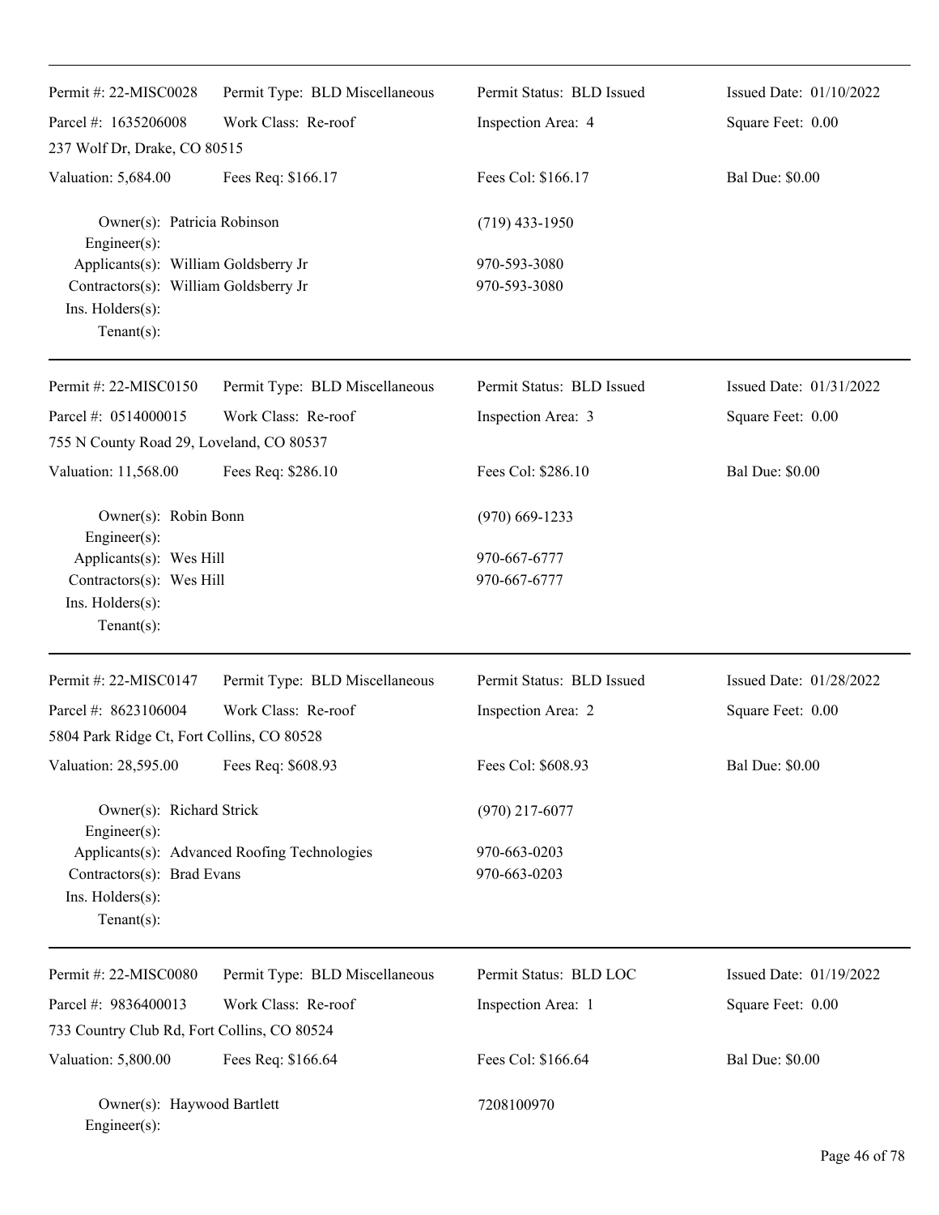| Permit #: 22-MISC0028 | Permit Type: BLD Miscellaneous | Permit Status: BLD Issued | Issued Date: 01/10/2022 |
|---|---|---|---|
| Parcel #: 1635206008 | Work Class: Re-roof | Inspection Area: 4 | Square Feet: 0.00 |
| 237 Wolf Dr, Drake, CO 80515 | | | |
| Valuation: 5,684.00 | Fees Req: $166.17 | Fees Col: $166.17 | Bal Due: $0.00 |

Owner(s): Patricia Robinson (719) 433-1950
Engineer(s):
Applicants(s): William Goldsberry Jr 970-593-3080
Contractors(s): William Goldsberry Jr 970-593-3080
Ins. Holders(s):
Tenant(s):

---

| Permit #: 22-MISC0150 | Permit Type: BLD Miscellaneous | Permit Status: BLD Issued | Issued Date: 01/31/2022 |
|---|---|---|---|
| Parcel #: 0514000015 | Work Class: Re-roof | Inspection Area: 3 | Square Feet: 0.00 |
| 755 N County Road 29, Loveland, CO 80537 | | | |
| Valuation: 11,568.00 | Fees Req: $286.10 | Fees Col: $286.10 | Bal Due: $0.00 |

Owner(s): Robin Bonn (970) 669-1233
Engineer(s):
Applicants(s): Wes Hill 970-667-6777
Contractors(s): Wes Hill 970-667-6777
Ins. Holders(s):
Tenant(s):

---

| Permit #: 22-MISC0147 | Permit Type: BLD Miscellaneous | Permit Status: BLD Issued | Issued Date: 01/28/2022 |
|---|---|---|---|
| Parcel #: 8623106004 | Work Class: Re-roof | Inspection Area: 2 | Square Feet: 0.00 |
| 5804 Park Ridge Ct, Fort Collins, CO 80528 | | | |
| Valuation: 28,595.00 | Fees Req: $608.93 | Fees Col: $608.93 | Bal Due: $0.00 |

Owner(s): Richard Strick (970) 217-6077
Engineer(s):
Applicants(s): Advanced Roofing Technologies 970-663-0203
Contractors(s): Brad Evans 970-663-0203
Ins. Holders(s):
Tenant(s):

---

| Permit #: 22-MISC0080 | Permit Type: BLD Miscellaneous | Permit Status: BLD LOC | Issued Date: 01/19/2022 |
|---|---|---|---|
| Parcel #: 9836400013 | Work Class: Re-roof | Inspection Area: 1 | Square Feet: 0.00 |
| 733 Country Club Rd, Fort Collins, CO 80524 | | | |
| Valuation: 5,800.00 | Fees Req: $166.64 | Fees Col: $166.64 | Bal Due: $0.00 |

Owner(s): Haywood Bartlett 7208100970
Engineer(s):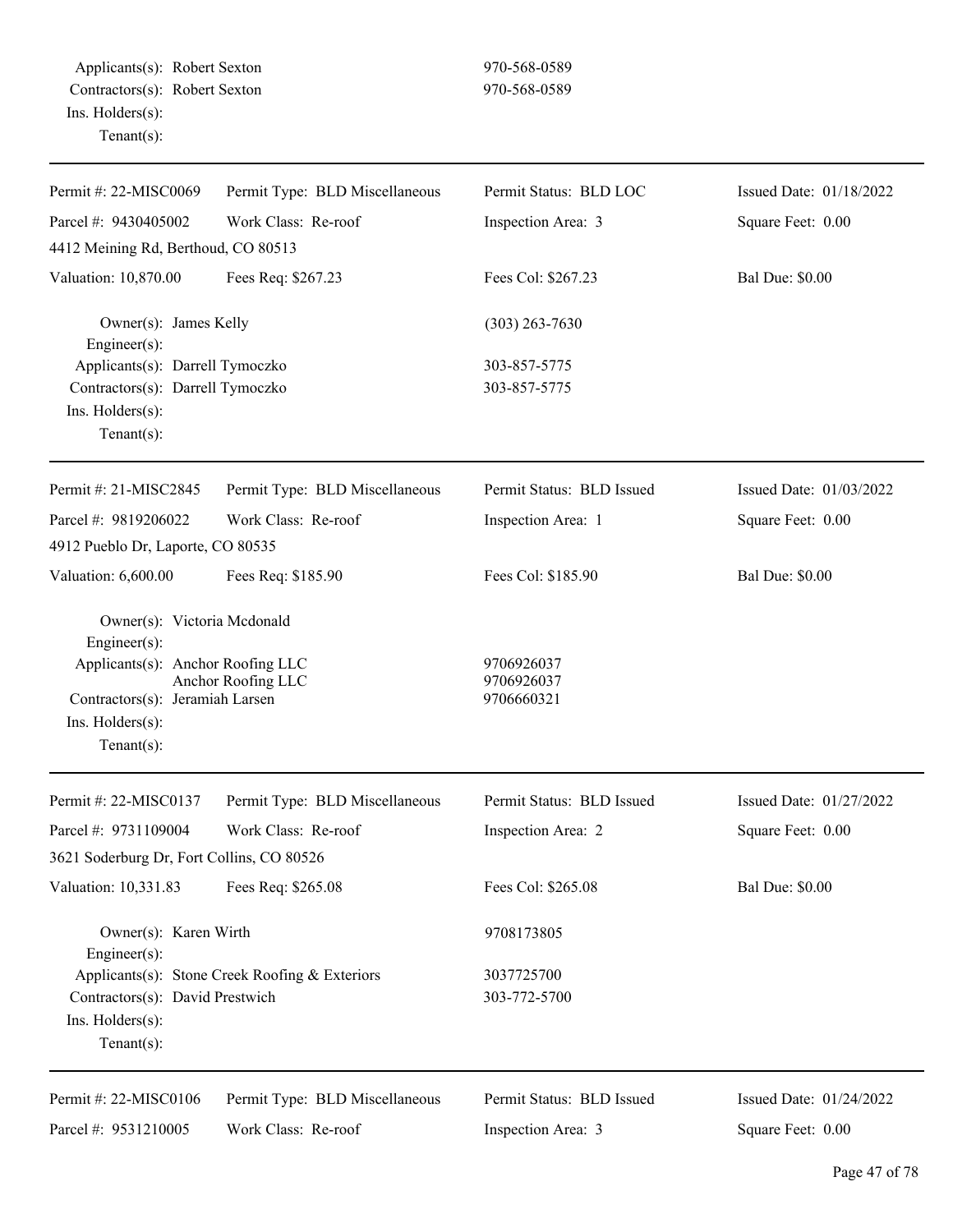Applicants(s): Robert Sexton 970-568-0589
Contractors(s): Robert Sexton 970-568-0589
Ins. Holders(s):
Tenant(s):

---

| Permit #: 22-MISC0069 | Permit Type: BLD Miscellaneous | Permit Status: BLD LOC | Issued Date: 01/18/2022 |
|---|---|---|---|
| Parcel #: 9430405002 | Work Class: Re-roof | Inspection Area: 3 | Square Feet: 0.00 |
| 4412 Meining Rd, Berthoud, CO 80513 | | | |
| Valuation: 10,870.00 | Fees Req: $267.23 | Fees Col: $267.23 | Bal Due: $0.00 |

Owner(s): James Kelly (303) 263-7630
Engineer(s):
Applicants(s): Darrell Tymoczko 303-857-5775
Contractors(s): Darrell Tymoczko 303-857-5775
Ins. Holders(s):
Tenant(s):

---

| Permit #: 21-MISC2845 | Permit Type: BLD Miscellaneous | Permit Status: BLD Issued | Issued Date: 01/03/2022 |
|---|---|---|---|
| Parcel #: 9819206022 | Work Class: Re-roof | Inspection Area: 1 | Square Feet: 0.00 |
| 4912 Pueblo Dr, Laporte, CO 80535 | | | |
| Valuation: 6,600.00 | Fees Req: $185.90 | Fees Col: $185.90 | Bal Due: $0.00 |

Owner(s): Victoria Mcdonald
Engineer(s):
Applicants(s): Anchor Roofing LLC 9706926037
Anchor Roofing LLC 9706926037
Contractors(s): Jeramiah Larsen 9706660321
Ins. Holders(s):
Tenant(s):

---

| Permit #: 22-MISC0137 | Permit Type: BLD Miscellaneous | Permit Status: BLD Issued | Issued Date: 01/27/2022 |
|---|---|---|---|
| Parcel #: 9731109004 | Work Class: Re-roof | Inspection Area: 2 | Square Feet: 0.00 |
| 3621 Soderburg Dr, Fort Collins, CO 80526 | | | |
| Valuation: 10,331.83 | Fees Req: $265.08 | Fees Col: $265.08 | Bal Due: $0.00 |

Owner(s): Karen Wirth 9708173805
Engineer(s):
Applicants(s): Stone Creek Roofing & Exteriors 3037725700
Contractors(s): David Prestwich 303-772-5700
Ins. Holders(s):
Tenant(s):

---

| Permit #: 22-MISC0106 | Permit Type: BLD Miscellaneous | Permit Status: BLD Issued | Issued Date: 01/24/2022 |
|---|---|---|---|
| Parcel #: 9531210005 | Work Class: Re-roof | Inspection Area: 3 | Square Feet: 0.00 |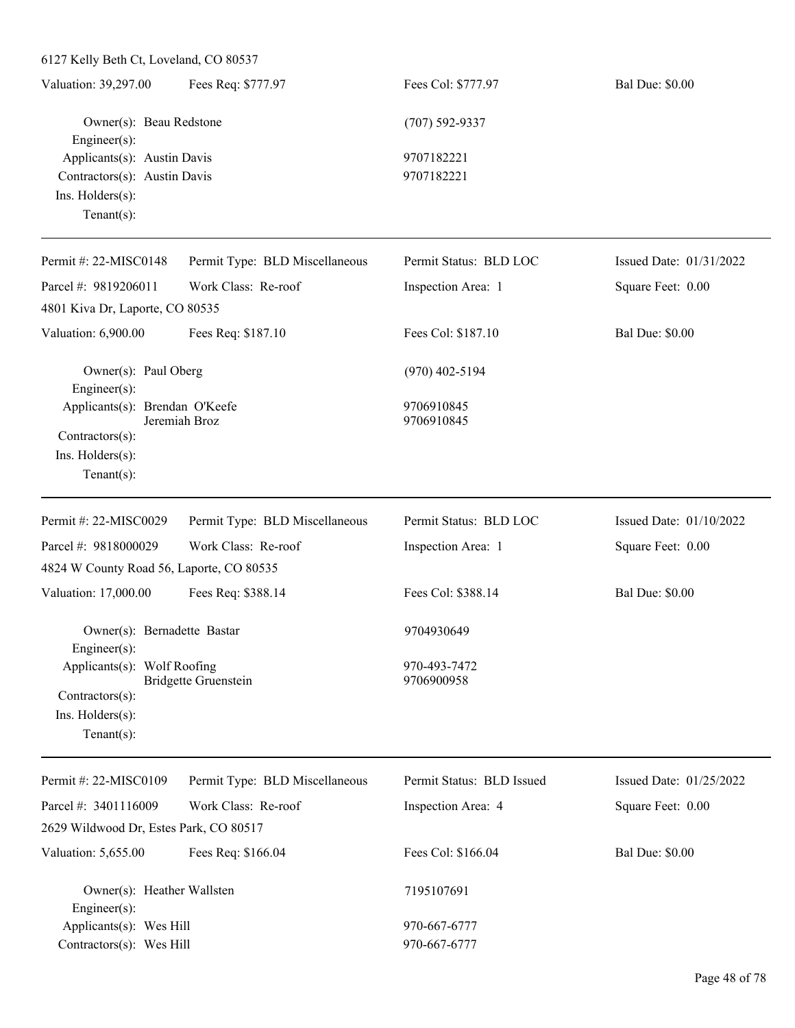6127 Kelly Beth Ct, Loveland, CO 80537

| Valuation: 39,297.00 | Fees Req: $777.97 | Fees Col: $777.97 | Bal Due: $0.00 |
|---|---|---|---|

Owner(s): Beau Redstone (707) 592-9337
Engineer(s):
Applicants(s): Austin Davis 9707182221
Contractors(s): Austin Davis 9707182221
Ins. Holders(s):
Tenant(s):

---

| Permit #: 22-MISC0148 | Permit Type: BLD Miscellaneous | Permit Status: BLD LOC | Issued Date: 01/31/2022 |
|---|---|---|---|
| Parcel #: 9819206011 | Work Class: Re-roof | Inspection Area: 1 | Square Feet: 0.00 |

4801 Kiva Dr, Laporte, CO 80535

| Valuation: 6,900.00 | Fees Req: $187.10 | Fees Col: $187.10 | Bal Due: $0.00 |
|---|---|---|---|

Owner(s): Paul Oberg (970) 402-5194
Engineer(s):
Applicants(s): Brendan O'Keefe 9706910845
Jeremiah Broz 9706910845
Contractors(s):
Ins. Holders(s):
Tenant(s):

---

| Permit #: 22-MISC0029 | Permit Type: BLD Miscellaneous | Permit Status: BLD LOC | Issued Date: 01/10/2022 |
|---|---|---|---|
| Parcel #: 9818000029 | Work Class: Re-roof | Inspection Area: 1 | Square Feet: 0.00 |

4824 W County Road 56, Laporte, CO 80535

| Valuation: 17,000.00 | Fees Req: $388.14 | Fees Col: $388.14 | Bal Due: $0.00 |
|---|---|---|---|

Owner(s): Bernadette Bastar 9704930649
Engineer(s):
Applicants(s): Wolf Roofing 970-493-7472
Bridgette Gruenstein 9706900958
Contractors(s):
Ins. Holders(s):
Tenant(s):

---

| Permit #: 22-MISC0109 | Permit Type: BLD Miscellaneous | Permit Status: BLD Issued | Issued Date: 01/25/2022 |
|---|---|---|---|
| Parcel #: 3401116009 | Work Class: Re-roof | Inspection Area: 4 | Square Feet: 0.00 |

2629 Wildwood Dr, Estes Park, CO 80517

| Valuation: 5,655.00 | Fees Req: $166.04 | Fees Col: $166.04 | Bal Due: $0.00 |
|---|---|---|---|

Owner(s): Heather Wallsten 7195107691
Engineer(s):
Applicants(s): Wes Hill 970-667-6777
Contractors(s): Wes Hill 970-667-6777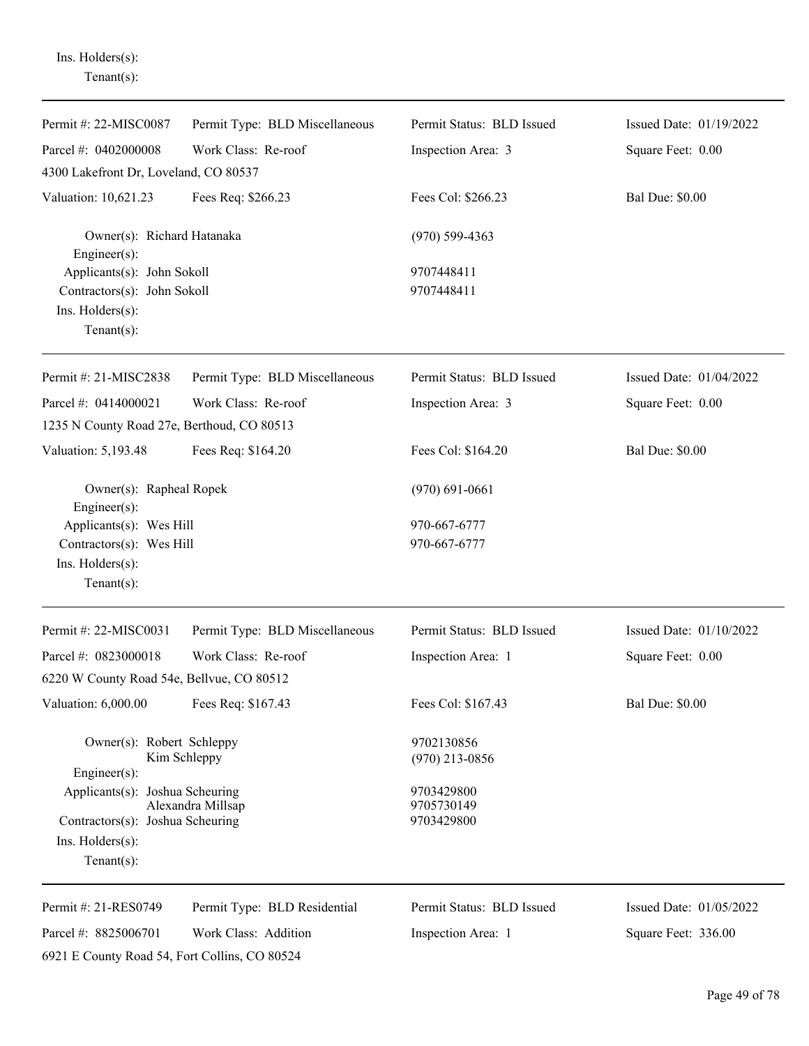Ins. Holders(s):
Tenant(s):

---

Permit #: 22-MISC0087 | Permit Type: BLD Miscellaneous | Permit Status: BLD Issued | Issued Date: 01/19/2022
Parcel #: 0402000008 | Work Class: Re-roof | Inspection Area: 3 | Square Feet: 0.00
4300 Lakefront Dr, Loveland, CO 80537
Valuation: 10,621.23 | Fees Req: $266.23 | Fees Col: $266.23 | Bal Due: $0.00

Owner(s): Richard Hatanaka (970) 599-4363
Engineer(s):
Applicants(s): John Sokoll 9707448411
Contractors(s): John Sokoll 9707448411
Ins. Holders(s):
Tenant(s):

---

Permit #: 21-MISC2838 | Permit Type: BLD Miscellaneous | Permit Status: BLD Issued | Issued Date: 01/04/2022
Parcel #: 0414000021 | Work Class: Re-roof | Inspection Area: 3 | Square Feet: 0.00
1235 N County Road 27e, Berthoud, CO 80513
Valuation: 5,193.48 | Fees Req: $164.20 | Fees Col: $164.20 | Bal Due: $0.00

Owner(s): Rapheal Ropek (970) 691-0661
Engineer(s):
Applicants(s): Wes Hill 970-667-6777
Contractors(s): Wes Hill 970-667-6777
Ins. Holders(s):
Tenant(s):

---

Permit #: 22-MISC0031 | Permit Type: BLD Miscellaneous | Permit Status: BLD Issued | Issued Date: 01/10/2022
Parcel #: 0823000018 | Work Class: Re-roof | Inspection Area: 1 | Square Feet: 0.00
6220 W County Road 54e, Bellvue, CO 80512
Valuation: 6,000.00 | Fees Req: $167.43 | Fees Col: $167.43 | Bal Due: $0.00

Owner(s): Robert Schleppy 9702130856
Kim Schleppy (970) 213-0856
Engineer(s):
Applicants(s): Joshua Scheuring 9703429800
Alexandra Millsap 9705730149
Contractors(s): Joshua Scheuring 9703429800
Ins. Holders(s):
Tenant(s):

---

Permit #: 21-RES0749 | Permit Type: BLD Residential | Permit Status: BLD Issued | Issued Date: 01/05/2022
Parcel #: 8825006701 | Work Class: Addition | Inspection Area: 1 | Square Feet: 336.00
6921 E County Road 54, Fort Collins, CO 80524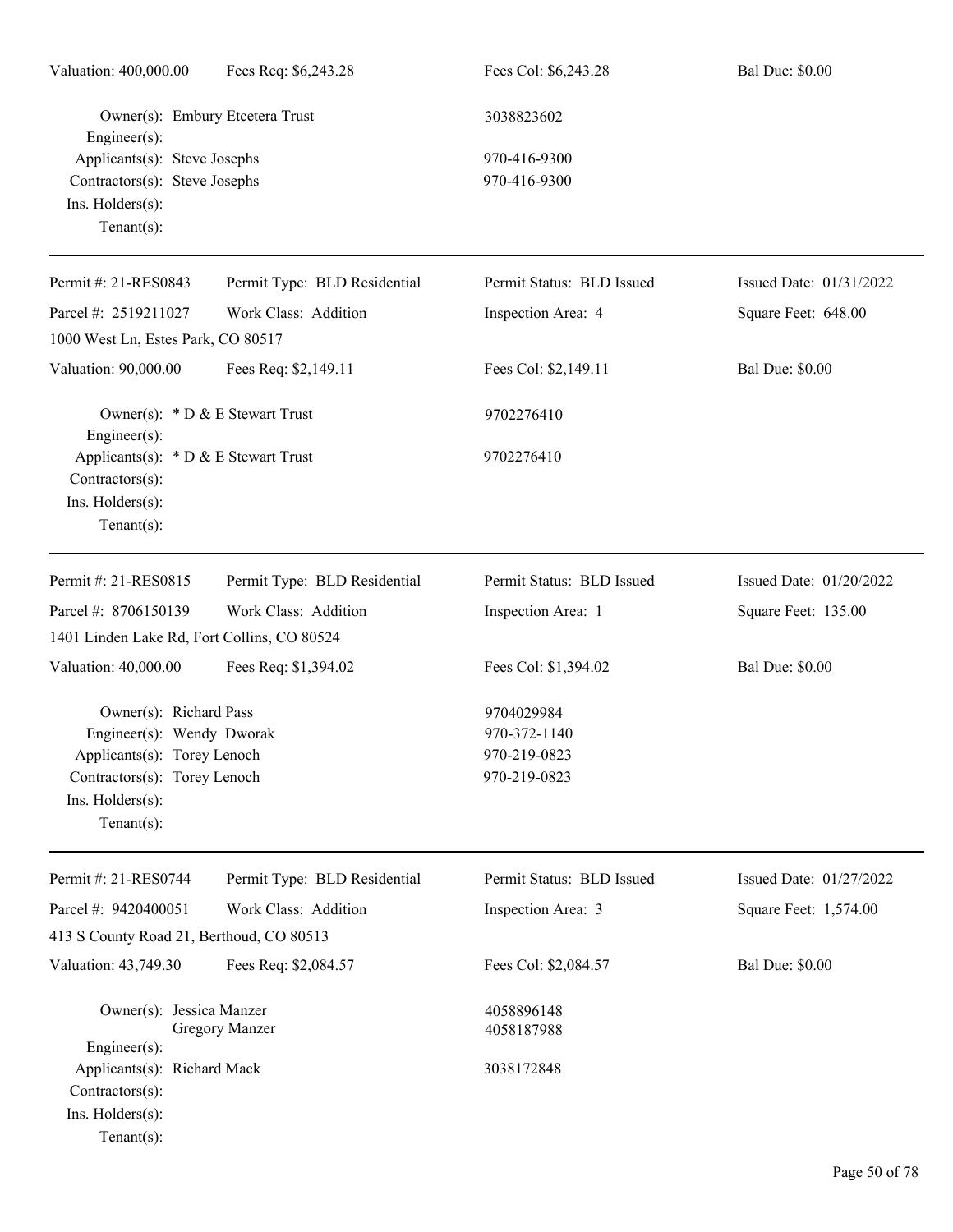| Valuation: 400,000.00 | Fees Req: $6,243.28 | Fees Col: $6,243.28 | Bal Due: $0.00 |
|---|---|---|---|

Owner(s): Embury Etcetera Trust — 3038823602
Engineer(s):
Applicants(s): Steve Josephs — 970-416-9300
Contractors(s): Steve Josephs — 970-416-9300
Ins. Holders(s):
Tenant(s):

---

| Permit #: 21-RES0843 | Permit Type: BLD Residential | Permit Status: BLD Issued | Issued Date: 01/31/2022 |
|---|---|---|---|
| Parcel #: 2519211027 | Work Class: Addition | Inspection Area: 4 | Square Feet: 648.00 |
| 1000 West Ln, Estes Park, CO 80517 | | | |
| Valuation: 90,000.00 | Fees Req: $2,149.11 | Fees Col: $2,149.11 | Bal Due: $0.00 |

Owner(s): * D & E Stewart Trust — 9702276410
Engineer(s):
Applicants(s): * D & E Stewart Trust — 9702276410
Contractors(s):
Ins. Holders(s):
Tenant(s):

---

| Permit #: 21-RES0815 | Permit Type: BLD Residential | Permit Status: BLD Issued | Issued Date: 01/20/2022 |
|---|---|---|---|
| Parcel #: 8706150139 | Work Class: Addition | Inspection Area: 1 | Square Feet: 135.00 |
| 1401 Linden Lake Rd, Fort Collins, CO 80524 | | | |
| Valuation: 40,000.00 | Fees Req: $1,394.02 | Fees Col: $1,394.02 | Bal Due: $0.00 |

Owner(s): Richard Pass — 9704029984
Engineer(s): Wendy Dworak — 970-372-1140
Applicants(s): Torey Lenoch — 970-219-0823
Contractors(s): Torey Lenoch — 970-219-0823
Ins. Holders(s):
Tenant(s):

---

| Permit #: 21-RES0744 | Permit Type: BLD Residential | Permit Status: BLD Issued | Issued Date: 01/27/2022 |
|---|---|---|---|
| Parcel #: 9420400051 | Work Class: Addition | Inspection Area: 3 | Square Feet: 1,574.00 |
| 413 S County Road 21, Berthoud, CO 80513 | | | |
| Valuation: 43,749.30 | Fees Req: $2,084.57 | Fees Col: $2,084.57 | Bal Due: $0.00 |

Owner(s): Jessica Manzer — 4058896148
Gregory Manzer — 4058187988
Engineer(s):
Applicants(s): Richard Mack — 3038172848
Contractors(s):
Ins. Holders(s):
Tenant(s):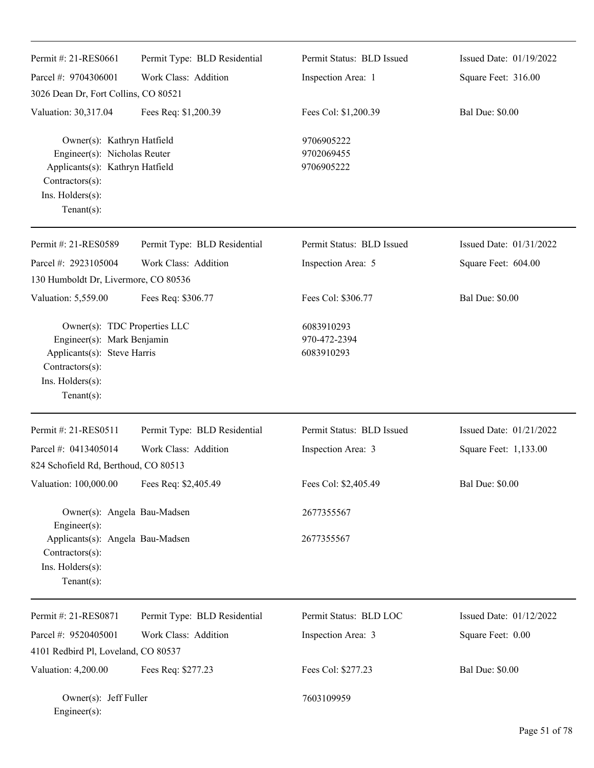Permit #: 21-RES0661 | Permit Type: BLD Residential | Permit Status: BLD Issued | Issued Date: 01/19/2022
Parcel #: 9704306001 | Work Class: Addition | Inspection Area: 1 | Square Feet: 316.00
3026 Dean Dr, Fort Collins, CO 80521
Valuation: 30,317.04 | Fees Req: $1,200.39 | Fees Col: $1,200.39 | Bal Due: $0.00

Owner(s): Kathryn Hatfield 9706905222
Engineer(s): Nicholas Reuter 9702069455
Applicants(s): Kathryn Hatfield 9706905222
Contractors(s):
Ins. Holders(s):
Tenant(s):

---

Permit #: 21-RES0589 | Permit Type: BLD Residential | Permit Status: BLD Issued | Issued Date: 01/31/2022
Parcel #: 2923105004 | Work Class: Addition | Inspection Area: 5 | Square Feet: 604.00
130 Humboldt Dr, Livermore, CO 80536
Valuation: 5,559.00 | Fees Req: $306.77 | Fees Col: $306.77 | Bal Due: $0.00

Owner(s): TDC Properties LLC 6083910293
Engineer(s): Mark Benjamin 970-472-2394
Applicants(s): Steve Harris 6083910293
Contractors(s):
Ins. Holders(s):
Tenant(s):

---

Permit #: 21-RES0511 | Permit Type: BLD Residential | Permit Status: BLD Issued | Issued Date: 01/21/2022
Parcel #: 0413405014 | Work Class: Addition | Inspection Area: 3 | Square Feet: 1,133.00
824 Schofield Rd, Berthoud, CO 80513
Valuation: 100,000.00 | Fees Req: $2,405.49 | Fees Col: $2,405.49 | Bal Due: $0.00

Owner(s): Angela Bau-Madsen 2677355567
Engineer(s):
Applicants(s): Angela Bau-Madsen 2677355567
Contractors(s):
Ins. Holders(s):
Tenant(s):

---

Permit #: 21-RES0871 | Permit Type: BLD Residential | Permit Status: BLD LOC | Issued Date: 01/12/2022
Parcel #: 9520405001 | Work Class: Addition | Inspection Area: 3 | Square Feet: 0.00
4101 Redbird Pl, Loveland, CO 80537
Valuation: 4,200.00 | Fees Req: $277.23 | Fees Col: $277.23 | Bal Due: $0.00

Owner(s): Jeff Fuller 7603109959
Engineer(s):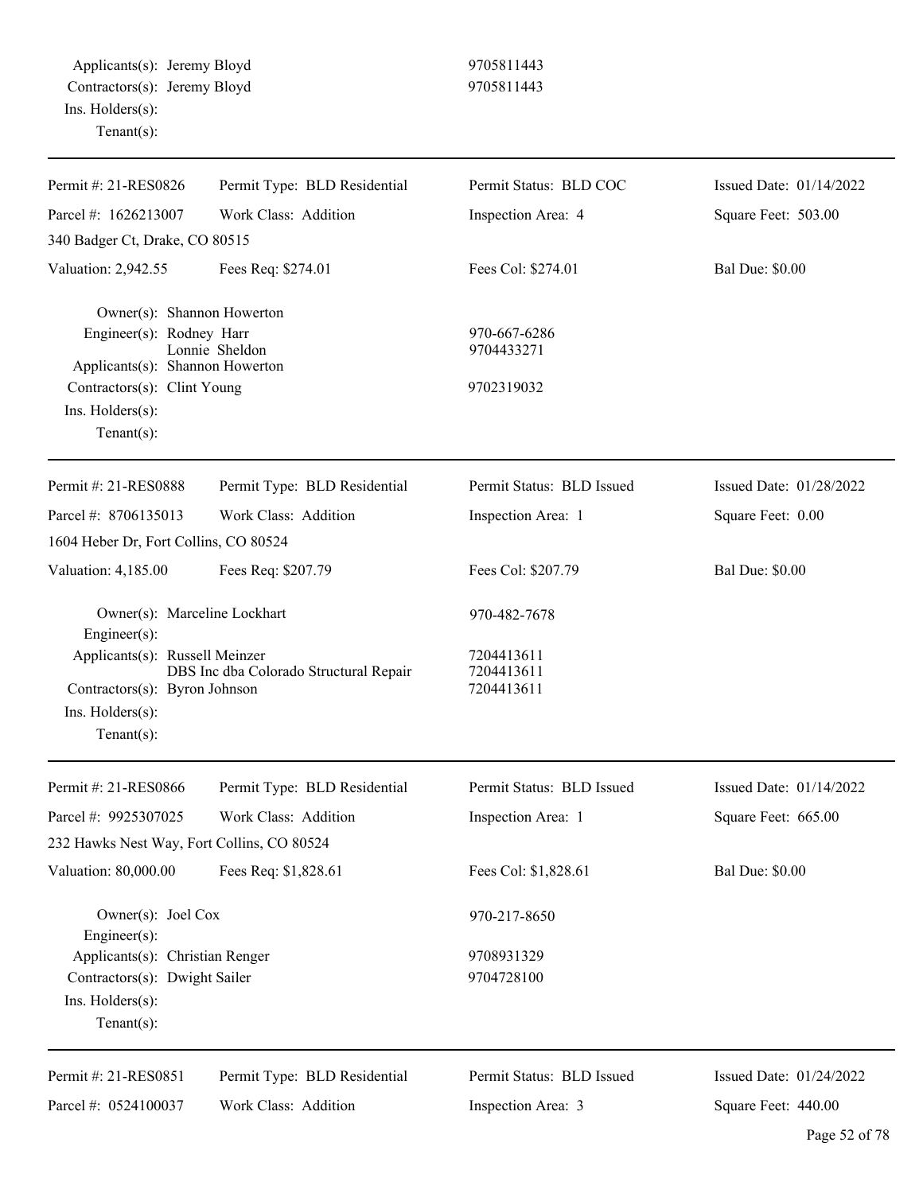Applicants(s): Jeremy Bloyd 9705811443
Contractors(s): Jeremy Bloyd 9705811443
Ins. Holders(s):
Tenant(s):

---

| Permit #: 21-RES0826 | Permit Type: BLD Residential | Permit Status: BLD COC | Issued Date: 01/14/2022 |
|---|---|---|---|
| Parcel #: 1626213007 | Work Class: Addition | Inspection Area: 4 | Square Feet: 503.00 |
| 340 Badger Ct, Drake, CO 80515 | | | |
| Valuation: 2,942.55 | Fees Req: $274.01 | Fees Col: $274.01 | Bal Due: $0.00 |

Owner(s): Shannon Howerton
Engineer(s): Rodney Harr 970-667-6286
Lonnie Sheldon 9704433271
Applicants(s): Shannon Howerton
Contractors(s): Clint Young 9702319032
Ins. Holders(s):
Tenant(s):

---

| Permit #: 21-RES0888 | Permit Type: BLD Residential | Permit Status: BLD Issued | Issued Date: 01/28/2022 |
|---|---|---|---|
| Parcel #: 8706135013 | Work Class: Addition | Inspection Area: 1 | Square Feet: 0.00 |
| 1604 Heber Dr, Fort Collins, CO 80524 | | | |
| Valuation: 4,185.00 | Fees Req: $207.79 | Fees Col: $207.79 | Bal Due: $0.00 |

Owner(s): Marceline Lockhart 970-482-7678
Engineer(s):
Applicants(s): Russell Meinzer 7204413611
DBS Inc dba Colorado Structural Repair 7204413611
Contractors(s): Byron Johnson 7204413611
Ins. Holders(s):
Tenant(s):

---

| Permit #: 21-RES0866 | Permit Type: BLD Residential | Permit Status: BLD Issued | Issued Date: 01/14/2022 |
|---|---|---|---|
| Parcel #: 9925307025 | Work Class: Addition | Inspection Area: 1 | Square Feet: 665.00 |
| 232 Hawks Nest Way, Fort Collins, CO 80524 | | | |
| Valuation: 80,000.00 | Fees Req: $1,828.61 | Fees Col: $1,828.61 | Bal Due: $0.00 |

Owner(s): Joel Cox 970-217-8650
Engineer(s):
Applicants(s): Christian Renger 9708931329
Contractors(s): Dwight Sailer 9704728100
Ins. Holders(s):
Tenant(s):

---

| Permit #: 21-RES0851 | Permit Type: BLD Residential | Permit Status: BLD Issued | Issued Date: 01/24/2022 |
|---|---|---|---|
| Parcel #: 0524100037 | Work Class: Addition | Inspection Area: 3 | Square Feet: 440.00 |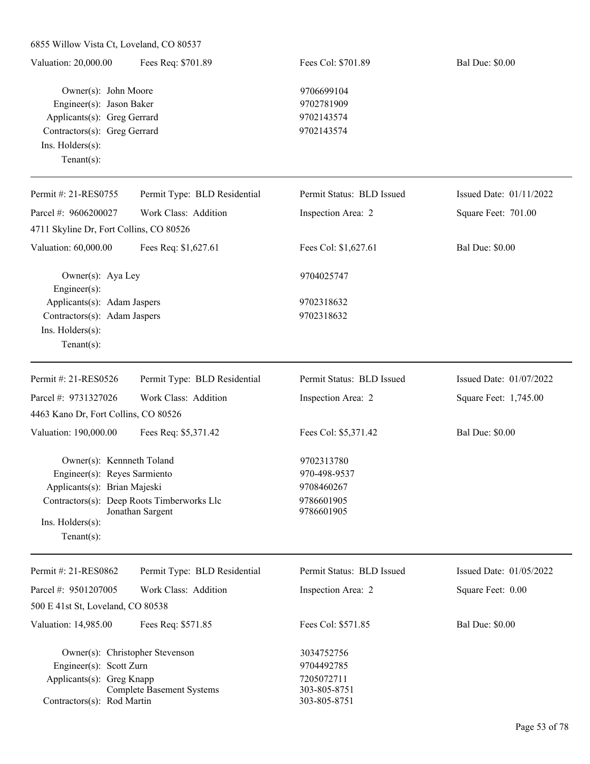6855 Willow Vista Ct, Loveland, CO 80537

| Valuation: 20,000.00 | Fees Req: $701.89 | Fees Col: $701.89 | Bal Due: $0.00 |
|---|---|---|---|

Owner(s): John Moore 9706699104
Engineer(s): Jason Baker 9702781909
Applicants(s): Greg Gerrard 9702143574
Contractors(s): Greg Gerrard 9702143574
Ins. Holders(s):
Tenant(s):

---

| Permit #: 21-RES0755 | Permit Type: BLD Residential | Permit Status: BLD Issued | Issued Date: 01/11/2022 |
|---|---|---|---|
| Parcel #: 9606200027 | Work Class: Addition | Inspection Area: 2 | Square Feet: 701.00 |
| 4711 Skyline Dr, Fort Collins, CO 80526 | | | |
| Valuation: 60,000.00 | Fees Req: $1,627.61 | Fees Col: $1,627.61 | Bal Due: $0.00 |

Owner(s): Aya Ley 9704025747
Engineer(s):
Applicants(s): Adam Jaspers 9702318632
Contractors(s): Adam Jaspers 9702318632
Ins. Holders(s):
Tenant(s):

---

| Permit #: 21-RES0526 | Permit Type: BLD Residential | Permit Status: BLD Issued | Issued Date: 01/07/2022 |
|---|---|---|---|
| Parcel #: 9731327026 | Work Class: Addition | Inspection Area: 2 | Square Feet: 1,745.00 |
| 4463 Kano Dr, Fort Collins, CO 80526 | | | |
| Valuation: 190,000.00 | Fees Req: $5,371.42 | Fees Col: $5,371.42 | Bal Due: $0.00 |

Owner(s): Kennneth Toland 9702313780
Engineer(s): Reyes Sarmiento 970-498-9537
Applicants(s): Brian Majeski 9708460267
Contractors(s): Deep Roots Timberworks Llc 9786601905
Jonathan Sargent 9786601905
Ins. Holders(s):
Tenant(s):

---

| Permit #: 21-RES0862 | Permit Type: BLD Residential | Permit Status: BLD Issued | Issued Date: 01/05/2022 |
|---|---|---|---|
| Parcel #: 9501207005 | Work Class: Addition | Inspection Area: 2 | Square Feet: 0.00 |
| 500 E 41st St, Loveland, CO 80538 | | | |
| Valuation: 14,985.00 | Fees Req: $571.85 | Fees Col: $571.85 | Bal Due: $0.00 |

Owner(s): Christopher Stevenson 3034752756
Engineer(s): Scott Zurn 9704492785
Applicants(s): Greg Knapp 7205072711
Complete Basement Systems 303-805-8751
Contractors(s): Rod Martin 303-805-8751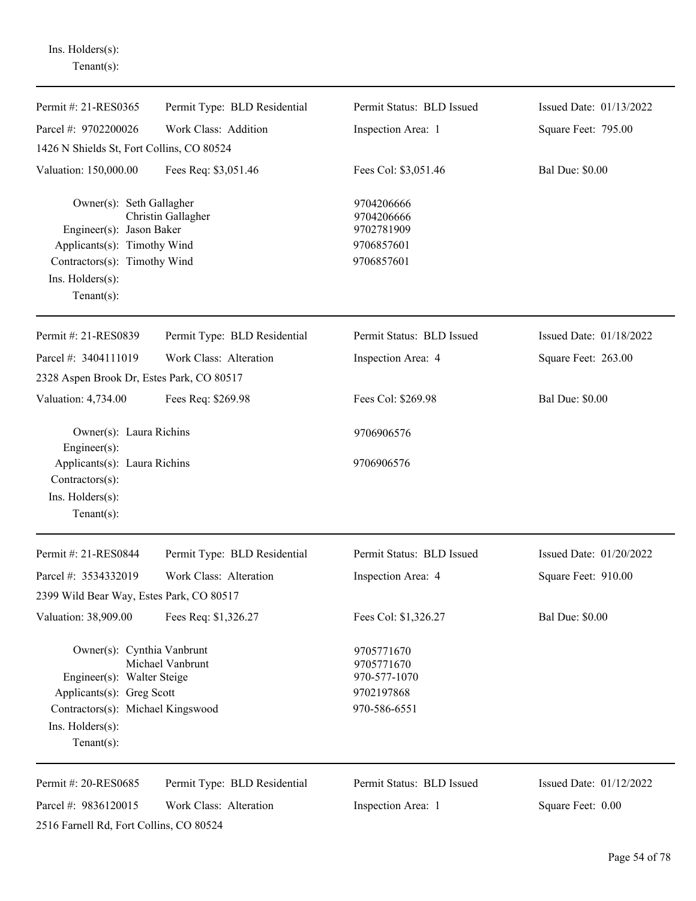Ins. Holders(s):
Tenant(s):

---

| Permit #: 21-RES0365 | Permit Type: BLD Residential | Permit Status: BLD Issued | Issued Date: 01/13/2022 |
|---|---|---|---|
| Parcel #: 9702200026 | Work Class: Addition | Inspection Area: 1 | Square Feet: 795.00 |
| 1426 N Shields St, Fort Collins, CO 80524 | | | |
| Valuation: 150,000.00 | Fees Req: $3,051.46 | Fees Col: $3,051.46 | Bal Due: $0.00 |

Owner(s): Seth Gallagher — 9704206666
Christin Gallagher — 9704206666
Engineer(s): Jason Baker — 9702781909
Applicants(s): Timothy Wind — 9706857601
Contractors(s): Timothy Wind — 9706857601
Ins. Holders(s):
Tenant(s):

---

| Permit #: 21-RES0839 | Permit Type: BLD Residential | Permit Status: BLD Issued | Issued Date: 01/18/2022 |
|---|---|---|---|
| Parcel #: 3404111019 | Work Class: Alteration | Inspection Area: 4 | Square Feet: 263.00 |
| 2328 Aspen Brook Dr, Estes Park, CO 80517 | | | |
| Valuation: 4,734.00 | Fees Req: $269.98 | Fees Col: $269.98 | Bal Due: $0.00 |

Owner(s): Laura Richins — 9706906576
Engineer(s):
Applicants(s): Laura Richins — 9706906576
Contractors(s):
Ins. Holders(s):
Tenant(s):

---

| Permit #: 21-RES0844 | Permit Type: BLD Residential | Permit Status: BLD Issued | Issued Date: 01/20/2022 |
|---|---|---|---|
| Parcel #: 3534332019 | Work Class: Alteration | Inspection Area: 4 | Square Feet: 910.00 |
| 2399 Wild Bear Way, Estes Park, CO 80517 | | | |
| Valuation: 38,909.00 | Fees Req: $1,326.27 | Fees Col: $1,326.27 | Bal Due: $0.00 |

Owner(s): Cynthia Vanbrunt — 9705771670
Michael Vanbrunt — 9705771670
Engineer(s): Walter Steige — 970-577-1070
Applicants(s): Greg Scott — 9702197868
Contractors(s): Michael Kingswood — 970-586-6551
Ins. Holders(s):
Tenant(s):

---

| Permit #: 20-RES0685 | Permit Type: BLD Residential | Permit Status: BLD Issued | Issued Date: 01/12/2022 |
|---|---|---|---|
| Parcel #: 9836120015 | Work Class: Alteration | Inspection Area: 1 | Square Feet: 0.00 |
| 2516 Farnell Rd, Fort Collins, CO 80524 | | | |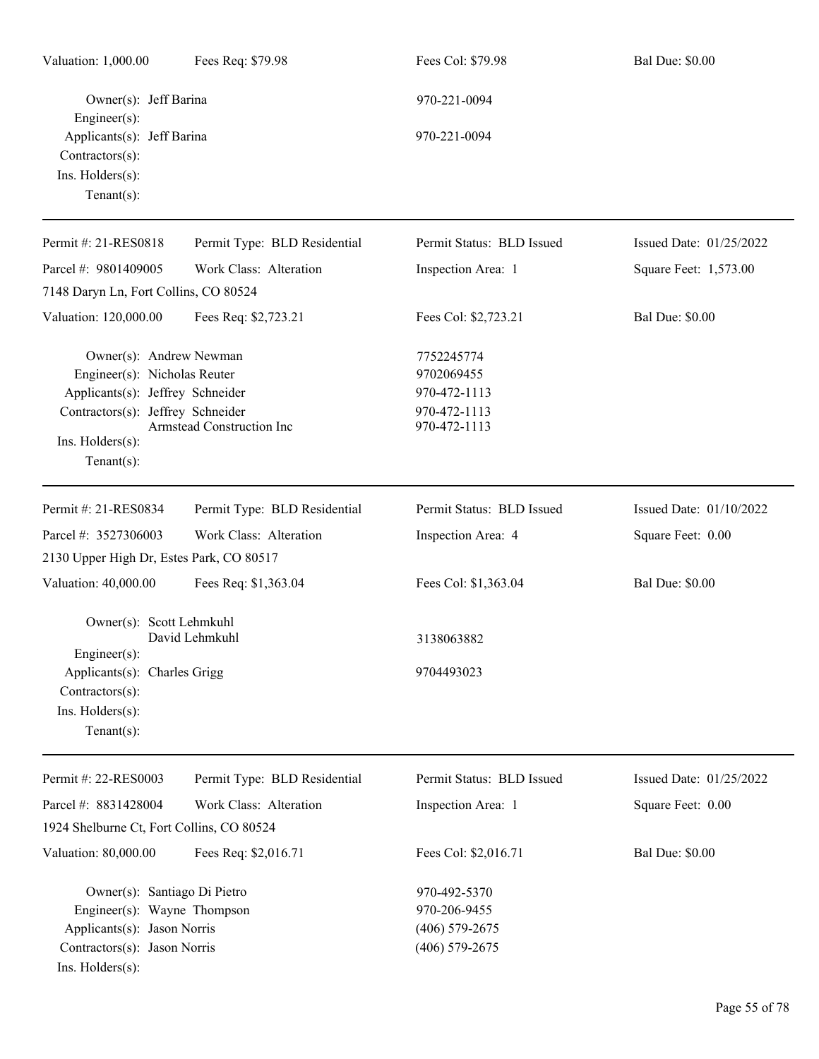Valuation: 1,000.00 | Fees Req: $79.98 | Fees Col: $79.98 | Bal Due: $0.00

Owner(s): Jeff Barina — 970-221-0094
Engineer(s):
Applicants(s): Jeff Barina — 970-221-0094
Contractors(s):
Ins. Holders(s):
Tenant(s):

---

Permit #: 21-RES0818 | Permit Type: BLD Residential | Permit Status: BLD Issued | Issued Date: 01/25/2022
Parcel #: 9801409005 | Work Class: Alteration | Inspection Area: 1 | Square Feet: 1,573.00
7148 Daryn Ln, Fort Collins, CO 80524
Valuation: 120,000.00 | Fees Req: $2,723.21 | Fees Col: $2,723.21 | Bal Due: $0.00

Owner(s): Andrew Newman — 7752245774
Engineer(s): Nicholas Reuter — 9702069455
Applicants(s): Jeffrey Schneider — 970-472-1113
Contractors(s): Jeffrey Schneider — 970-472-1113
Armstead Construction Inc — 970-472-1113
Ins. Holders(s):
Tenant(s):

---

Permit #: 21-RES0834 | Permit Type: BLD Residential | Permit Status: BLD Issued | Issued Date: 01/10/2022
Parcel #: 3527306003 | Work Class: Alteration | Inspection Area: 4 | Square Feet: 0.00
2130 Upper High Dr, Estes Park, CO 80517
Valuation: 40,000.00 | Fees Req: $1,363.04 | Fees Col: $1,363.04 | Bal Due: $0.00

Owner(s): Scott Lehmkuhl
David Lehmkuhl — 3138063882
Engineer(s):
Applicants(s): Charles Grigg — 9704493023
Contractors(s):
Ins. Holders(s):
Tenant(s):

---

Permit #: 22-RES0003 | Permit Type: BLD Residential | Permit Status: BLD Issued | Issued Date: 01/25/2022
Parcel #: 8831428004 | Work Class: Alteration | Inspection Area: 1 | Square Feet: 0.00
1924 Shelburne Ct, Fort Collins, CO 80524
Valuation: 80,000.00 | Fees Req: $2,016.71 | Fees Col: $2,016.71 | Bal Due: $0.00

Owner(s): Santiago Di Pietro — 970-492-5370
Engineer(s): Wayne Thompson — 970-206-9455
Applicants(s): Jason Norris — (406) 579-2675
Contractors(s): Jason Norris — (406) 579-2675
Ins. Holders(s):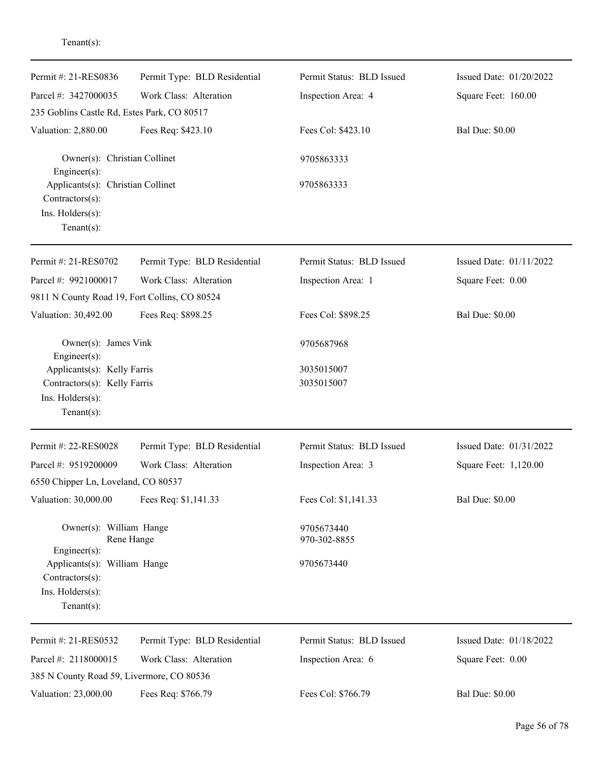Tenant(s):

---

| Permit #: 21-RES0836 | Permit Type: BLD Residential | Permit Status: BLD Issued | Issued Date: 01/20/2022 |
|---|---|---|---|
| Parcel #: 3427000035 | Work Class: Alteration | Inspection Area: 4 | Square Feet: 160.00 |
| 235 Goblins Castle Rd, Estes Park, CO 80517 | | | |
| Valuation: 2,880.00 | Fees Req: $423.10 | Fees Col: $423.10 | Bal Due: $0.00 |

Owner(s): Christian Collinet — 9705863333
Engineer(s):
Applicants(s): Christian Collinet — 9705863333
Contractors(s):
Ins. Holders(s):
Tenant(s):

---

| Permit #: 21-RES0702 | Permit Type: BLD Residential | Permit Status: BLD Issued | Issued Date: 01/11/2022 |
|---|---|---|---|
| Parcel #: 9921000017 | Work Class: Alteration | Inspection Area: 1 | Square Feet: 0.00 |
| 9811 N County Road 19, Fort Collins, CO 80524 | | | |
| Valuation: 30,492.00 | Fees Req: $898.25 | Fees Col: $898.25 | Bal Due: $0.00 |

Owner(s): James Vink — 9705687968
Engineer(s):
Applicants(s): Kelly Farris — 3035015007
Contractors(s): Kelly Farris — 3035015007
Ins. Holders(s):
Tenant(s):

---

| Permit #: 22-RES0028 | Permit Type: BLD Residential | Permit Status: BLD Issued | Issued Date: 01/31/2022 |
|---|---|---|---|
| Parcel #: 9519200009 | Work Class: Alteration | Inspection Area: 3 | Square Feet: 1,120.00 |
| 6550 Chipper Ln, Loveland, CO 80537 | | | |
| Valuation: 30,000.00 | Fees Req: $1,141.33 | Fees Col: $1,141.33 | Bal Due: $0.00 |

Owner(s): William Hange — 9705673440
Rene Hange — 970-302-8855
Engineer(s):
Applicants(s): William Hange — 9705673440
Contractors(s):
Ins. Holders(s):
Tenant(s):

---

| Permit #: 21-RES0532 | Permit Type: BLD Residential | Permit Status: BLD Issued | Issued Date: 01/18/2022 |
|---|---|---|---|
| Parcel #: 2118000015 | Work Class: Alteration | Inspection Area: 6 | Square Feet: 0.00 |
| 385 N County Road 59, Livermore, CO 80536 | | | |
| Valuation: 23,000.00 | Fees Req: $766.79 | Fees Col: $766.79 | Bal Due: $0.00 |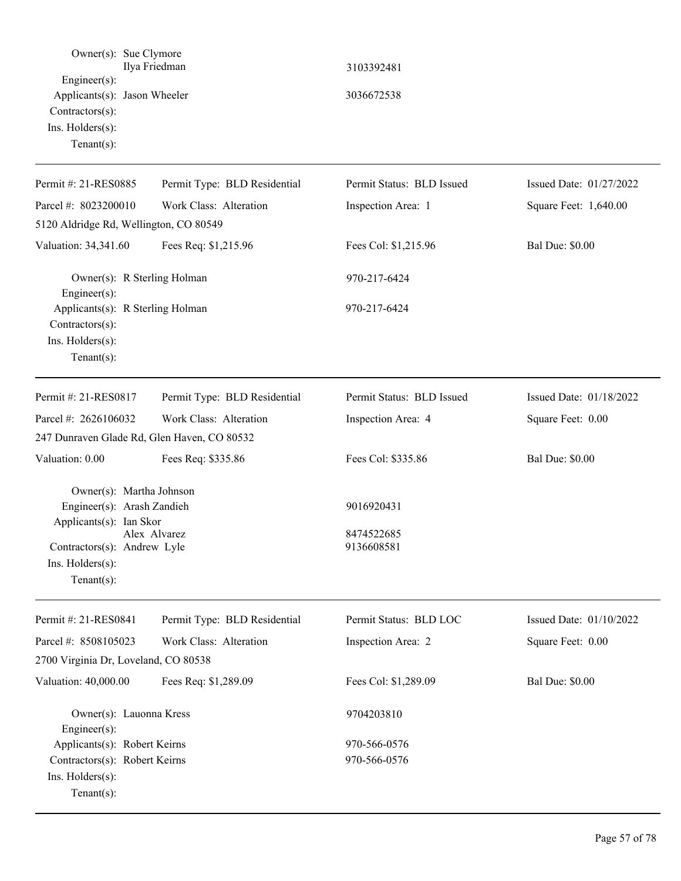Owner(s): Sue Clymore
Ilya Friedman 3103392481
Engineer(s):
Applicants(s): Jason Wheeler 3036672538
Contractors(s):
Ins. Holders(s):
Tenant(s):

---

| Permit #: 21-RES0885 | Permit Type: BLD Residential | Permit Status: BLD Issued | Issued Date: 01/27/2022 |
|---|---|---|---|
| Parcel #: 8023200010 | Work Class: Alteration | Inspection Area: 1 | Square Feet: 1,640.00 |
| 5120 Aldridge Rd, Wellington, CO 80549 | | | |
| Valuation: 34,341.60 | Fees Req: $1,215.96 | Fees Col: $1,215.96 | Bal Due: $0.00 |

Owner(s): R Sterling Holman 970-217-6424
Engineer(s):
Applicants(s): R Sterling Holman 970-217-6424
Contractors(s):
Ins. Holders(s):
Tenant(s):

---

| Permit #: 21-RES0817 | Permit Type: BLD Residential | Permit Status: BLD Issued | Issued Date: 01/18/2022 |
|---|---|---|---|
| Parcel #: 2626106032 | Work Class: Alteration | Inspection Area: 4 | Square Feet: 0.00 |
| 247 Dunraven Glade Rd, Glen Haven, CO 80532 | | | |
| Valuation: 0.00 | Fees Req: $335.86 | Fees Col: $335.86 | Bal Due: $0.00 |

Owner(s): Martha Johnson
Engineer(s): Arash Zandieh 9016920431
Applicants(s): Ian Skor
Alex Alvarez 8474522685
Contractors(s): Andrew Lyle 9136608581
Ins. Holders(s):
Tenant(s):

---

| Permit #: 21-RES0841 | Permit Type: BLD Residential | Permit Status: BLD LOC | Issued Date: 01/10/2022 |
|---|---|---|---|
| Parcel #: 8508105023 | Work Class: Alteration | Inspection Area: 2 | Square Feet: 0.00 |
| 2700 Virginia Dr, Loveland, CO 80538 | | | |
| Valuation: 40,000.00 | Fees Req: $1,289.09 | Fees Col: $1,289.09 | Bal Due: $0.00 |

Owner(s): Lauonna Kress 9704203810
Engineer(s):
Applicants(s): Robert Keirns 970-566-0576
Contractors(s): Robert Keirns 970-566-0576
Ins. Holders(s):
Tenant(s):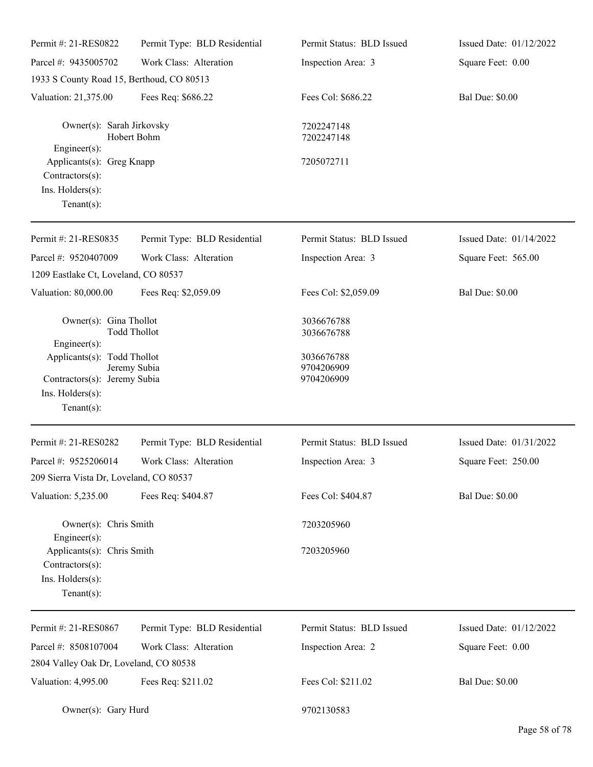| Permit #: 21-RES0822 | Permit Type: BLD Residential | Permit Status: BLD Issued | Issued Date: 01/12/2022 |
|---|---|---|---|
| Parcel #: 9435005702 | Work Class: Alteration | Inspection Area: 3 | Square Feet: 0.00 |
| 1933 S County Road 15, Berthoud, CO 80513 | | | |
| Valuation: 21,375.00 | Fees Req: $686.22 | Fees Col: $686.22 | Bal Due: $0.00 |

Owner(s): Sarah Jirkovsky 7202247148
Hobert Bohm 7202247148
Engineer(s):
Applicants(s): Greg Knapp 7205072711
Contractors(s):
Ins. Holders(s):
Tenant(s):

---

| Permit #: 21-RES0835 | Permit Type: BLD Residential | Permit Status: BLD Issued | Issued Date: 01/14/2022 |
|---|---|---|---|
| Parcel #: 9520407009 | Work Class: Alteration | Inspection Area: 3 | Square Feet: 565.00 |
| 1209 Eastlake Ct, Loveland, CO 80537 | | | |
| Valuation: 80,000.00 | Fees Req: $2,059.09 | Fees Col: $2,059.09 | Bal Due: $0.00 |

Owner(s): Gina Thollot 3036676788
Todd Thollot 3036676788
Engineer(s):
Applicants(s): Todd Thollot 3036676788
Jeremy Subia 9704206909
Contractors(s): Jeremy Subia 9704206909
Ins. Holders(s):
Tenant(s):

---

| Permit #: 21-RES0282 | Permit Type: BLD Residential | Permit Status: BLD Issued | Issued Date: 01/31/2022 |
|---|---|---|---|
| Parcel #: 9525206014 | Work Class: Alteration | Inspection Area: 3 | Square Feet: 250.00 |
| 209 Sierra Vista Dr, Loveland, CO 80537 | | | |
| Valuation: 5,235.00 | Fees Req: $404.87 | Fees Col: $404.87 | Bal Due: $0.00 |

Owner(s): Chris Smith 7203205960
Engineer(s):
Applicants(s): Chris Smith 7203205960
Contractors(s):
Ins. Holders(s):
Tenant(s):

---

| Permit #: 21-RES0867 | Permit Type: BLD Residential | Permit Status: BLD Issued | Issued Date: 01/12/2022 |
|---|---|---|---|
| Parcel #: 8508107004 | Work Class: Alteration | Inspection Area: 2 | Square Feet: 0.00 |
| 2804 Valley Oak Dr, Loveland, CO 80538 | | | |
| Valuation: 4,995.00 | Fees Req: $211.02 | Fees Col: $211.02 | Bal Due: $0.00 |

Owner(s): Gary Hurd 9702130583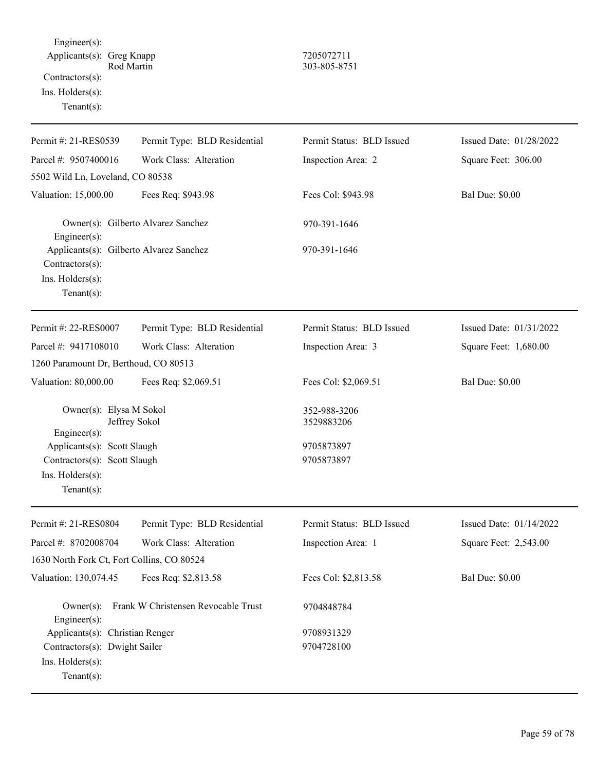Engineer(s):
Applicants(s): Greg Knapp — 7205072711
Rod Martin — 303-805-8751
Contractors(s):
Ins. Holders(s):
Tenant(s):

---

| Permit #: 21-RES0539 | Permit Type: BLD Residential | Permit Status: BLD Issued | Issued Date: 01/28/2022 |
|---|---|---|---|
| Parcel #: 9507400016 | Work Class: Alteration | Inspection Area: 2 | Square Feet: 306.00 |
| 5502 Wild Ln, Loveland, CO 80538 | | | |
| Valuation: 15,000.00 | Fees Req: $943.98 | Fees Col: $943.98 | Bal Due: $0.00 |

Owner(s): Gilberto Alvarez Sanchez — 970-391-1646
Engineer(s):
Applicants(s): Gilberto Alvarez Sanchez — 970-391-1646
Contractors(s):
Ins. Holders(s):
Tenant(s):

---

| Permit #: 22-RES0007 | Permit Type: BLD Residential | Permit Status: BLD Issued | Issued Date: 01/31/2022 |
|---|---|---|---|
| Parcel #: 9417108010 | Work Class: Alteration | Inspection Area: 3 | Square Feet: 1,680.00 |
| 1260 Paramount Dr, Berthoud, CO 80513 | | | |
| Valuation: 80,000.00 | Fees Req: $2,069.51 | Fees Col: $2,069.51 | Bal Due: $0.00 |

Owner(s): Elysa M Sokol — 352-988-3206
Jeffrey Sokol — 3529883206
Engineer(s):
Applicants(s): Scott Slaugh — 9705873897
Contractors(s): Scott Slaugh — 9705873897
Ins. Holders(s):
Tenant(s):

---

| Permit #: 21-RES0804 | Permit Type: BLD Residential | Permit Status: BLD Issued | Issued Date: 01/14/2022 |
|---|---|---|---|
| Parcel #: 8702008704 | Work Class: Alteration | Inspection Area: 1 | Square Feet: 2,543.00 |
| 1630 North Fork Ct, Fort Collins, CO 80524 | | | |
| Valuation: 130,074.45 | Fees Req: $2,813.58 | Fees Col: $2,813.58 | Bal Due: $0.00 |

Owner(s): Frank W Christensen Revocable Trust — 9704848784
Engineer(s):
Applicants(s): Christian Renger — 9708931329
Contractors(s): Dwight Sailer — 9704728100
Ins. Holders(s):
Tenant(s):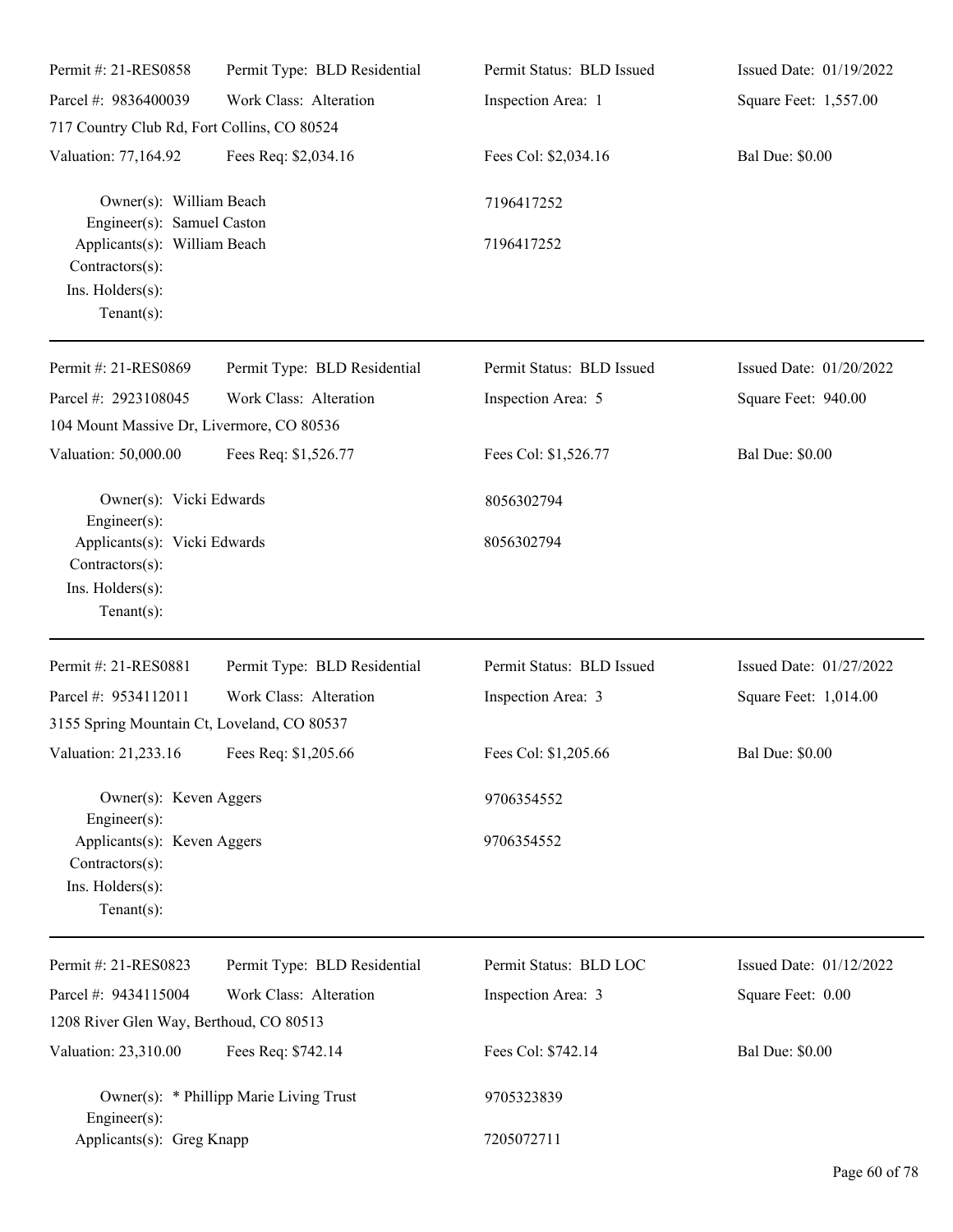| Permit #: 21-RES0858 | Permit Type: BLD Residential | Permit Status: BLD Issued | Issued Date: 01/19/2022 |
|---|---|---|---|
| Parcel #: 9836400039 | Work Class: Alteration | Inspection Area: 1 | Square Feet: 1,557.00 |
| 717 Country Club Rd, Fort Collins, CO 80524 | | | |
| Valuation: 77,164.92 | Fees Req: $2,034.16 | Fees Col: $2,034.16 | Bal Due: $0.00 |

Owner(s): William Beach — 7196417252
Engineer(s): Samuel Caston
Applicants(s): William Beach — 7196417252
Contractors(s):
Ins. Holders(s):
Tenant(s):

---

| Permit #: 21-RES0869 | Permit Type: BLD Residential | Permit Status: BLD Issued | Issued Date: 01/20/2022 |
|---|---|---|---|
| Parcel #: 2923108045 | Work Class: Alteration | Inspection Area: 5 | Square Feet: 940.00 |
| 104 Mount Massive Dr, Livermore, CO 80536 | | | |
| Valuation: 50,000.00 | Fees Req: $1,526.77 | Fees Col: $1,526.77 | Bal Due: $0.00 |

Owner(s): Vicki Edwards — 8056302794
Engineer(s):
Applicants(s): Vicki Edwards — 8056302794
Contractors(s):
Ins. Holders(s):
Tenant(s):

---

| Permit #: 21-RES0881 | Permit Type: BLD Residential | Permit Status: BLD Issued | Issued Date: 01/27/2022 |
|---|---|---|---|
| Parcel #: 9534112011 | Work Class: Alteration | Inspection Area: 3 | Square Feet: 1,014.00 |
| 3155 Spring Mountain Ct, Loveland, CO 80537 | | | |
| Valuation: 21,233.16 | Fees Req: $1,205.66 | Fees Col: $1,205.66 | Bal Due: $0.00 |

Owner(s): Keven Aggers — 9706354552
Engineer(s):
Applicants(s): Keven Aggers — 9706354552
Contractors(s):
Ins. Holders(s):
Tenant(s):

---

| Permit #: 21-RES0823 | Permit Type: BLD Residential | Permit Status: BLD LOC | Issued Date: 01/12/2022 |
|---|---|---|---|
| Parcel #: 9434115004 | Work Class: Alteration | Inspection Area: 3 | Square Feet: 0.00 |
| 1208 River Glen Way, Berthoud, CO 80513 | | | |
| Valuation: 23,310.00 | Fees Req: $742.14 | Fees Col: $742.14 | Bal Due: $0.00 |

Owner(s): * Phillipp Marie Living Trust — 9705323839
Engineer(s):
Applicants(s): Greg Knapp — 7205072711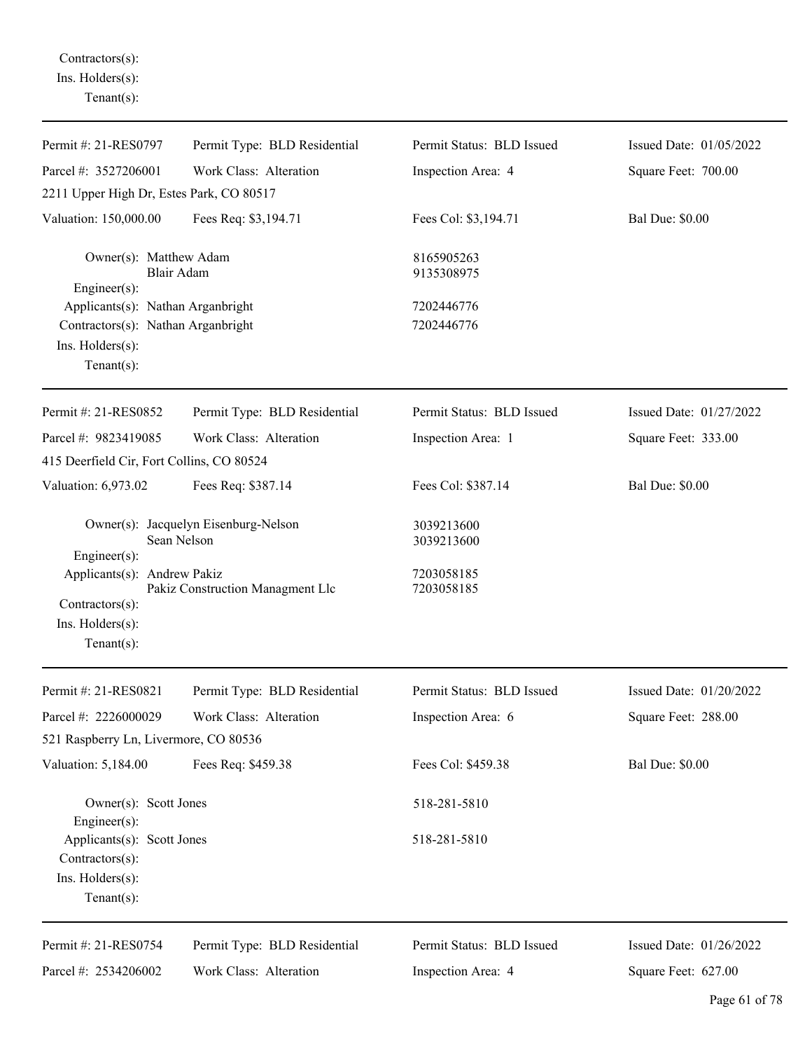Contractors(s):
Ins. Holders(s):
Tenant(s):

---

| Permit #: 21-RES0797 | Permit Type: BLD Residential | Permit Status: BLD Issued | Issued Date: 01/05/2022 |
|---|---|---|---|
| Parcel #: 3527206001 | Work Class: Alteration | Inspection Area: 4 | Square Feet: 700.00 |
| 2211 Upper High Dr, Estes Park, CO 80517 | | | |
| Valuation: 150,000.00 | Fees Req: $3,194.71 | Fees Col: $3,194.71 | Bal Due: $0.00 |

Owner(s): Matthew Adam — 8165905263
Blair Adam — 9135308975
Engineer(s):
Applicants(s): Nathan Arganbright — 7202446776
Contractors(s): Nathan Arganbright — 7202446776
Ins. Holders(s):
Tenant(s):

---

| Permit #: 21-RES0852 | Permit Type: BLD Residential | Permit Status: BLD Issued | Issued Date: 01/27/2022 |
|---|---|---|---|
| Parcel #: 9823419085 | Work Class: Alteration | Inspection Area: 1 | Square Feet: 333.00 |
| 415 Deerfield Cir, Fort Collins, CO 80524 | | | |
| Valuation: 6,973.02 | Fees Req: $387.14 | Fees Col: $387.14 | Bal Due: $0.00 |

Owner(s): Jacquelyn Eisenburg-Nelson — 3039213600
Sean Nelson — 3039213600
Engineer(s):
Applicants(s): Andrew Pakiz — 7203058185
Pakiz Construction Managment Llc — 7203058185
Contractors(s):
Ins. Holders(s):
Tenant(s):

---

| Permit #: 21-RES0821 | Permit Type: BLD Residential | Permit Status: BLD Issued | Issued Date: 01/20/2022 |
|---|---|---|---|
| Parcel #: 2226000029 | Work Class: Alteration | Inspection Area: 6 | Square Feet: 288.00 |
| 521 Raspberry Ln, Livermore, CO 80536 | | | |
| Valuation: 5,184.00 | Fees Req: $459.38 | Fees Col: $459.38 | Bal Due: $0.00 |

Owner(s): Scott Jones — 518-281-5810
Engineer(s):
Applicants(s): Scott Jones — 518-281-5810
Contractors(s):
Ins. Holders(s):
Tenant(s):

---

| Permit #: 21-RES0754 | Permit Type: BLD Residential | Permit Status: BLD Issued | Issued Date: 01/26/2022 |
|---|---|---|---|
| Parcel #: 2534206002 | Work Class: Alteration | Inspection Area: 4 | Square Feet: 627.00 |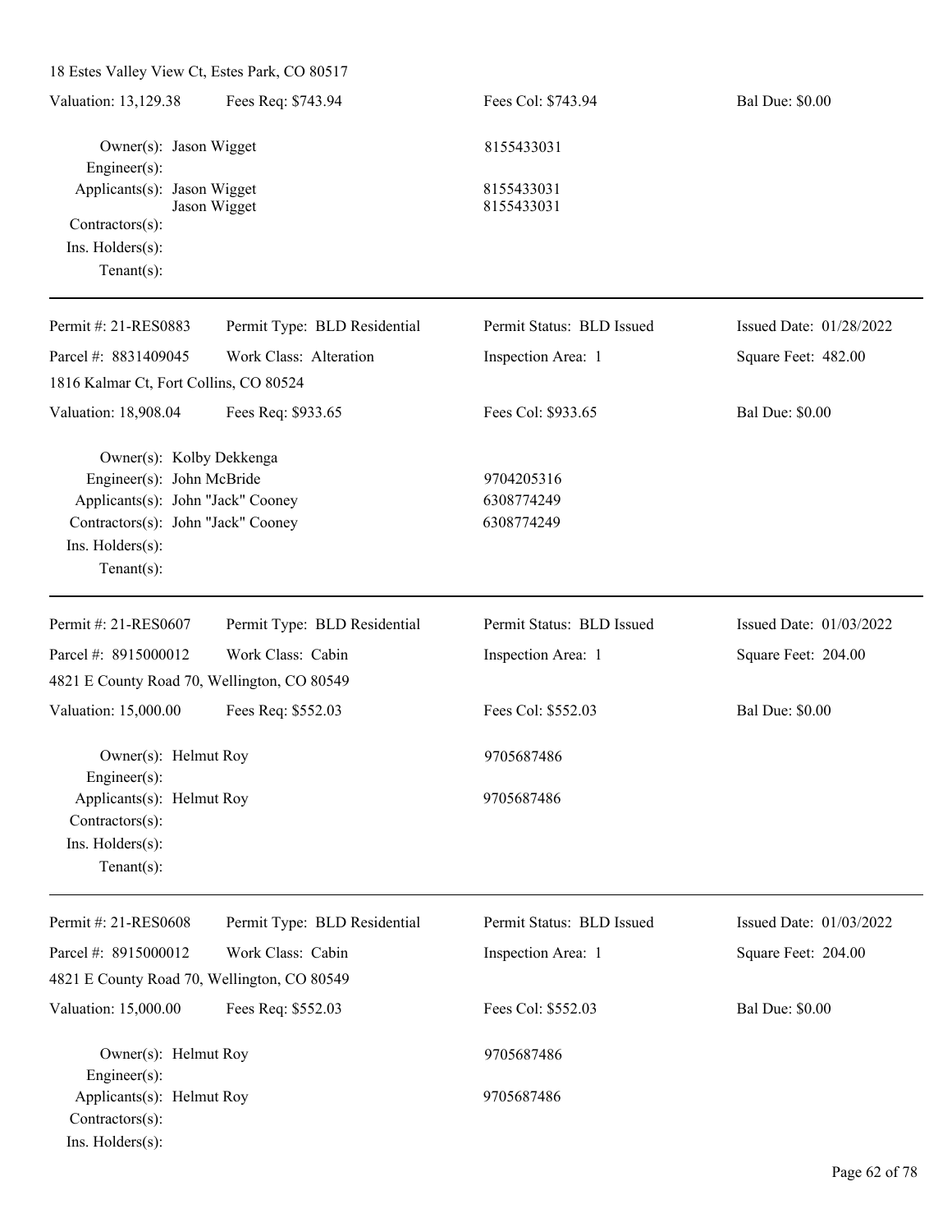18 Estes Valley View Ct, Estes Park, CO 80517

| Valuation: 13,129.38 | Fees Req: $743.94 | Fees Col: $743.94 | Bal Due: $0.00 |
|---|---|---|---|

Owner(s): Jason Wigget — 8155433031
Engineer(s):
Applicants(s): Jason Wigget — 8155433031
Jason Wigget — 8155433031
Contractors(s):
Ins. Holders(s):
Tenant(s):

---

| Permit #: 21-RES0883 | Permit Type: BLD Residential | Permit Status: BLD Issued | Issued Date: 01/28/2022 |
|---|---|---|---|
| Parcel #: 8831409045 | Work Class: Alteration | Inspection Area: 1 | Square Feet: 482.00 |
| 1816 Kalmar Ct, Fort Collins, CO 80524 | | | |
| Valuation: 18,908.04 | Fees Req: $933.65 | Fees Col: $933.65 | Bal Due: $0.00 |

Owner(s): Kolby Dekkenga
Engineer(s): John McBride — 9704205316
Applicants(s): John "Jack" Cooney — 6308774249
Contractors(s): John "Jack" Cooney — 6308774249
Ins. Holders(s):
Tenant(s):

---

| Permit #: 21-RES0607 | Permit Type: BLD Residential | Permit Status: BLD Issued | Issued Date: 01/03/2022 |
|---|---|---|---|
| Parcel #: 8915000012 | Work Class: Cabin | Inspection Area: 1 | Square Feet: 204.00 |
| 4821 E County Road 70, Wellington, CO 80549 | | | |
| Valuation: 15,000.00 | Fees Req: $552.03 | Fees Col: $552.03 | Bal Due: $0.00 |

Owner(s): Helmut Roy — 9705687486
Engineer(s):
Applicants(s): Helmut Roy — 9705687486
Contractors(s):
Ins. Holders(s):
Tenant(s):

---

| Permit #: 21-RES0608 | Permit Type: BLD Residential | Permit Status: BLD Issued | Issued Date: 01/03/2022 |
|---|---|---|---|
| Parcel #: 8915000012 | Work Class: Cabin | Inspection Area: 1 | Square Feet: 204.00 |
| 4821 E County Road 70, Wellington, CO 80549 | | | |
| Valuation: 15,000.00 | Fees Req: $552.03 | Fees Col: $552.03 | Bal Due: $0.00 |

Owner(s): Helmut Roy — 9705687486
Engineer(s):
Applicants(s): Helmut Roy — 9705687486
Contractors(s):
Ins. Holders(s):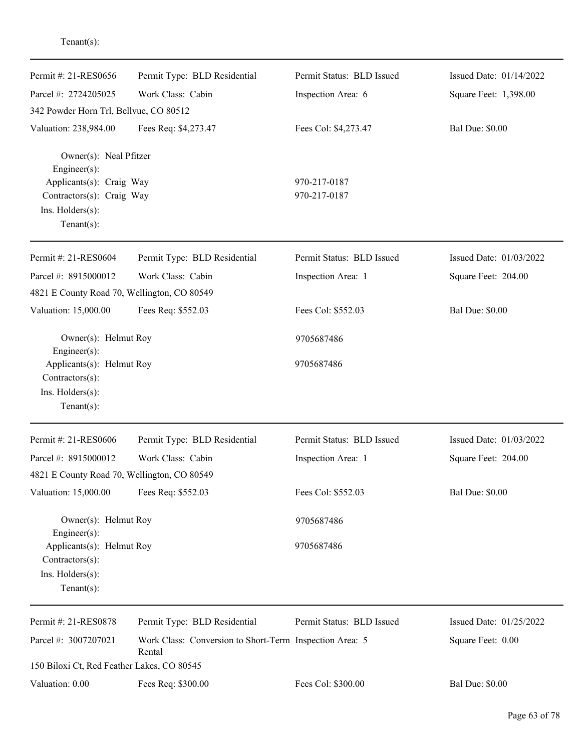Tenant(s):

---

| Permit #: 21-RES0656 | Permit Type: BLD Residential | Permit Status: BLD Issued | Issued Date: 01/14/2022 |
|---|---|---|---|
| Parcel #: 2724205025 | Work Class: Cabin | Inspection Area: 6 | Square Feet: 1,398.00 |
| 342 Powder Horn Trl, Bellvue, CO 80512 | | | |
| Valuation: 238,984.00 | Fees Req: $4,273.47 | Fees Col: $4,273.47 | Bal Due: $0.00 |

Owner(s): Neal Pfitzer
Engineer(s):
Applicants(s): Craig Way 970-217-0187
Contractors(s): Craig Way 970-217-0187
Ins. Holders(s):
Tenant(s):

---

| Permit #: 21-RES0604 | Permit Type: BLD Residential | Permit Status: BLD Issued | Issued Date: 01/03/2022 |
|---|---|---|---|
| Parcel #: 8915000012 | Work Class: Cabin | Inspection Area: 1 | Square Feet: 204.00 |
| 4821 E County Road 70, Wellington, CO 80549 | | | |
| Valuation: 15,000.00 | Fees Req: $552.03 | Fees Col: $552.03 | Bal Due: $0.00 |

Owner(s): Helmut Roy 9705687486
Engineer(s):
Applicants(s): Helmut Roy 9705687486
Contractors(s):
Ins. Holders(s):
Tenant(s):

---

| Permit #: 21-RES0606 | Permit Type: BLD Residential | Permit Status: BLD Issued | Issued Date: 01/03/2022 |
|---|---|---|---|
| Parcel #: 8915000012 | Work Class: Cabin | Inspection Area: 1 | Square Feet: 204.00 |
| 4821 E County Road 70, Wellington, CO 80549 | | | |
| Valuation: 15,000.00 | Fees Req: $552.03 | Fees Col: $552.03 | Bal Due: $0.00 |

Owner(s): Helmut Roy 9705687486
Engineer(s):
Applicants(s): Helmut Roy 9705687486
Contractors(s):
Ins. Holders(s):
Tenant(s):

---

| Permit #: 21-RES0878 | Permit Type: BLD Residential | Permit Status: BLD Issued | Issued Date: 01/25/2022 |
|---|---|---|---|
| Parcel #: 3007207021 | Work Class: Conversion to Short-Term Rental | Inspection Area: 5 | Square Feet: 0.00 |
| 150 Biloxi Ct, Red Feather Lakes, CO 80545 | | | |
| Valuation: 0.00 | Fees Req: $300.00 | Fees Col: $300.00 | Bal Due: $0.00 |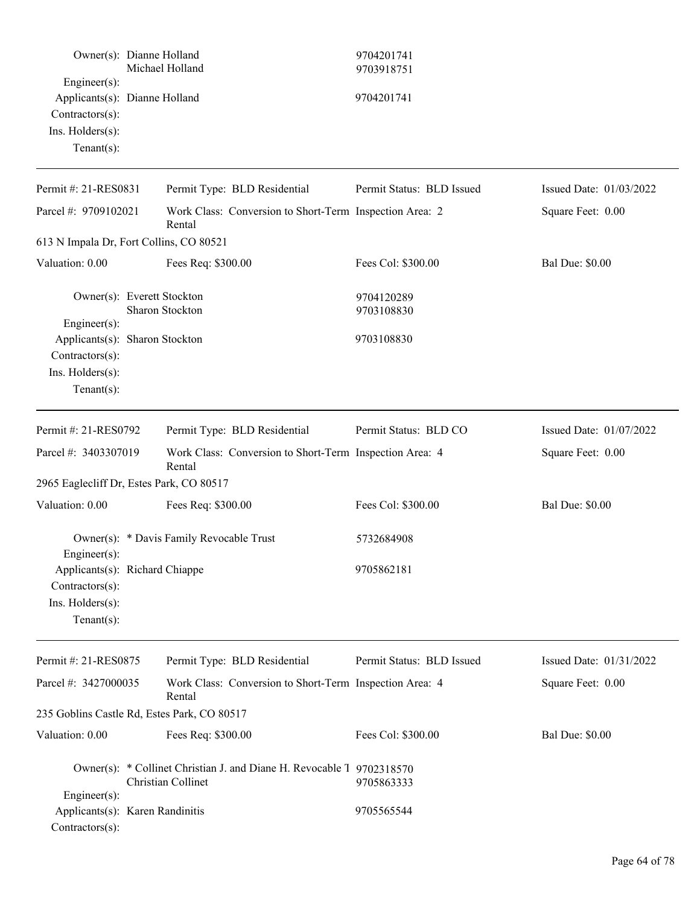| | | |
|---|---|---|
| Owner(s): | Dianne Holland | 9704201741 |
| | Michael Holland | 9703918751 |
| Engineer(s): | | |
| Applicants(s): | Dianne Holland | 9704201741 |
| Contractors(s): | | |
| Ins. Holders(s): | | |
| Tenant(s): | | |

---

| | | | |
|---|---|---|---|
| Permit #: 21-RES0831 | Permit Type: BLD Residential | Permit Status: BLD Issued | Issued Date: 01/03/2022 |
| Parcel #: 9709102021 | Work Class: Conversion to Short-Term Rental | Inspection Area: 2 | Square Feet: 0.00 |
| 613 N Impala Dr, Fort Collins, CO 80521 | | | |
| Valuation: 0.00 | Fees Req: $300.00 | Fees Col: $300.00 | Bal Due: $0.00 |

| | | |
|---|---|---|
| Owner(s): | Everett Stockton | 9704120289 |
| | Sharon Stockton | 9703108830 |
| Engineer(s): | | |
| Applicants(s): | Sharon Stockton | 9703108830 |
| Contractors(s): | | |
| Ins. Holders(s): | | |
| Tenant(s): | | |

---

| | | | |
|---|---|---|---|
| Permit #: 21-RES0792 | Permit Type: BLD Residential | Permit Status: BLD CO | Issued Date: 01/07/2022 |
| Parcel #: 3403307019 | Work Class: Conversion to Short-Term Rental | Inspection Area: 4 | Square Feet: 0.00 |
| 2965 Eaglecliff Dr, Estes Park, CO 80517 | | | |
| Valuation: 0.00 | Fees Req: $300.00 | Fees Col: $300.00 | Bal Due: $0.00 |

| | | |
|---|---|---|
| Owner(s): | * Davis Family Revocable Trust | 5732684908 |
| Engineer(s): | | |
| Applicants(s): | Richard Chiappe | 9705862181 |
| Contractors(s): | | |
| Ins. Holders(s): | | |
| Tenant(s): | | |

---

| | | | |
|---|---|---|---|
| Permit #: 21-RES0875 | Permit Type: BLD Residential | Permit Status: BLD Issued | Issued Date: 01/31/2022 |
| Parcel #: 3427000035 | Work Class: Conversion to Short-Term Rental | Inspection Area: 4 | Square Feet: 0.00 |
| 235 Goblins Castle Rd, Estes Park, CO 80517 | | | |
| Valuation: 0.00 | Fees Req: $300.00 | Fees Col: $300.00 | Bal Due: $0.00 |

| | | |
|---|---|---|
| Owner(s): | * Collinet Christian J. and Diane H. Revocable T | 9702318570 |
| | Christian Collinet | 9705863333 |
| Engineer(s): | | |
| Applicants(s): | Karen Randinitis | 9705565544 |
| Contractors(s): | | |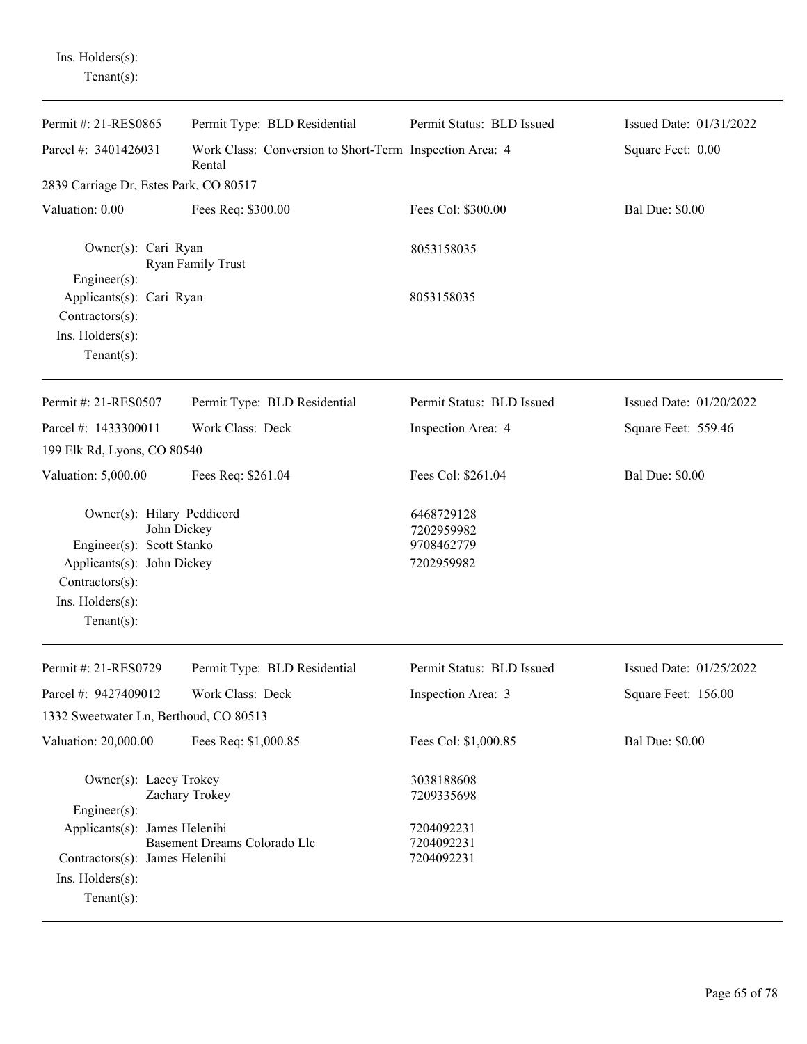Ins. Holders(s):
Tenant(s):

---

| Permit #: 21-RES0865 | Permit Type: BLD Residential | Permit Status: BLD Issued | Issued Date: 01/31/2022 |
|---|---|---|---|
| Parcel #: 3401426031 | Work Class: Conversion to Short-Term Rental | Inspection Area: 4 | Square Feet: 0.00 |
| 2839 Carriage Dr, Estes Park, CO 80517 | | | |
| Valuation: 0.00 | Fees Req: $300.00 | Fees Col: $300.00 | Bal Due: $0.00 |

Owner(s): Cari Ryan — 8053158035
Ryan Family Trust
Engineer(s):
Applicants(s): Cari Ryan — 8053158035
Contractors(s):
Ins. Holders(s):
Tenant(s):

---

| Permit #: 21-RES0507 | Permit Type: BLD Residential | Permit Status: BLD Issued | Issued Date: 01/20/2022 |
|---|---|---|---|
| Parcel #: 1433300011 | Work Class: Deck | Inspection Area: 4 | Square Feet: 559.46 |
| 199 Elk Rd, Lyons, CO 80540 | | | |
| Valuation: 5,000.00 | Fees Req: $261.04 | Fees Col: $261.04 | Bal Due: $0.00 |

Owner(s): Hilary Peddicord — 6468729128
John Dickey — 7202959982
Engineer(s): Scott Stanko — 9708462779
Applicants(s): John Dickey — 7202959982
Contractors(s):
Ins. Holders(s):
Tenant(s):

---

| Permit #: 21-RES0729 | Permit Type: BLD Residential | Permit Status: BLD Issued | Issued Date: 01/25/2022 |
|---|---|---|---|
| Parcel #: 9427409012 | Work Class: Deck | Inspection Area: 3 | Square Feet: 156.00 |
| 1332 Sweetwater Ln, Berthoud, CO 80513 | | | |
| Valuation: 20,000.00 | Fees Req: $1,000.85 | Fees Col: $1,000.85 | Bal Due: $0.00 |

Owner(s): Lacey Trokey — 3038188608
Zachary Trokey — 7209335698
Engineer(s):
Applicants(s): James Helenihi — 7204092231
Basement Dreams Colorado Llc — 7204092231
Contractors(s): James Helenihi — 7204092231
Ins. Holders(s):
Tenant(s):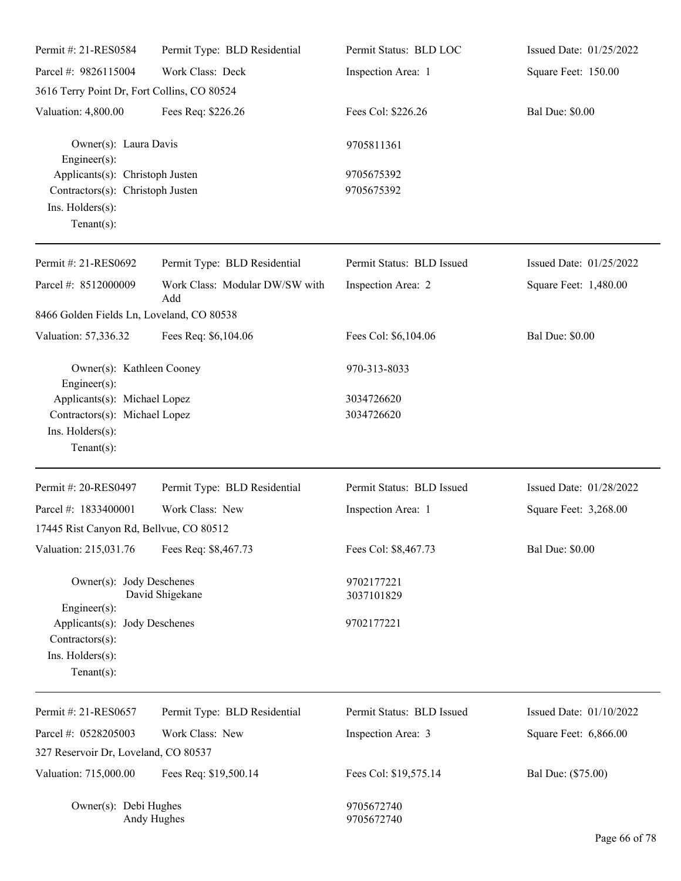| Permit #: 21-RES0584 | Permit Type: BLD Residential | Permit Status: BLD LOC | Issued Date: 01/25/2022 |
|---|---|---|---|
| Parcel #: 9826115004 | Work Class: Deck | Inspection Area: 1 | Square Feet: 150.00 |
| 3616 Terry Point Dr, Fort Collins, CO 80524 | | | |
| Valuation: 4,800.00 | Fees Req: $226.26 | Fees Col: $226.26 | Bal Due: $0.00 |

Owner(s): Laura Davis — 9705811361
Engineer(s):
Applicants(s): Christoph Justen — 9705675392
Contractors(s): Christoph Justen — 9705675392
Ins. Holders(s):
Tenant(s):

---

| Permit #: 21-RES0692 | Permit Type: BLD Residential | Permit Status: BLD Issued | Issued Date: 01/25/2022 |
|---|---|---|---|
| Parcel #: 8512000009 | Work Class: Modular DW/SW with Add | Inspection Area: 2 | Square Feet: 1,480.00 |
| 8466 Golden Fields Ln, Loveland, CO 80538 | | | |
| Valuation: 57,336.32 | Fees Req: $6,104.06 | Fees Col: $6,104.06 | Bal Due: $0.00 |

Owner(s): Kathleen Cooney — 970-313-8033
Engineer(s):
Applicants(s): Michael Lopez — 3034726620
Contractors(s): Michael Lopez — 3034726620
Ins. Holders(s):
Tenant(s):

---

| Permit #: 20-RES0497 | Permit Type: BLD Residential | Permit Status: BLD Issued | Issued Date: 01/28/2022 |
|---|---|---|---|
| Parcel #: 1833400001 | Work Class: New | Inspection Area: 1 | Square Feet: 3,268.00 |
| 17445 Rist Canyon Rd, Bellvue, CO 80512 | | | |
| Valuation: 215,031.76 | Fees Req: $8,467.73 | Fees Col: $8,467.73 | Bal Due: $0.00 |

Owner(s): Jody Deschenes — 9702177221
David Shigekane — 3037101829
Engineer(s):
Applicants(s): Jody Deschenes — 9702177221
Contractors(s):
Ins. Holders(s):
Tenant(s):

---

| Permit #: 21-RES0657 | Permit Type: BLD Residential | Permit Status: BLD Issued | Issued Date: 01/10/2022 |
|---|---|---|---|
| Parcel #: 0528205003 | Work Class: New | Inspection Area: 3 | Square Feet: 6,866.00 |
| 327 Reservoir Dr, Loveland, CO 80537 | | | |
| Valuation: 715,000.00 | Fees Req: $19,500.14 | Fees Col: $19,575.14 | Bal Due: ($75.00) |

Owner(s): Debi Hughes — 9705672740
Andy Hughes — 9705672740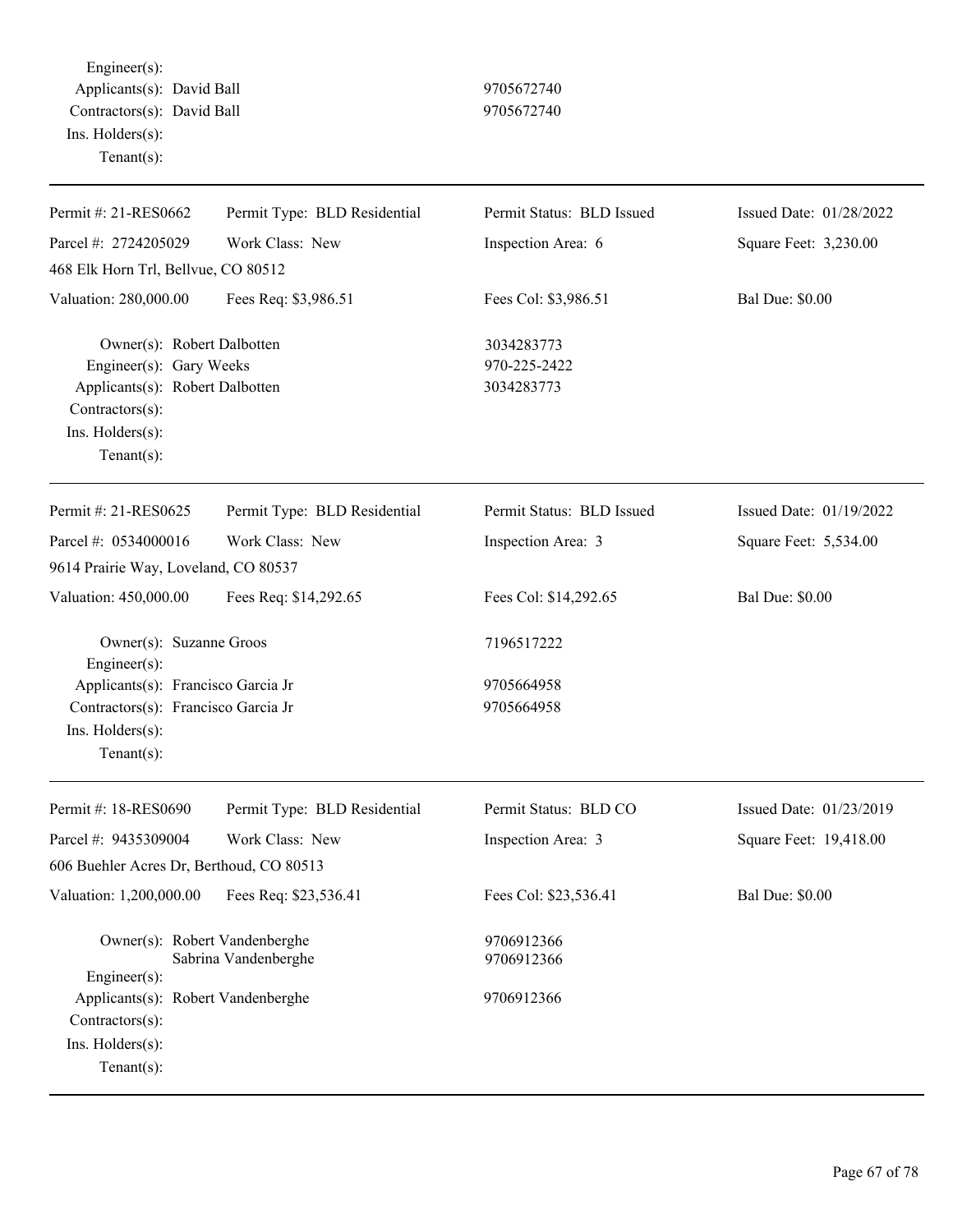Engineer(s):
Applicants(s): David Ball 9705672740
Contractors(s): David Ball 9705672740
Ins. Holders(s):
Tenant(s):

---

| Permit #: 21-RES0662 | Permit Type: BLD Residential | Permit Status: BLD Issued | Issued Date: 01/28/2022 |
|---|---|---|---|
| Parcel #: 2724205029 | Work Class: New | Inspection Area: 6 | Square Feet: 3,230.00 |
| 468 Elk Horn Trl, Bellvue, CO 80512 | | | |
| Valuation: 280,000.00 | Fees Req: $3,986.51 | Fees Col: $3,986.51 | Bal Due: $0.00 |

Owner(s): Robert Dalbotten 3034283773
Engineer(s): Gary Weeks 970-225-2422
Applicants(s): Robert Dalbotten 3034283773
Contractors(s):
Ins. Holders(s):
Tenant(s):

---

| Permit #: 21-RES0625 | Permit Type: BLD Residential | Permit Status: BLD Issued | Issued Date: 01/19/2022 |
|---|---|---|---|
| Parcel #: 0534000016 | Work Class: New | Inspection Area: 3 | Square Feet: 5,534.00 |
| 9614 Prairie Way, Loveland, CO 80537 | | | |
| Valuation: 450,000.00 | Fees Req: $14,292.65 | Fees Col: $14,292.65 | Bal Due: $0.00 |

Owner(s): Suzanne Groos 7196517222
Engineer(s):
Applicants(s): Francisco Garcia Jr 9705664958
Contractors(s): Francisco Garcia Jr 9705664958
Ins. Holders(s):
Tenant(s):

---

| Permit #: 18-RES0690 | Permit Type: BLD Residential | Permit Status: BLD CO | Issued Date: 01/23/2019 |
|---|---|---|---|
| Parcel #: 9435309004 | Work Class: New | Inspection Area: 3 | Square Feet: 19,418.00 |
| 606 Buehler Acres Dr, Berthoud, CO 80513 | | | |
| Valuation: 1,200,000.00 | Fees Req: $23,536.41 | Fees Col: $23,536.41 | Bal Due: $0.00 |

Owner(s): Robert Vandenberghe 9706912366
Sabrina Vandenberghe 9706912366
Engineer(s):
Applicants(s): Robert Vandenberghe 9706912366
Contractors(s):
Ins. Holders(s):
Tenant(s):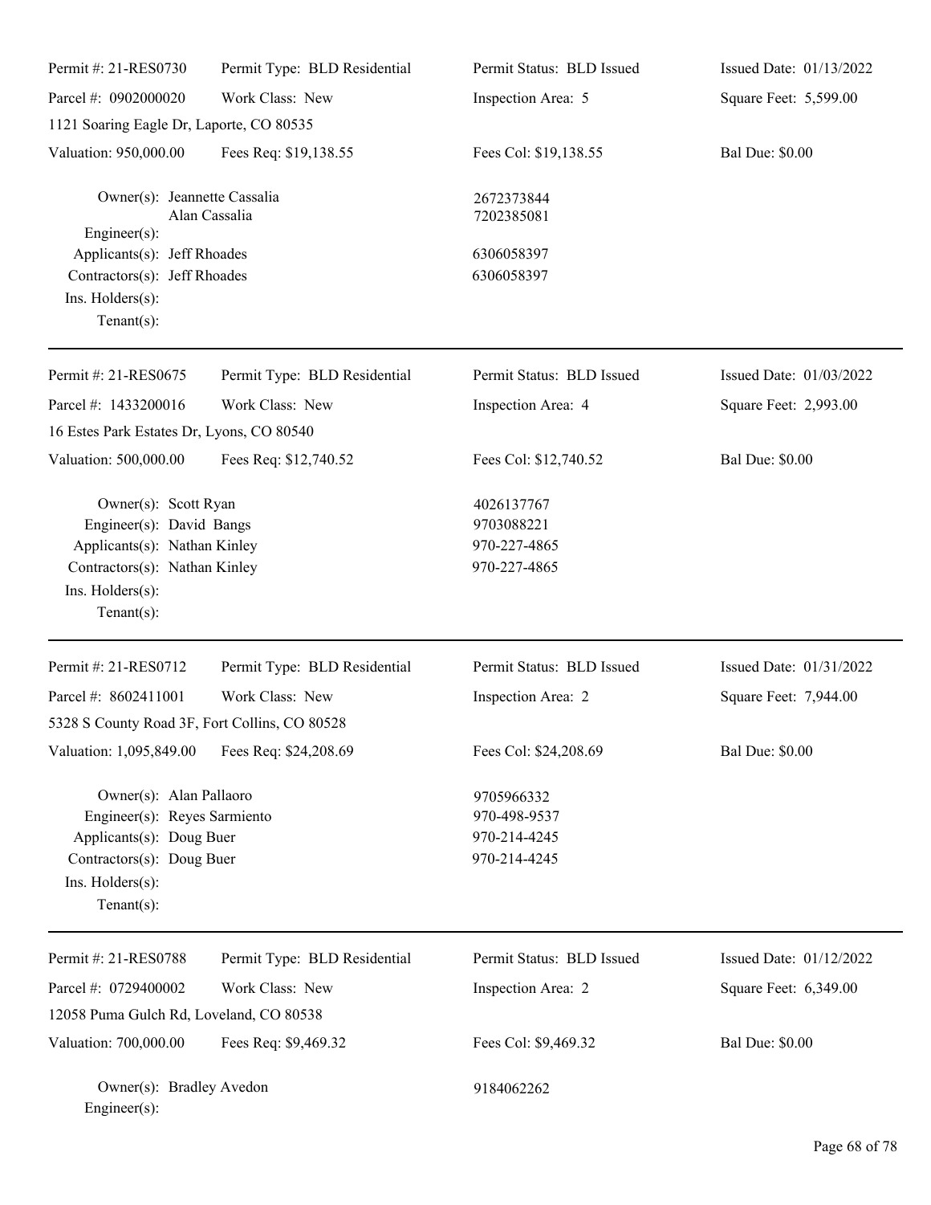| Permit #: 21-RES0730 | Permit Type: BLD Residential | Permit Status: BLD Issued | Issued Date: 01/13/2022 |
|---|---|---|---|
| Parcel #: 0902000020 | Work Class: New | Inspection Area: 5 | Square Feet: 5,599.00 |
| 1121 Soaring Eagle Dr, Laporte, CO 80535 | | | |
| Valuation: 950,000.00 | Fees Req: $19,138.55 | Fees Col: $19,138.55 | Bal Due: $0.00 |

Owner(s): Jeannette Cassalia — 2672373844
Alan Cassalia — 7202385081
Engineer(s):
Applicants(s): Jeff Rhoades — 6306058397
Contractors(s): Jeff Rhoades — 6306058397
Ins. Holders(s):
Tenant(s):

---

| Permit #: 21-RES0675 | Permit Type: BLD Residential | Permit Status: BLD Issued | Issued Date: 01/03/2022 |
|---|---|---|---|
| Parcel #: 1433200016 | Work Class: New | Inspection Area: 4 | Square Feet: 2,993.00 |
| 16 Estes Park Estates Dr, Lyons, CO 80540 | | | |
| Valuation: 500,000.00 | Fees Req: $12,740.52 | Fees Col: $12,740.52 | Bal Due: $0.00 |

Owner(s): Scott Ryan — 4026137767
Engineer(s): David Bangs — 9703088221
Applicants(s): Nathan Kinley — 970-227-4865
Contractors(s): Nathan Kinley — 970-227-4865
Ins. Holders(s):
Tenant(s):

---

| Permit #: 21-RES0712 | Permit Type: BLD Residential | Permit Status: BLD Issued | Issued Date: 01/31/2022 |
|---|---|---|---|
| Parcel #: 8602411001 | Work Class: New | Inspection Area: 2 | Square Feet: 7,944.00 |
| 5328 S County Road 3F, Fort Collins, CO 80528 | | | |
| Valuation: 1,095,849.00 | Fees Req: $24,208.69 | Fees Col: $24,208.69 | Bal Due: $0.00 |

Owner(s): Alan Pallaoro — 9705966332
Engineer(s): Reyes Sarmiento — 970-498-9537
Applicants(s): Doug Buer — 970-214-4245
Contractors(s): Doug Buer — 970-214-4245
Ins. Holders(s):
Tenant(s):

---

| Permit #: 21-RES0788 | Permit Type: BLD Residential | Permit Status: BLD Issued | Issued Date: 01/12/2022 |
|---|---|---|---|
| Parcel #: 0729400002 | Work Class: New | Inspection Area: 2 | Square Feet: 6,349.00 |
| 12058 Puma Gulch Rd, Loveland, CO 80538 | | | |
| Valuation: 700,000.00 | Fees Req: $9,469.32 | Fees Col: $9,469.32 | Bal Due: $0.00 |

Owner(s): Bradley Avedon — 9184062262
Engineer(s):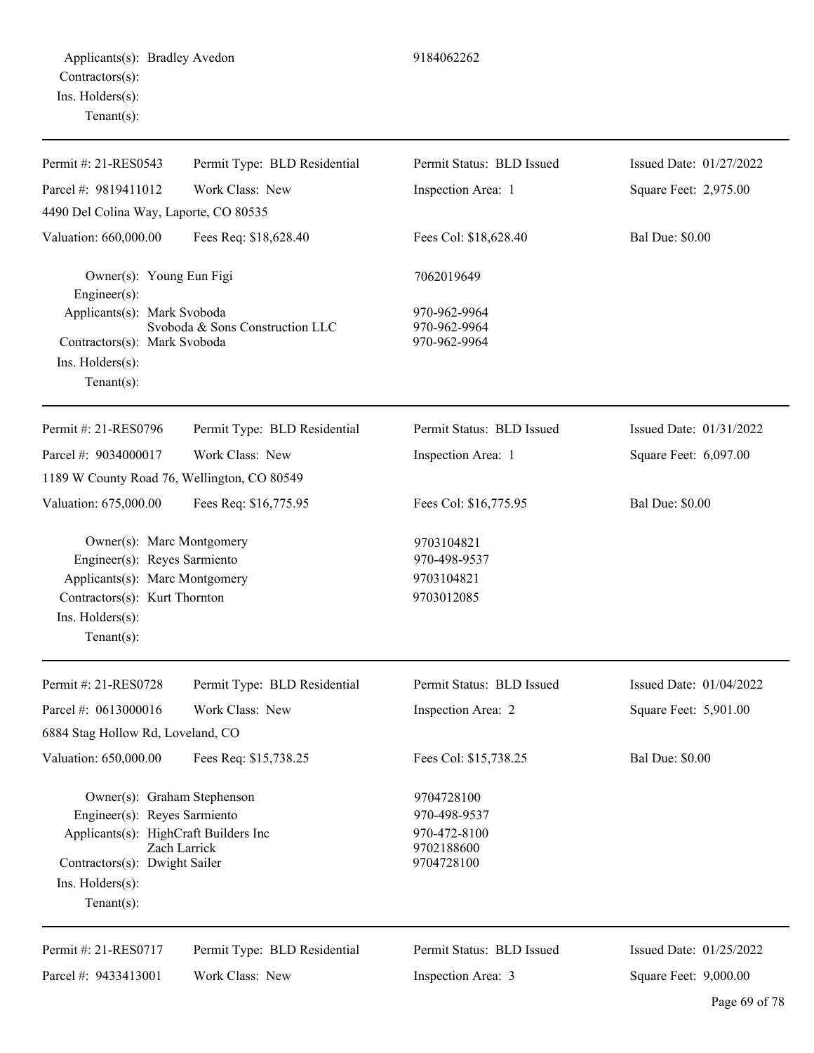Applicants(s): Bradley Avedon 9184062262
Contractors(s):
Ins. Holders(s):
Tenant(s):

---

| | | | |
|---|---|---|---|
| Permit #: 21-RES0543 | Permit Type: BLD Residential | Permit Status: BLD Issued | Issued Date: 01/27/2022 |
| Parcel #: 9819411012 | Work Class: New | Inspection Area: 1 | Square Feet: 2,975.00 |
| 4490 Del Colina Way, Laporte, CO 80535 | | | |
| Valuation: 660,000.00 | Fees Req: $18,628.40 | Fees Col: $18,628.40 | Bal Due: $0.00 |

Owner(s): Young Eun Figi 7062019649
Engineer(s):
Applicants(s): Mark Svoboda 970-962-9964
Svoboda & Sons Construction LLC 970-962-9964
Contractors(s): Mark Svoboda 970-962-9964
Ins. Holders(s):
Tenant(s):

---

| | | | |
|---|---|---|---|
| Permit #: 21-RES0796 | Permit Type: BLD Residential | Permit Status: BLD Issued | Issued Date: 01/31/2022 |
| Parcel #: 9034000017 | Work Class: New | Inspection Area: 1 | Square Feet: 6,097.00 |
| 1189 W County Road 76, Wellington, CO 80549 | | | |
| Valuation: 675,000.00 | Fees Req: $16,775.95 | Fees Col: $16,775.95 | Bal Due: $0.00 |

Owner(s): Marc Montgomery 9703104821
Engineer(s): Reyes Sarmiento 970-498-9537
Applicants(s): Marc Montgomery 9703104821
Contractors(s): Kurt Thornton 9703012085
Ins. Holders(s):
Tenant(s):

---

| | | | |
|---|---|---|---|
| Permit #: 21-RES0728 | Permit Type: BLD Residential | Permit Status: BLD Issued | Issued Date: 01/04/2022 |
| Parcel #: 0613000016 | Work Class: New | Inspection Area: 2 | Square Feet: 5,901.00 |
| 6884 Stag Hollow Rd, Loveland, CO | | | |
| Valuation: 650,000.00 | Fees Req: $15,738.25 | Fees Col: $15,738.25 | Bal Due: $0.00 |

Owner(s): Graham Stephenson 9704728100
Engineer(s): Reyes Sarmiento 970-498-9537
Applicants(s): HighCraft Builders Inc 970-472-8100
Zach Larrick 9702188600
Contractors(s): Dwight Sailer 9704728100
Ins. Holders(s):
Tenant(s):

---

| | | | |
|---|---|---|---|
| Permit #: 21-RES0717 | Permit Type: BLD Residential | Permit Status: BLD Issued | Issued Date: 01/25/2022 |
| Parcel #: 9433413001 | Work Class: New | Inspection Area: 3 | Square Feet: 9,000.00 |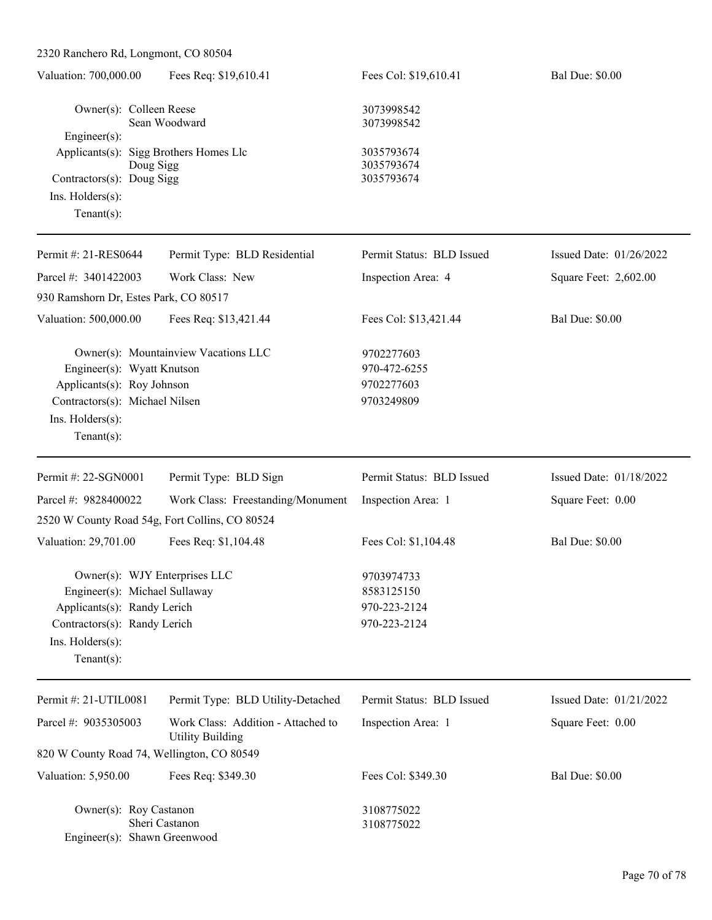2320 Ranchero Rd, Longmont, CO 80504

| Valuation: 700,000.00 | Fees Req: $19,610.41 | Fees Col: $19,610.41 | Bal Due: $0.00 |
|---|---|---|---|

Owner(s): Colleen Reese 3073998542
Sean Woodward 3073998542
Engineer(s):
Applicants(s): Sigg Brothers Homes Llc 3035793674
Doug Sigg 3035793674
Contractors(s): Doug Sigg 3035793674
Ins. Holders(s):
Tenant(s):

---

| Permit #: 21-RES0644 | Permit Type: BLD Residential | Permit Status: BLD Issued | Issued Date: 01/26/2022 |
|---|---|---|---|
| Parcel #: 3401422003 | Work Class: New | Inspection Area: 4 | Square Feet: 2,602.00 |

930 Ramshorn Dr, Estes Park, CO 80517

| Valuation: 500,000.00 | Fees Req: $13,421.44 | Fees Col: $13,421.44 | Bal Due: $0.00 |
|---|---|---|---|

Owner(s): Mountainview Vacations LLC 9702277603
Engineer(s): Wyatt Knutson 970-472-6255
Applicants(s): Roy Johnson 9702277603
Contractors(s): Michael Nilsen 9703249809
Ins. Holders(s):
Tenant(s):

---

| Permit #: 22-SGN0001 | Permit Type: BLD Sign | Permit Status: BLD Issued | Issued Date: 01/18/2022 |
|---|---|---|---|
| Parcel #: 9828400022 | Work Class: Freestanding/Monument | Inspection Area: 1 | Square Feet: 0.00 |

2520 W County Road 54g, Fort Collins, CO 80524

| Valuation: 29,701.00 | Fees Req: $1,104.48 | Fees Col: $1,104.48 | Bal Due: $0.00 |
|---|---|---|---|

Owner(s): WJY Enterprises LLC 9703974733
Engineer(s): Michael Sullaway 8583125150
Applicants(s): Randy Lerich 970-223-2124
Contractors(s): Randy Lerich 970-223-2124
Ins. Holders(s):
Tenant(s):

---

| Permit #: 21-UTIL0081 | Permit Type: BLD Utility-Detached | Permit Status: BLD Issued | Issued Date: 01/21/2022 |
|---|---|---|---|
| Parcel #: 9035305003 | Work Class: Addition - Attached to Utility Building | Inspection Area: 1 | Square Feet: 0.00 |

820 W County Road 74, Wellington, CO 80549

| Valuation: 5,950.00 | Fees Req: $349.30 | Fees Col: $349.30 | Bal Due: $0.00 |
|---|---|---|---|

Owner(s): Roy Castanon 3108775022
Sheri Castanon 3108775022
Engineer(s): Shawn Greenwood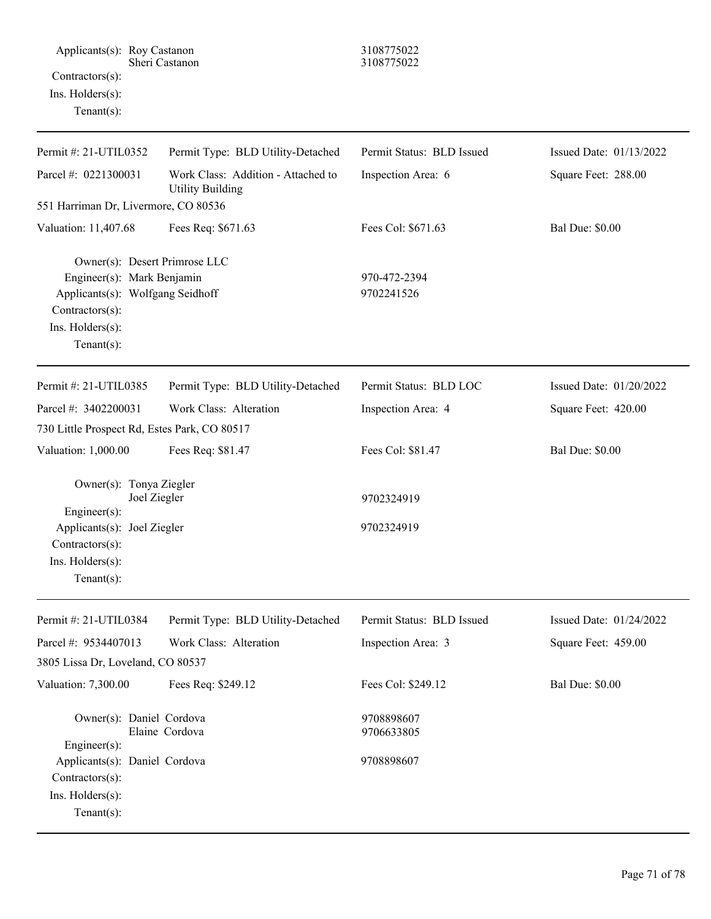Applicants(s): Roy Castanon 3108775022
Sheri Castanon 3108775022
Contractors(s):
Ins. Holders(s):
Tenant(s):

---

| Permit #: 21-UTIL0352 | Permit Type: BLD Utility-Detached | Permit Status: BLD Issued | Issued Date: 01/13/2022 |
|---|---|---|---|
| Parcel #: 0221300031 | Work Class: Addition - Attached to Utility Building | Inspection Area: 6 | Square Feet: 288.00 |
| 551 Harriman Dr, Livermore, CO 80536 | | | |
| Valuation: 11,407.68 | Fees Req: $671.63 | Fees Col: $671.63 | Bal Due: $0.00 |

Owner(s): Desert Primrose LLC
Engineer(s): Mark Benjamin 970-472-2394
Applicants(s): Wolfgang Seidhoff 9702241526
Contractors(s):
Ins. Holders(s):
Tenant(s):

---

| Permit #: 21-UTIL0385 | Permit Type: BLD Utility-Detached | Permit Status: BLD LOC | Issued Date: 01/20/2022 |
|---|---|---|---|
| Parcel #: 3402200031 | Work Class: Alteration | Inspection Area: 4 | Square Feet: 420.00 |
| 730 Little Prospect Rd, Estes Park, CO 80517 | | | |
| Valuation: 1,000.00 | Fees Req: $81.47 | Fees Col: $81.47 | Bal Due: $0.00 |

Owner(s): Tonya Ziegler
Joel Ziegler 9702324919
Engineer(s):
Applicants(s): Joel Ziegler 9702324919
Contractors(s):
Ins. Holders(s):
Tenant(s):

---

| Permit #: 21-UTIL0384 | Permit Type: BLD Utility-Detached | Permit Status: BLD Issued | Issued Date: 01/24/2022 |
|---|---|---|---|
| Parcel #: 9534407013 | Work Class: Alteration | Inspection Area: 3 | Square Feet: 459.00 |
| 3805 Lissa Dr, Loveland, CO 80537 | | | |
| Valuation: 7,300.00 | Fees Req: $249.12 | Fees Col: $249.12 | Bal Due: $0.00 |

Owner(s): Daniel Cordova 9708898607
Elaine Cordova 9706633805
Engineer(s):
Applicants(s): Daniel Cordova 9708898607
Contractors(s):
Ins. Holders(s):
Tenant(s):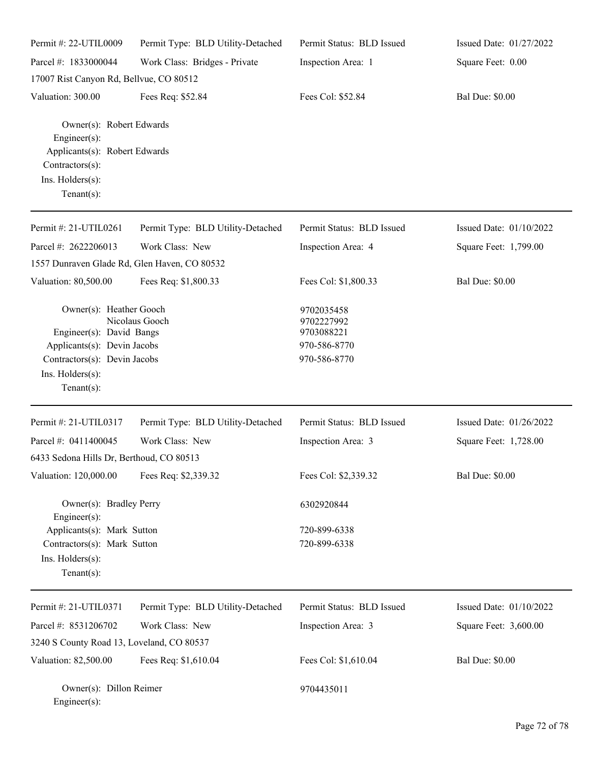Permit #: 22-UTIL0009 | Permit Type: BLD Utility-Detached | Permit Status: BLD Issued | Issued Date: 01/27/2022
Parcel #: 1833000044 | Work Class: Bridges - Private | Inspection Area: 1 | Square Feet: 0.00
17007 Rist Canyon Rd, Bellvue, CO 80512
Valuation: 300.00 | Fees Req: $52.84 | Fees Col: $52.84 | Bal Due: $0.00

Owner(s): Robert Edwards
Engineer(s):
Applicants(s): Robert Edwards
Contractors(s):
Ins. Holders(s):
Tenant(s):

---

Permit #: 21-UTIL0261 | Permit Type: BLD Utility-Detached | Permit Status: BLD Issued | Issued Date: 01/10/2022
Parcel #: 2622206013 | Work Class: New | Inspection Area: 4 | Square Feet: 1,799.00
1557 Dunraven Glade Rd, Glen Haven, CO 80532
Valuation: 80,500.00 | Fees Req: $1,800.33 | Fees Col: $1,800.33 | Bal Due: $0.00

Owner(s): Heather Gooch — 9702035458
Nicolaus Gooch — 9702227992
Engineer(s): David Bangs — 9703088221
Applicants(s): Devin Jacobs — 970-586-8770
Contractors(s): Devin Jacobs — 970-586-8770
Ins. Holders(s):
Tenant(s):

---

Permit #: 21-UTIL0317 | Permit Type: BLD Utility-Detached | Permit Status: BLD Issued | Issued Date: 01/26/2022
Parcel #: 0411400045 | Work Class: New | Inspection Area: 3 | Square Feet: 1,728.00
6433 Sedona Hills Dr, Berthoud, CO 80513
Valuation: 120,000.00 | Fees Req: $2,339.32 | Fees Col: $2,339.32 | Bal Due: $0.00

Owner(s): Bradley Perry — 6302920844
Engineer(s):
Applicants(s): Mark Sutton — 720-899-6338
Contractors(s): Mark Sutton — 720-899-6338
Ins. Holders(s):
Tenant(s):

---

Permit #: 21-UTIL0371 | Permit Type: BLD Utility-Detached | Permit Status: BLD Issued | Issued Date: 01/10/2022
Parcel #: 8531206702 | Work Class: New | Inspection Area: 3 | Square Feet: 3,600.00
3240 S County Road 13, Loveland, CO 80537
Valuation: 82,500.00 | Fees Req: $1,610.04 | Fees Col: $1,610.04 | Bal Due: $0.00

Owner(s): Dillon Reimer — 9704435011
Engineer(s):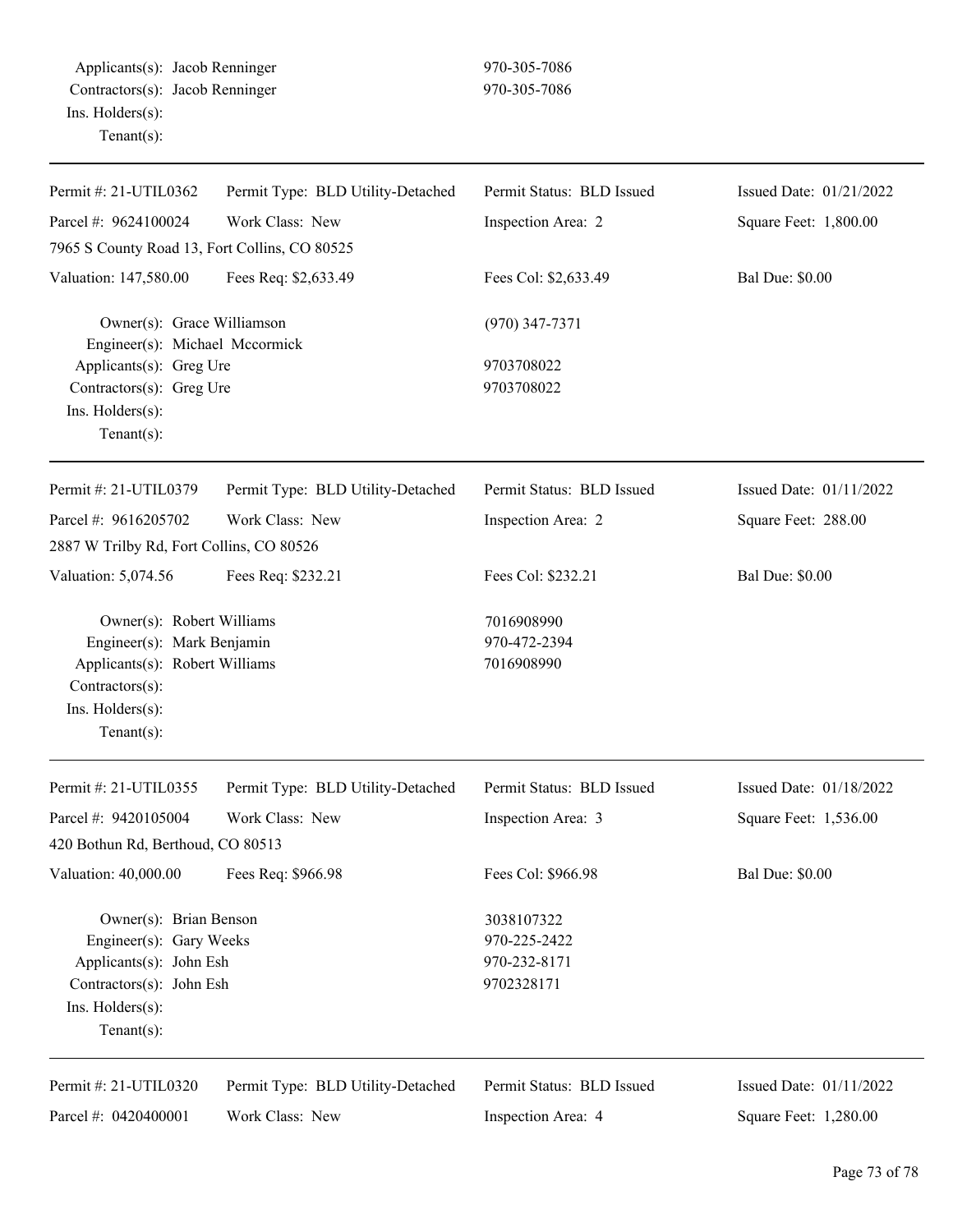Applicants(s): Jacob Renninger 970-305-7086
Contractors(s): Jacob Renninger 970-305-7086
Ins. Holders(s):
Tenant(s):

---

| Permit #: 21-UTIL0362 | Permit Type: BLD Utility-Detached | Permit Status: BLD Issued | Issued Date: 01/21/2022 |
|---|---|---|---|
| Parcel #: 9624100024 | Work Class: New | Inspection Area: 2 | Square Feet: 1,800.00 |
| 7965 S County Road 13, Fort Collins, CO 80525 | | | |
| Valuation: 147,580.00 | Fees Req: $2,633.49 | Fees Col: $2,633.49 | Bal Due: $0.00 |

Owner(s): Grace Williamson (970) 347-7371
Engineer(s): Michael Mccormick
Applicants(s): Greg Ure 9703708022
Contractors(s): Greg Ure 9703708022
Ins. Holders(s):
Tenant(s):

---

| Permit #: 21-UTIL0379 | Permit Type: BLD Utility-Detached | Permit Status: BLD Issued | Issued Date: 01/11/2022 |
|---|---|---|---|
| Parcel #: 9616205702 | Work Class: New | Inspection Area: 2 | Square Feet: 288.00 |
| 2887 W Trilby Rd, Fort Collins, CO 80526 | | | |
| Valuation: 5,074.56 | Fees Req: $232.21 | Fees Col: $232.21 | Bal Due: $0.00 |

Owner(s): Robert Williams 7016908990
Engineer(s): Mark Benjamin 970-472-2394
Applicants(s): Robert Williams 7016908990
Contractors(s):
Ins. Holders(s):
Tenant(s):

---

| Permit #: 21-UTIL0355 | Permit Type: BLD Utility-Detached | Permit Status: BLD Issued | Issued Date: 01/18/2022 |
|---|---|---|---|
| Parcel #: 9420105004 | Work Class: New | Inspection Area: 3 | Square Feet: 1,536.00 |
| 420 Bothun Rd, Berthoud, CO 80513 | | | |
| Valuation: 40,000.00 | Fees Req: $966.98 | Fees Col: $966.98 | Bal Due: $0.00 |

Owner(s): Brian Benson 3038107322
Engineer(s): Gary Weeks 970-225-2422
Applicants(s): John Esh 970-232-8171
Contractors(s): John Esh 9702328171
Ins. Holders(s):
Tenant(s):

---

| Permit #: 21-UTIL0320 | Permit Type: BLD Utility-Detached | Permit Status: BLD Issued | Issued Date: 01/11/2022 |
|---|---|---|---|
| Parcel #: 0420400001 | Work Class: New | Inspection Area: 4 | Square Feet: 1,280.00 |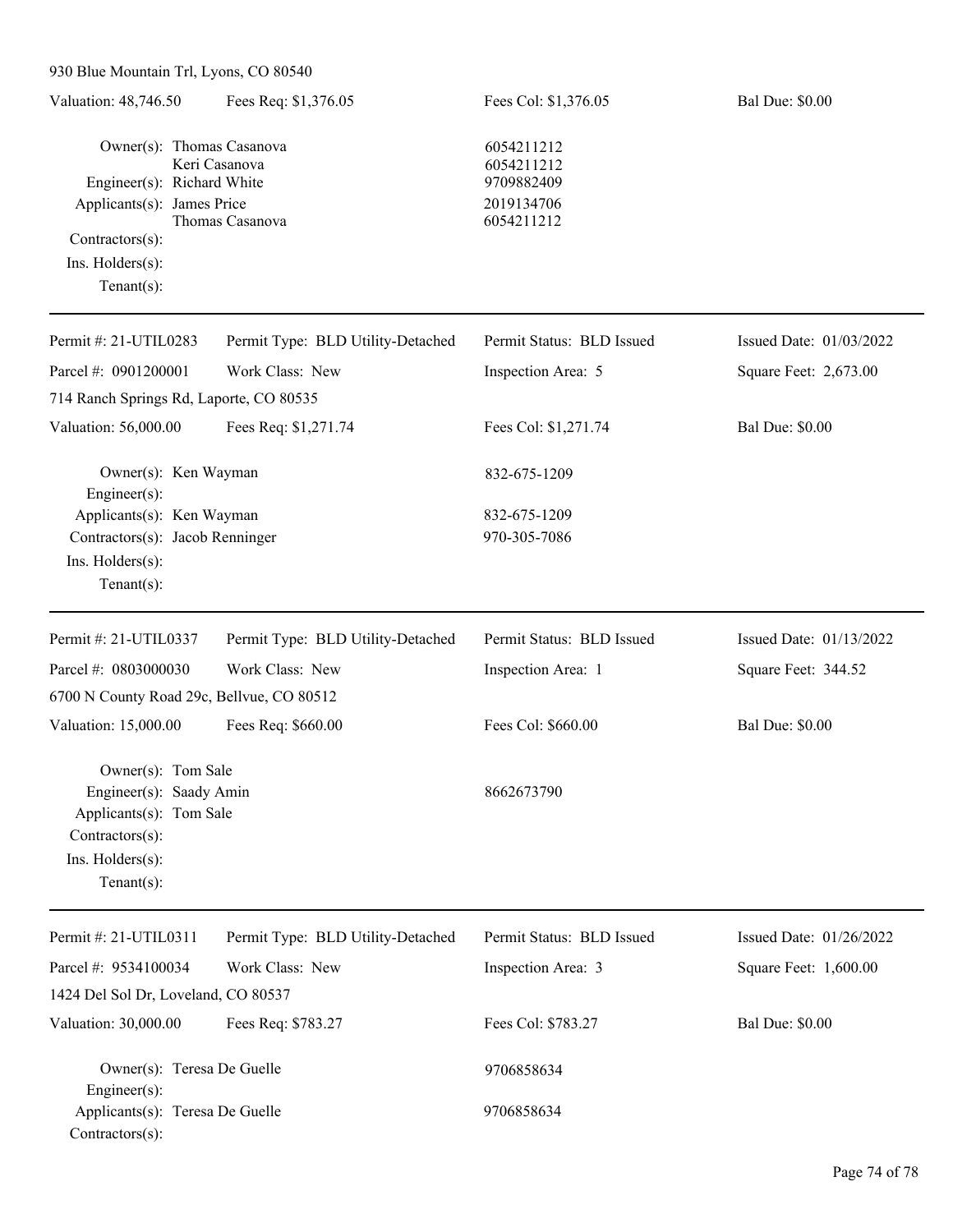930 Blue Mountain Trl, Lyons, CO 80540

Valuation: 48,746.50 | Fees Req: $1,376.05 | Fees Col: $1,376.05 | Bal Due: $0.00

Owner(s): Thomas Casanova 6054211212
Keri Casanova 6054211212
Engineer(s): Richard White 9709882409
Applicants(s): James Price 2019134706
Thomas Casanova 6054211212
Contractors(s):
Ins. Holders(s):
Tenant(s):

---

Permit #: 21-UTIL0283 | Permit Type: BLD Utility-Detached | Permit Status: BLD Issued | Issued Date: 01/03/2022
Parcel #: 0901200001 | Work Class: New | Inspection Area: 5 | Square Feet: 2,673.00
714 Ranch Springs Rd, Laporte, CO 80535
Valuation: 56,000.00 | Fees Req: $1,271.74 | Fees Col: $1,271.74 | Bal Due: $0.00

Owner(s): Ken Wayman 832-675-1209
Engineer(s):
Applicants(s): Ken Wayman 832-675-1209
Contractors(s): Jacob Renninger 970-305-7086
Ins. Holders(s):
Tenant(s):

---

Permit #: 21-UTIL0337 | Permit Type: BLD Utility-Detached | Permit Status: BLD Issued | Issued Date: 01/13/2022
Parcel #: 0803000030 | Work Class: New | Inspection Area: 1 | Square Feet: 344.52
6700 N County Road 29c, Bellvue, CO 80512
Valuation: 15,000.00 | Fees Req: $660.00 | Fees Col: $660.00 | Bal Due: $0.00

Owner(s): Tom Sale
Engineer(s): Saady Amin 8662673790
Applicants(s): Tom Sale
Contractors(s):
Ins. Holders(s):
Tenant(s):

---

Permit #: 21-UTIL0311 | Permit Type: BLD Utility-Detached | Permit Status: BLD Issued | Issued Date: 01/26/2022
Parcel #: 9534100034 | Work Class: New | Inspection Area: 3 | Square Feet: 1,600.00
1424 Del Sol Dr, Loveland, CO 80537
Valuation: 30,000.00 | Fees Req: $783.27 | Fees Col: $783.27 | Bal Due: $0.00

Owner(s): Teresa De Guelle 9706858634
Engineer(s):
Applicants(s): Teresa De Guelle 9706858634
Contractors(s):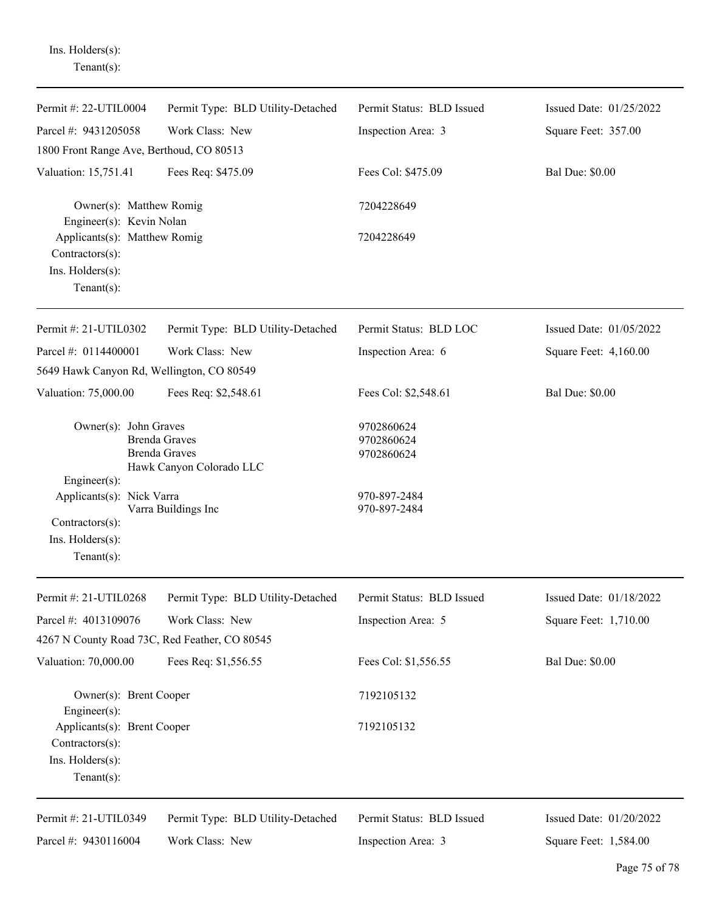Ins. Holders(s):
Tenant(s):

---

| Permit #: 22-UTIL0004 | Permit Type: BLD Utility-Detached | Permit Status: BLD Issued | Issued Date: 01/25/2022 |
|---|---|---|---|
| Parcel #: 9431205058 | Work Class: New | Inspection Area: 3 | Square Feet: 357.00 |
| 1800 Front Range Ave, Berthoud, CO 80513 | | | |
| Valuation: 15,751.41 | Fees Req: $475.09 | Fees Col: $475.09 | Bal Due: $0.00 |

Owner(s): Matthew Romig — 7204228649
Engineer(s): Kevin Nolan
Applicants(s): Matthew Romig — 7204228649
Contractors(s):
Ins. Holders(s):
Tenant(s):

---

| Permit #: 21-UTIL0302 | Permit Type: BLD Utility-Detached | Permit Status: BLD LOC | Issued Date: 01/05/2022 |
|---|---|---|---|
| Parcel #: 0114400001 | Work Class: New | Inspection Area: 6 | Square Feet: 4,160.00 |
| 5649 Hawk Canyon Rd, Wellington, CO 80549 | | | |
| Valuation: 75,000.00 | Fees Req: $2,548.61 | Fees Col: $2,548.61 | Bal Due: $0.00 |

Owner(s): John Graves — 9702860624
Brenda Graves — 9702860624
Brenda Graves — 9702860624
Hawk Canyon Colorado LLC
Engineer(s):
Applicants(s): Nick Varra — 970-897-2484
Varra Buildings Inc — 970-897-2484
Contractors(s):
Ins. Holders(s):
Tenant(s):

---

| Permit #: 21-UTIL0268 | Permit Type: BLD Utility-Detached | Permit Status: BLD Issued | Issued Date: 01/18/2022 |
|---|---|---|---|
| Parcel #: 4013109076 | Work Class: New | Inspection Area: 5 | Square Feet: 1,710.00 |
| 4267 N County Road 73C, Red Feather, CO 80545 | | | |
| Valuation: 70,000.00 | Fees Req: $1,556.55 | Fees Col: $1,556.55 | Bal Due: $0.00 |

Owner(s): Brent Cooper — 7192105132
Engineer(s):
Applicants(s): Brent Cooper — 7192105132
Contractors(s):
Ins. Holders(s):
Tenant(s):

---

| Permit #: 21-UTIL0349 | Permit Type: BLD Utility-Detached | Permit Status: BLD Issued | Issued Date: 01/20/2022 |
|---|---|---|---|
| Parcel #: 9430116004 | Work Class: New | Inspection Area: 3 | Square Feet: 1,584.00 |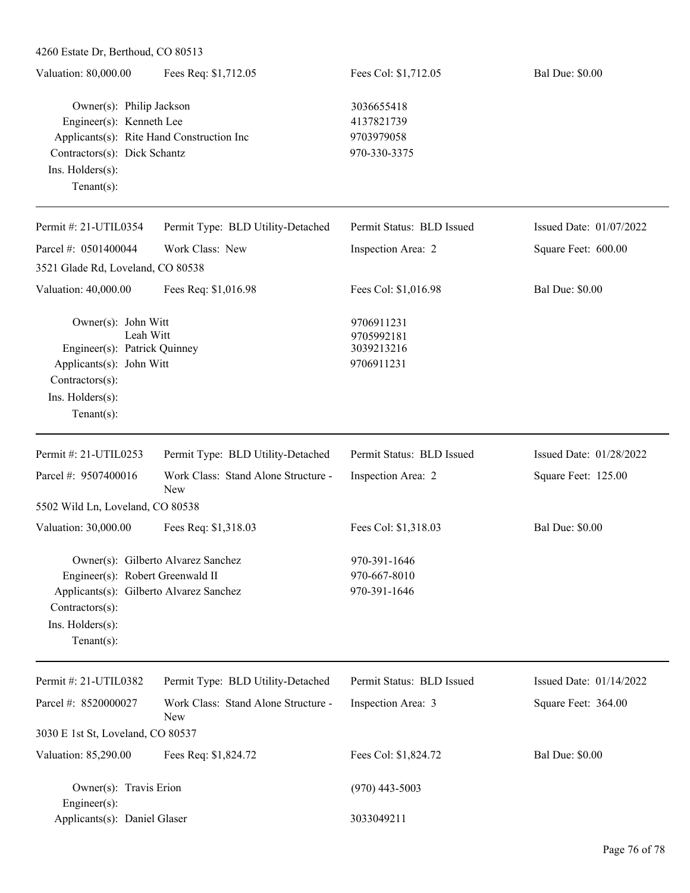4260 Estate Dr, Berthoud, CO 80513

| Valuation: 80,000.00 | Fees Req: $1,712.05 | Fees Col: $1,712.05 | Bal Due: $0.00 |
|---|---|---|---|

Owner(s): Philip Jackson — 3036655418
Engineer(s): Kenneth Lee — 4137821739
Applicants(s): Rite Hand Construction Inc — 9703979058
Contractors(s): Dick Schantz — 970-330-3375
Ins. Holders(s):
Tenant(s):

---

| Permit #: 21-UTIL0354 | Permit Type: BLD Utility-Detached | Permit Status: BLD Issued | Issued Date: 01/07/2022 |
|---|---|---|---|
| Parcel #: 0501400044 | Work Class: New | Inspection Area: 2 | Square Feet: 600.00 |

3521 Glade Rd, Loveland, CO 80538

| Valuation: 40,000.00 | Fees Req: $1,016.98 | Fees Col: $1,016.98 | Bal Due: $0.00 |
|---|---|---|---|

Owner(s): John Witt — 9706911231
Leah Witt — 9705992181
Engineer(s): Patrick Quinney — 3039213216
Applicants(s): John Witt — 9706911231
Contractors(s):
Ins. Holders(s):
Tenant(s):

---

| Permit #: 21-UTIL0253 | Permit Type: BLD Utility-Detached | Permit Status: BLD Issued | Issued Date: 01/28/2022 |
|---|---|---|---|
| Parcel #: 9507400016 | Work Class: Stand Alone Structure - New | Inspection Area: 2 | Square Feet: 125.00 |

5502 Wild Ln, Loveland, CO 80538

| Valuation: 30,000.00 | Fees Req: $1,318.03 | Fees Col: $1,318.03 | Bal Due: $0.00 |
|---|---|---|---|

Owner(s): Gilberto Alvarez Sanchez — 970-391-1646
Engineer(s): Robert Greenwald II — 970-667-8010
Applicants(s): Gilberto Alvarez Sanchez — 970-391-1646
Contractors(s):
Ins. Holders(s):
Tenant(s):

---

| Permit #: 21-UTIL0382 | Permit Type: BLD Utility-Detached | Permit Status: BLD Issued | Issued Date: 01/14/2022 |
|---|---|---|---|
| Parcel #: 8520000027 | Work Class: Stand Alone Structure - New | Inspection Area: 3 | Square Feet: 364.00 |

3030 E 1st St, Loveland, CO 80537

| Valuation: 85,290.00 | Fees Req: $1,824.72 | Fees Col: $1,824.72 | Bal Due: $0.00 |
|---|---|---|---|

Owner(s): Travis Erion — (970) 443-5003
Engineer(s):
Applicants(s): Daniel Glaser — 3033049211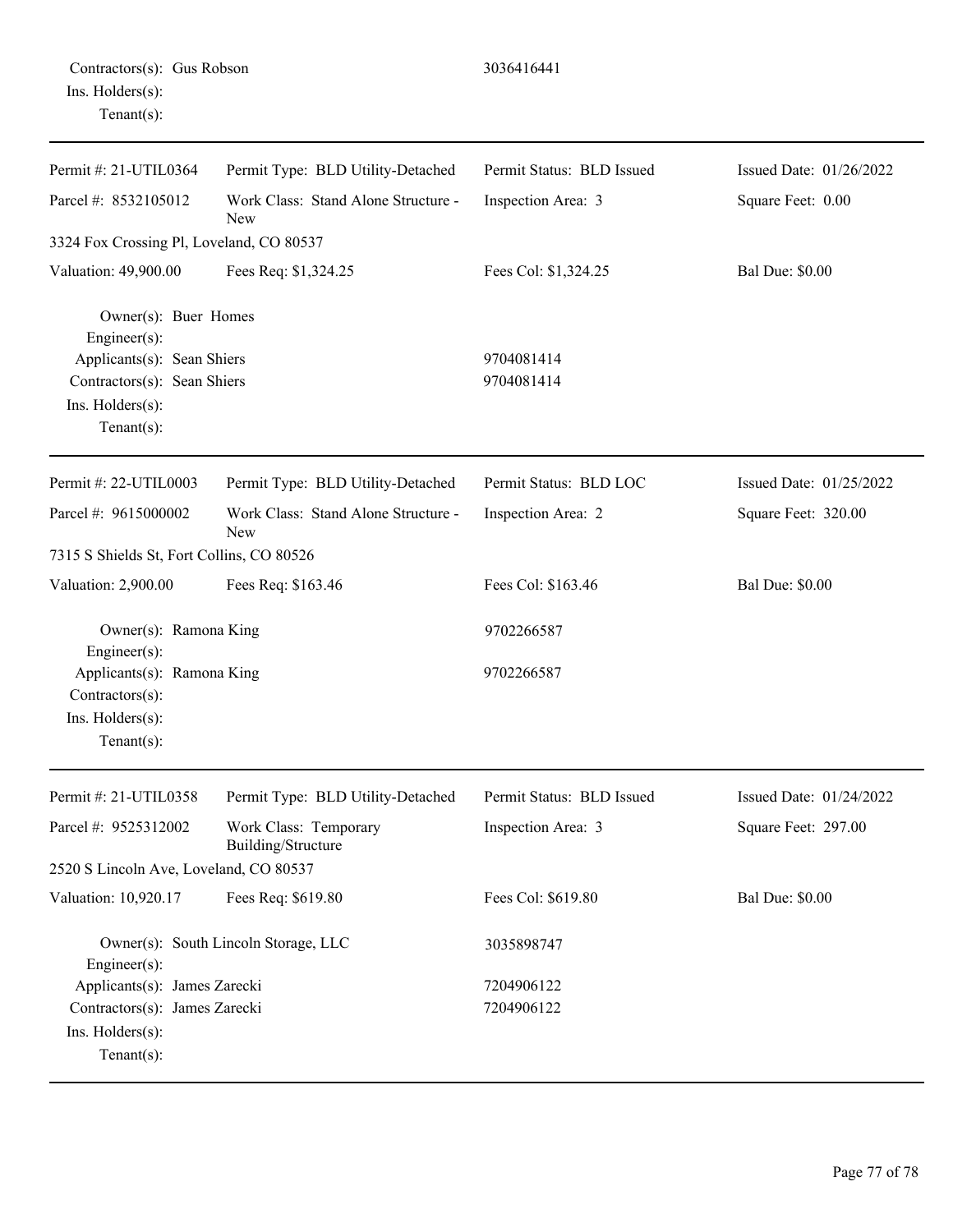Contractors(s): Gus Robson 3036416441
Ins. Holders(s):
Tenant(s):

---

| Permit #: 21-UTIL0364 | Permit Type: BLD Utility-Detached | Permit Status: BLD Issued | Issued Date: 01/26/2022 |
|---|---|---|---|
| Parcel #: 8532105012 | Work Class: Stand Alone Structure - New | Inspection Area: 3 | Square Feet: 0.00 |
| 3324 Fox Crossing Pl, Loveland, CO 80537 | | | |
| Valuation: 49,900.00 | Fees Req: $1,324.25 | Fees Col: $1,324.25 | Bal Due: $0.00 |

Owner(s): Buer Homes
Engineer(s):
Applicants(s): Sean Shiers 9704081414
Contractors(s): Sean Shiers 9704081414
Ins. Holders(s):
Tenant(s):

---

| Permit #: 22-UTIL0003 | Permit Type: BLD Utility-Detached | Permit Status: BLD LOC | Issued Date: 01/25/2022 |
|---|---|---|---|
| Parcel #: 9615000002 | Work Class: Stand Alone Structure - New | Inspection Area: 2 | Square Feet: 320.00 |
| 7315 S Shields St, Fort Collins, CO 80526 | | | |
| Valuation: 2,900.00 | Fees Req: $163.46 | Fees Col: $163.46 | Bal Due: $0.00 |

Owner(s): Ramona King 9702266587
Engineer(s):
Applicants(s): Ramona King 9702266587
Contractors(s):
Ins. Holders(s):
Tenant(s):

---

| Permit #: 21-UTIL0358 | Permit Type: BLD Utility-Detached | Permit Status: BLD Issued | Issued Date: 01/24/2022 |
|---|---|---|---|
| Parcel #: 9525312002 | Work Class: Temporary Building/Structure | Inspection Area: 3 | Square Feet: 297.00 |
| 2520 S Lincoln Ave, Loveland, CO 80537 | | | |
| Valuation: 10,920.17 | Fees Req: $619.80 | Fees Col: $619.80 | Bal Due: $0.00 |

Owner(s): South Lincoln Storage, LLC 3035898747
Engineer(s):
Applicants(s): James Zarecki 7204906122
Contractors(s): James Zarecki 7204906122
Ins. Holders(s):
Tenant(s):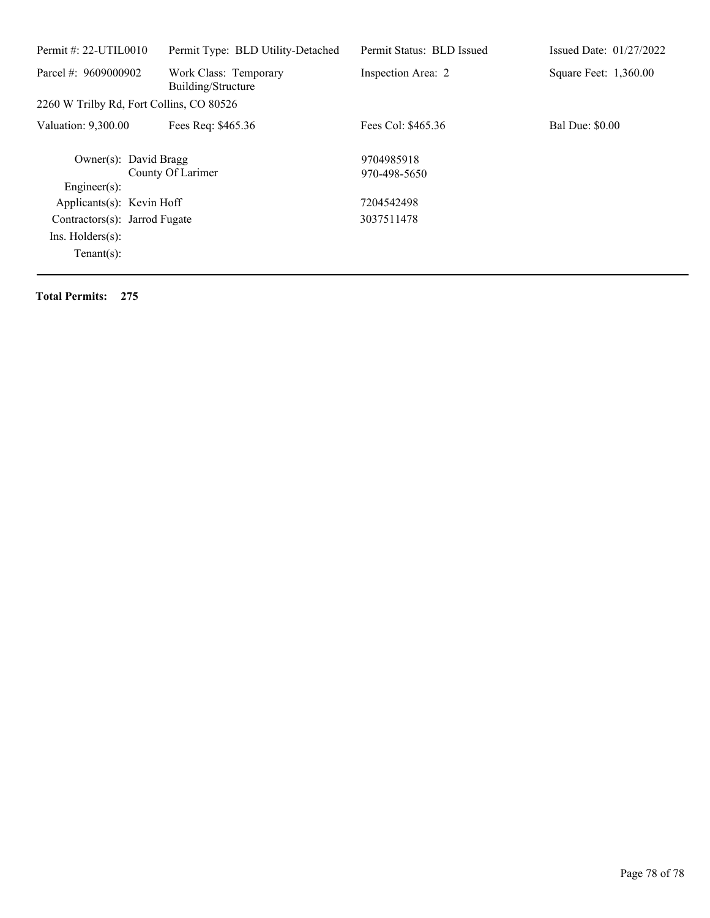| | | | |
|---|---|---|---|
| Permit #: 22-UTIL0010 | Permit Type: BLD Utility-Detached | Permit Status: BLD Issued | Issued Date: 01/27/2022 |
| Parcel #: 9609000902 | Work Class: Temporary Building/Structure | Inspection Area: 2 | Square Feet: 1,360.00 |
| 2260 W Trilby Rd, Fort Collins, CO 80526 | | | |
| Valuation: 9,300.00 | Fees Req: $465.36 | Fees Col: $465.36 | Bal Due: $0.00 |

| | | |
|---|---|---|
| Owner(s): | David Bragg | 9704985918 |
| | County Of Larimer | 970-498-5650 |
| Engineer(s): | | |
| Applicants(s): | Kevin Hoff | 7204542498 |
| Contractors(s): | Jarrod Fugate | 3037511478 |
| Ins. Holders(s): | | |
| Tenant(s): | | |

**Total Permits: 275**